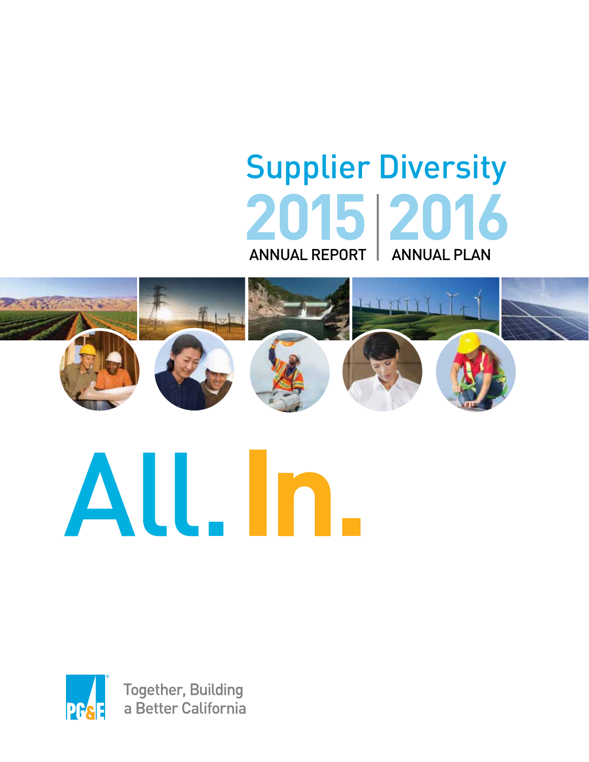# Supplier Diversity

## 2015 ANNUAL REPORT | 2016 ANNUAL PLAN

# All. In.

PG&E

Together, Building a Better California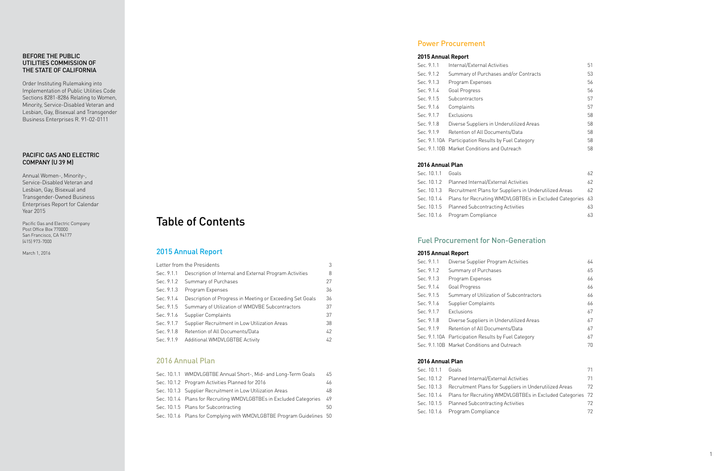**BEFORE THE PUBLIC UTILITIES COMMISSION OF THE STATE OF CALIFORNIA**

Order Instituting Rulemaking into Implementation of Public Utilities Code Sections 8281-8286 Relating to Women, Minority, Service-Disabled Veteran and Lesbian, Gay, Bisexual and Transgender Business Enterprises R. 91-02-0111

**PACIFIC GAS AND ELECTRIC COMPANY (U 39 M)**

Annual Women-, Minority-, Service-Disabled Veteran and Lesbian, Gay, Bisexual and Transgender-Owned Business Enterprises Report for Calendar Year 2015

Pacific Gas and Electric Company
Post Office Box 770000
San Francisco, CA 94177
(415) 973-7000

March 1, 2016

# Table of Contents

## 2015 Annual Report

| | | |
|---|---|---|
| Letter from the Presidents | | 3 |
| Sec. 9.1.1 | Description of Internal and External Program Activities | 8 |
| Sec. 9.1.2 | Summary of Purchases | 27 |
| Sec. 9.1.3 | Program Expenses | 36 |
| Sec. 9.1.4 | Description of Progress in Meeting or Exceeding Set Goals | 36 |
| Sec. 9.1.5 | Summary of Utilization of WMDVBE Subcontractors | 37 |
| Sec. 9.1.6 | Supplier Complaints | 37 |
| Sec. 9.1.7 | Supplier Recruitment in Low Utilization Areas | 38 |
| Sec. 9.1.8 | Retention of All Documents/Data | 42 |
| Sec. 9.1.9 | Additional WMDVLGBTBE Activity | 42 |

## 2016 Annual Plan

| | | |
|---|---|---|
| Sec. 10.1.1 | WMDVLGBTBE Annual Short-, Mid- and Long-Term Goals | 45 |
| Sec. 10.1.2 | Program Activities Planned for 2016 | 46 |
| Sec. 10.1.3 | Supplier Recruitment in Low Utilization Areas | 48 |
| Sec. 10.1.4 | Plans for Recruiting WMDVLGBTBEs in Excluded Categories | 49 |
| Sec. 10.1.5 | Plans for Subcontracting | 50 |
| Sec. 10.1.6 | Plans for Complying with WMDVLGBTBE Program Guidelines | 50 |

## Power Procurement

### 2015 Annual Report

| | | |
|---|---|---|
| Sec. 9.1.1 | Internal/External Activities | 51 |
| Sec. 9.1.2 | Summary of Purchases and/or Contracts | 53 |
| Sec. 9.1.3 | Program Expenses | 56 |
| Sec. 9.1.4 | Goal Progress | 56 |
| Sec. 9.1.5 | Subcontractors | 57 |
| Sec. 9.1.6 | Complaints | 57 |
| Sec. 9.1.7 | Exclusions | 58 |
| Sec. 9.1.8 | Diverse Suppliers in Underutilized Areas | 58 |
| Sec. 9.1.9 | Retention of All Documents/Data | 58 |
| Sec. 9.1.10A | Participation Results by Fuel Category | 58 |
| Sec. 9.1.10B | Market Conditions and Outreach | 58 |

### 2016 Annual Plan

| | | |
|---|---|---|
| Sec. 10.1.1 | Goals | 62 |
| Sec. 10.1.2 | Planned Internal/External Activities | 62 |
| Sec. 10.1.3 | Recruitment Plans for Suppliers in Underutilized Areas | 62 |
| Sec. 10.1.4 | Plans for Recruiting WMDVLGBTBEs in Excluded Categories | 63 |
| Sec. 10.1.5 | Planned Subcontracting Activities | 63 |
| Sec. 10.1.6 | Program Compliance | 63 |

## Fuel Procurement for Non-Generation

### 2015 Annual Report

| | | |
|---|---|---|
| Sec. 9.1.1 | Diverse Supplier Program Activities | 64 |
| Sec. 9.1.2 | Summary of Purchases | 65 |
| Sec. 9.1.3 | Program Expenses | 66 |
| Sec. 9.1.4 | Goal Progress | 66 |
| Sec. 9.1.5 | Summary of Utilization of Subcontractors | 66 |
| Sec. 9.1.6 | Supplier Complaints | 66 |
| Sec. 9.1.7 | Exclusions | 67 |
| Sec. 9.1.8 | Diverse Suppliers in Underutilized Areas | 67 |
| Sec. 9.1.9 | Retention of All Documents/Data | 67 |
| Sec. 9.1.10A | Participation Results by Fuel Category | 67 |
| Sec. 9.1.10B | Market Conditions and Outreach | 70 |

### 2016 Annual Plan

| | | |
|---|---|---|
| Sec. 10.1.1 | Goals | 71 |
| Sec. 10.1.2 | Planned Internal/External Activities | 71 |
| Sec. 10.1.3 | Recruitment Plans for Suppliers in Underutilized Areas | 72 |
| Sec. 10.1.4 | Plans for Recruiting WMDVLGBTBEs in Excluded Categories | 72 |
| Sec. 10.1.5 | Planned Subcontracting Activities | 72 |
| Sec. 10.1.6 | Program Compliance | 72 |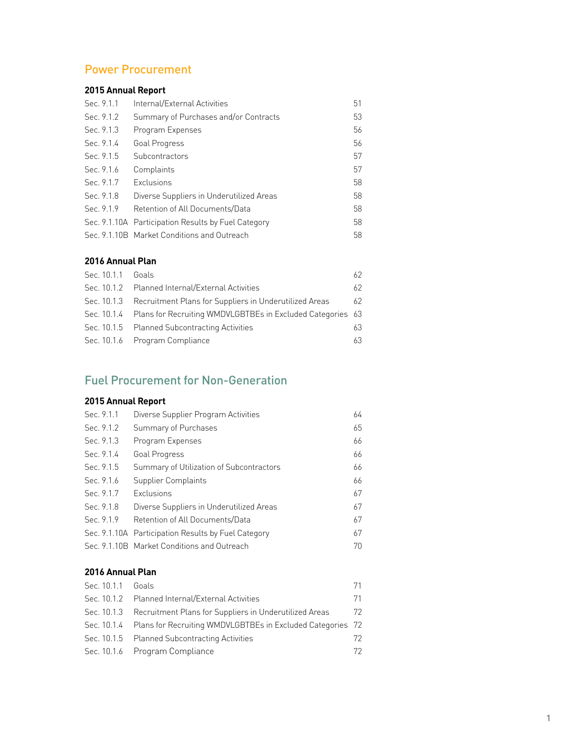## Power Procurement

### 2015 Annual Report

| | | |
|---|---|---|
| Sec. 9.1.1 | Internal/External Activities | 51 |
| Sec. 9.1.2 | Summary of Purchases and/or Contracts | 53 |
| Sec. 9.1.3 | Program Expenses | 56 |
| Sec. 9.1.4 | Goal Progress | 56 |
| Sec. 9.1.5 | Subcontractors | 57 |
| Sec. 9.1.6 | Complaints | 57 |
| Sec. 9.1.7 | Exclusions | 58 |
| Sec. 9.1.8 | Diverse Suppliers in Underutilized Areas | 58 |
| Sec. 9.1.9 | Retention of All Documents/Data | 58 |
| Sec. 9.1.10A | Participation Results by Fuel Category | 58 |
| Sec. 9.1.10B | Market Conditions and Outreach | 58 |

### 2016 Annual Plan

| | | |
|---|---|---|
| Sec. 10.1.1 | Goals | 62 |
| Sec. 10.1.2 | Planned Internal/External Activities | 62 |
| Sec. 10.1.3 | Recruitment Plans for Suppliers in Underutilized Areas | 62 |
| Sec. 10.1.4 | Plans for Recruiting WMDVLGBTBEs in Excluded Categories | 63 |
| Sec. 10.1.5 | Planned Subcontracting Activities | 63 |
| Sec. 10.1.6 | Program Compliance | 63 |

## Fuel Procurement for Non-Generation

### 2015 Annual Report

| | | |
|---|---|---|
| Sec. 9.1.1 | Diverse Supplier Program Activities | 64 |
| Sec. 9.1.2 | Summary of Purchases | 65 |
| Sec. 9.1.3 | Program Expenses | 66 |
| Sec. 9.1.4 | Goal Progress | 66 |
| Sec. 9.1.5 | Summary of Utilization of Subcontractors | 66 |
| Sec. 9.1.6 | Supplier Complaints | 66 |
| Sec. 9.1.7 | Exclusions | 67 |
| Sec. 9.1.8 | Diverse Suppliers in Underutilized Areas | 67 |
| Sec. 9.1.9 | Retention of All Documents/Data | 67 |
| Sec. 9.1.10A | Participation Results by Fuel Category | 67 |
| Sec. 9.1.10B | Market Conditions and Outreach | 70 |

### 2016 Annual Plan

| | | |
|---|---|---|
| Sec. 10.1.1 | Goals | 71 |
| Sec. 10.1.2 | Planned Internal/External Activities | 71 |
| Sec. 10.1.3 | Recruitment Plans for Suppliers in Underutilized Areas | 72 |
| Sec. 10.1.4 | Plans for Recruiting WMDVLGBTBEs in Excluded Categories | 72 |
| Sec. 10.1.5 | Planned Subcontracting Activities | 72 |
| Sec. 10.1.6 | Program Compliance | 72 |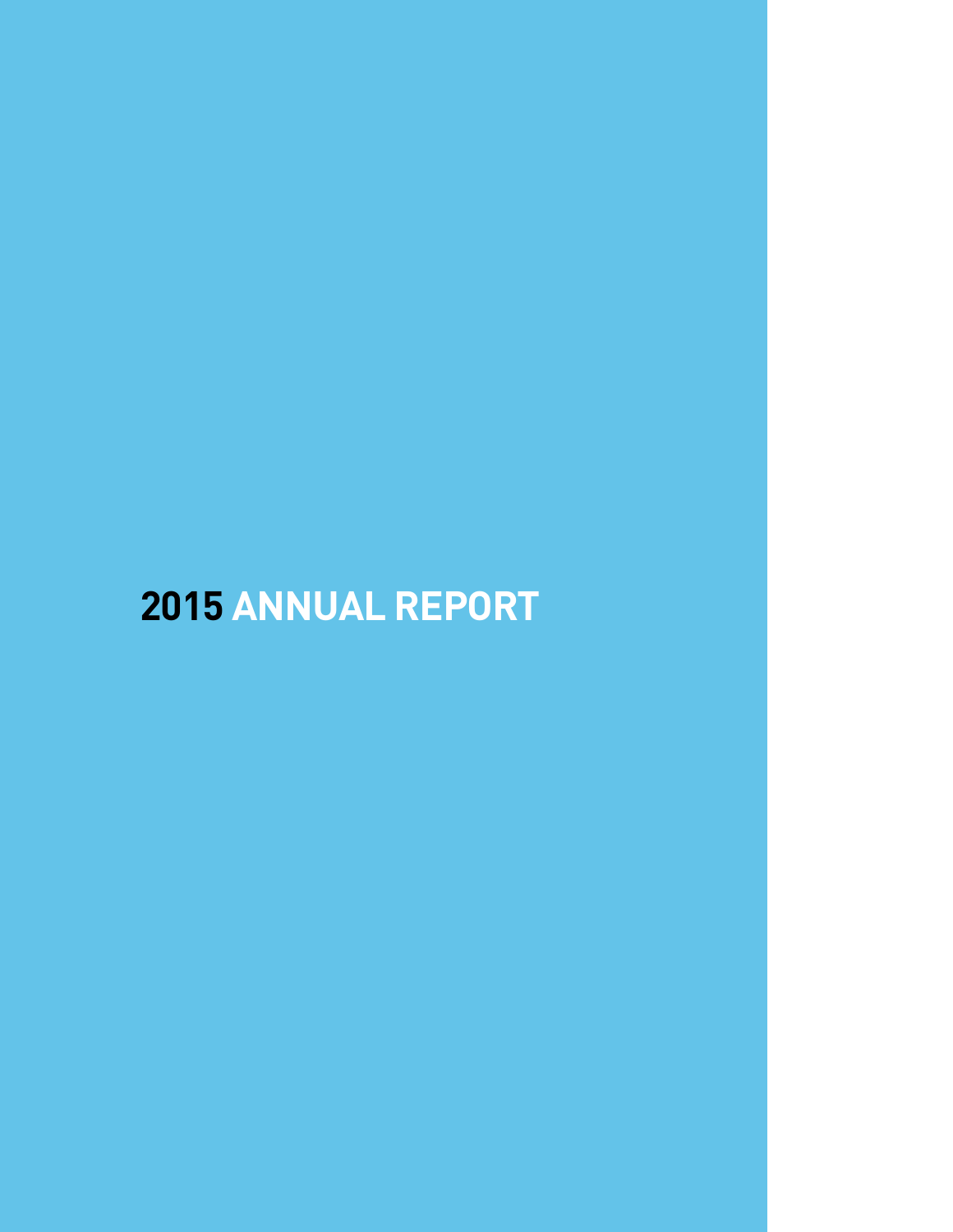# 2015 ANNUAL REPORT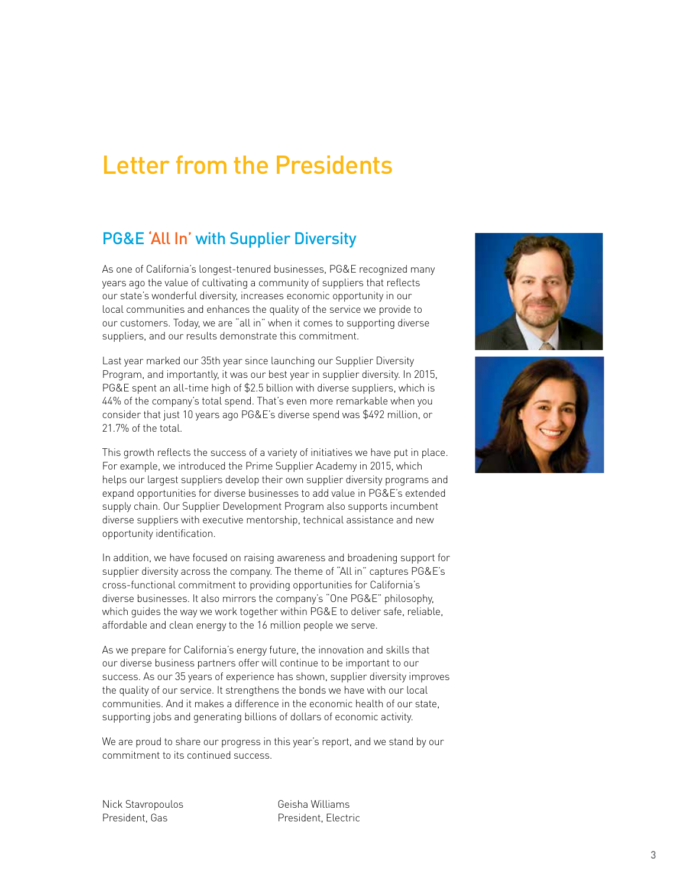# Letter from the Presidents

## PG&E 'All In' with Supplier Diversity

As one of California's longest-tenured businesses, PG&E recognized many years ago the value of cultivating a community of suppliers that reflects our state's wonderful diversity, increases economic opportunity in our local communities and enhances the quality of the service we provide to our customers. Today, we are "all in" when it comes to supporting diverse suppliers, and our results demonstrate this commitment.

Last year marked our 35th year since launching our Supplier Diversity Program, and importantly, it was our best year in supplier diversity. In 2015, PG&E spent an all-time high of $2.5 billion with diverse suppliers, which is 44% of the company's total spend. That's even more remarkable when you consider that just 10 years ago PG&E's diverse spend was $492 million, or 21.7% of the total.

This growth reflects the success of a variety of initiatives we have put in place. For example, we introduced the Prime Supplier Academy in 2015, which helps our largest suppliers develop their own supplier diversity programs and expand opportunities for diverse businesses to add value in PG&E's extended supply chain. Our Supplier Development Program also supports incumbent diverse suppliers with executive mentorship, technical assistance and new opportunity identification.

In addition, we have focused on raising awareness and broadening support for supplier diversity across the company. The theme of "All in" captures PG&E's cross-functional commitment to providing opportunities for California's diverse businesses. It also mirrors the company's "One PG&E" philosophy, which guides the way we work together within PG&E to deliver safe, reliable, affordable and clean energy to the 16 million people we serve.

As we prepare for California's energy future, the innovation and skills that our diverse business partners offer will continue to be important to our success. As our 35 years of experience has shown, supplier diversity improves the quality of our service. It strengthens the bonds we have with our local communities. And it makes a difference in the economic health of our state, supporting jobs and generating billions of dollars of economic activity.

We are proud to share our progress in this year's report, and we stand by our commitment to its continued success.

Nick Stavropoulos
President, Gas

Geisha Williams
President, Electric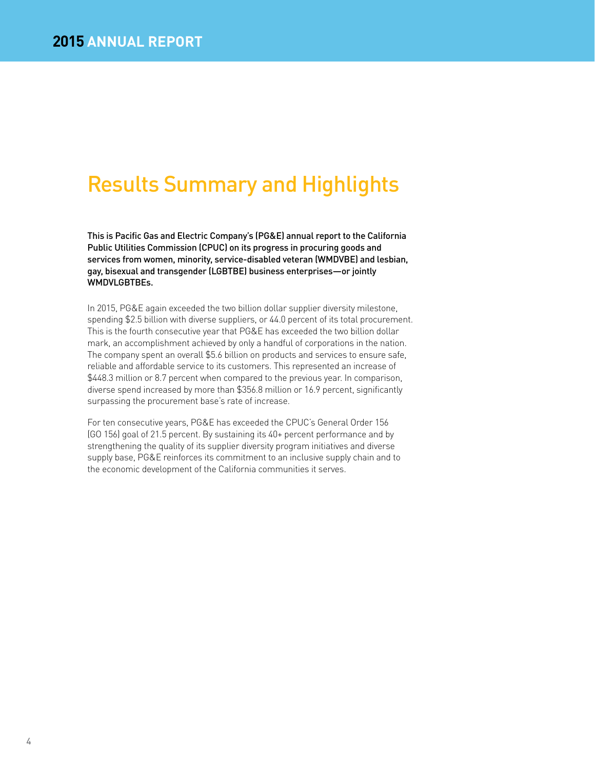# Results Summary and Highlights

**This is Pacific Gas and Electric Company's (PG&E) annual report to the California Public Utilities Commission (CPUC) on its progress in procuring goods and services from women, minority, service-disabled veteran (WMDVBE) and lesbian, gay, bisexual and transgender (LGBTBE) business enterprises—or jointly WMDVLGBTBEs.**

In 2015, PG&E again exceeded the two billion dollar supplier diversity milestone, spending $2.5 billion with diverse suppliers, or 44.0 percent of its total procurement. This is the fourth consecutive year that PG&E has exceeded the two billion dollar mark, an accomplishment achieved by only a handful of corporations in the nation. The company spent an overall $5.6 billion on products and services to ensure safe, reliable and affordable service to its customers. This represented an increase of $448.3 million or 8.7 percent when compared to the previous year. In comparison, diverse spend increased by more than $356.8 million or 16.9 percent, significantly surpassing the procurement base's rate of increase.

For ten consecutive years, PG&E has exceeded the CPUC's General Order 156 (GO 156) goal of 21.5 percent. By sustaining its 40+ percent performance and by strengthening the quality of its supplier diversity program initiatives and diverse supply base, PG&E reinforces its commitment to an inclusive supply chain and to the economic development of the California communities it serves.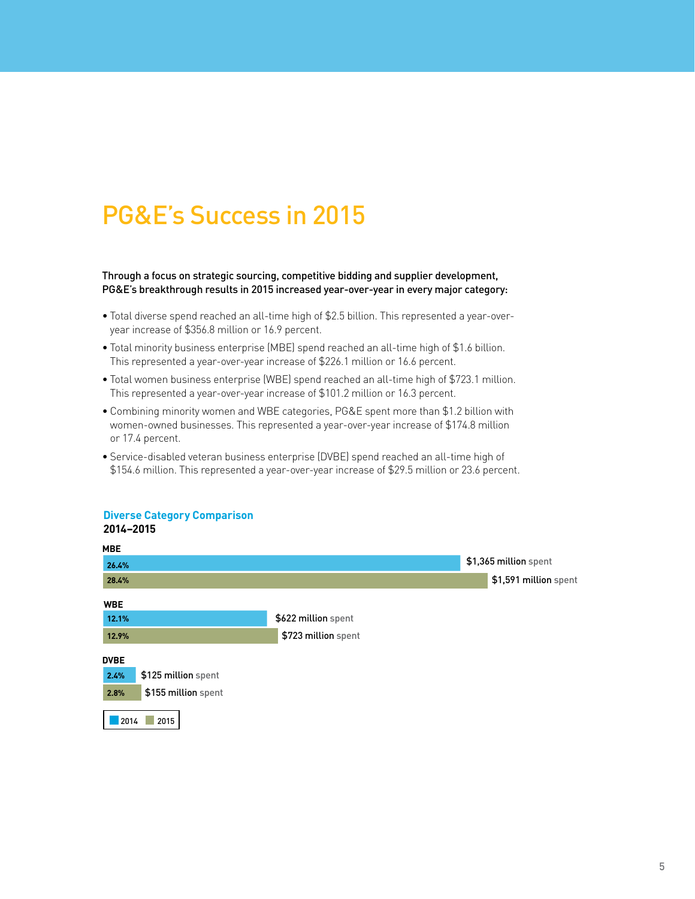# PG&E's Success in 2015

**Through a focus on strategic sourcing, competitive bidding and supplier development, PG&E's breakthrough results in 2015 increased year-over-year in every major category:**

- Total diverse spend reached an all-time high of $2.5 billion. This represented a year-over-year increase of $356.8 million or 16.9 percent.
- Total minority business enterprise (MBE) spend reached an all-time high of $1.6 billion. This represented a year-over-year increase of $226.1 million or 16.6 percent.
- Total women business enterprise (WBE) spend reached an all-time high of $723.1 million. This represented a year-over-year increase of $101.2 million or 16.3 percent.
- Combining minority women and WBE categories, PG&E spent more than $1.2 billion with women-owned businesses. This represented a year-over-year increase of $174.8 million or 17.4 percent.
- Service-disabled veteran business enterprise (DVBE) spend reached an all-time high of $154.6 million. This represented a year-over-year increase of $29.5 million or 23.6 percent.

**Diverse Category Comparison**
**2014–2015**

| Category | Year | Percent | Spent |
|---|---|---|---|
| MBE | 2014 | 26.4% | $1,365 million spent |
| MBE | 2015 | 28.4% | $1,591 million spent |
| WBE | 2014 | 12.1% | $622 million spent |
| WBE | 2015 | 12.9% | $723 million spent |
| DVBE | 2014 | 2.4% | $125 million spent |
| DVBE | 2015 | 2.8% | $155 million spent |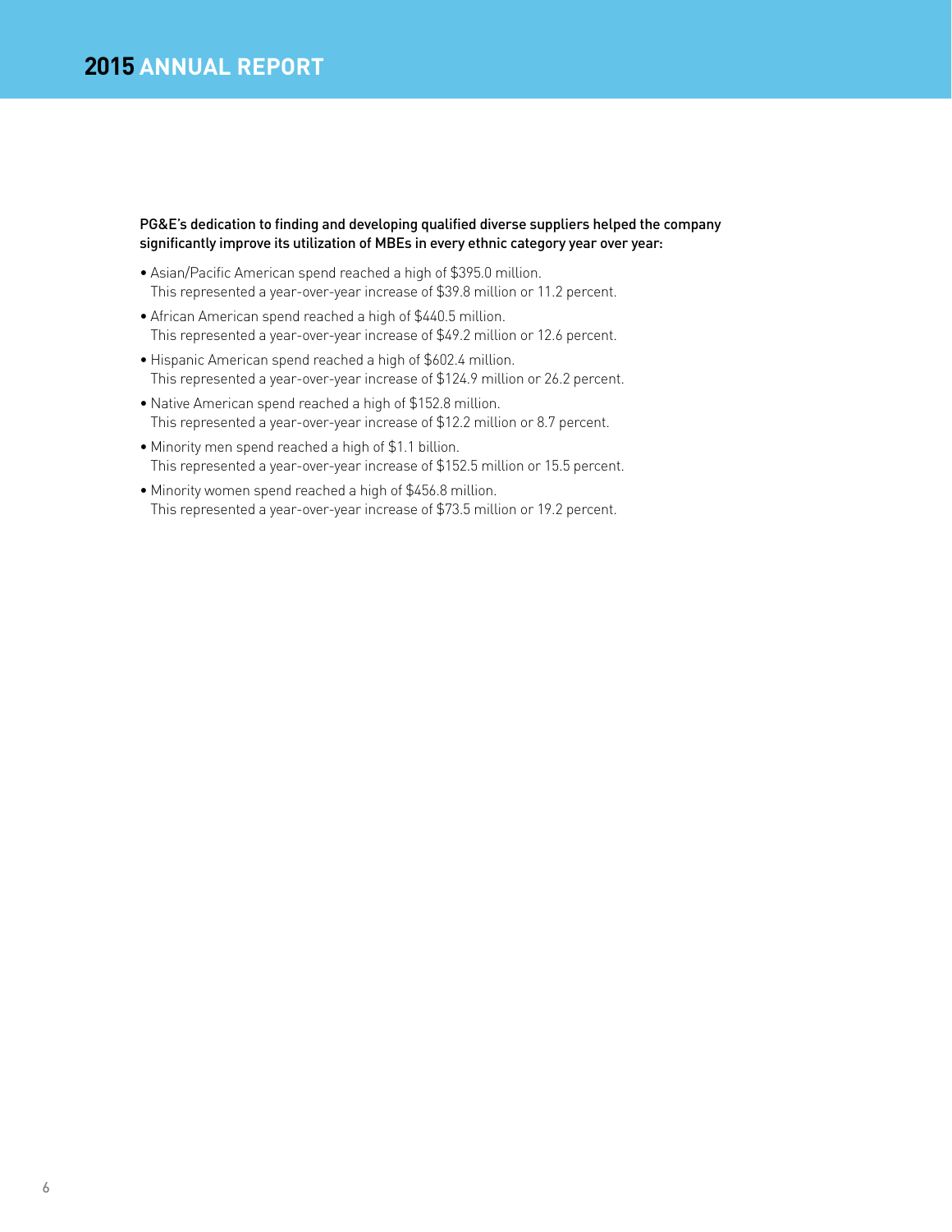**PG&E's dedication to finding and developing qualified diverse suppliers helped the company significantly improve its utilization of MBEs in every ethnic category year over year:**

- Asian/Pacific American spend reached a high of $395.0 million. This represented a year-over-year increase of $39.8 million or 11.2 percent.
- African American spend reached a high of $440.5 million. This represented a year-over-year increase of $49.2 million or 12.6 percent.
- Hispanic American spend reached a high of $602.4 million. This represented a year-over-year increase of $124.9 million or 26.2 percent.
- Native American spend reached a high of $152.8 million. This represented a year-over-year increase of $12.2 million or 8.7 percent.
- Minority men spend reached a high of $1.1 billion. This represented a year-over-year increase of $152.5 million or 15.5 percent.
- Minority women spend reached a high of $456.8 million. This represented a year-over-year increase of $73.5 million or 19.2 percent.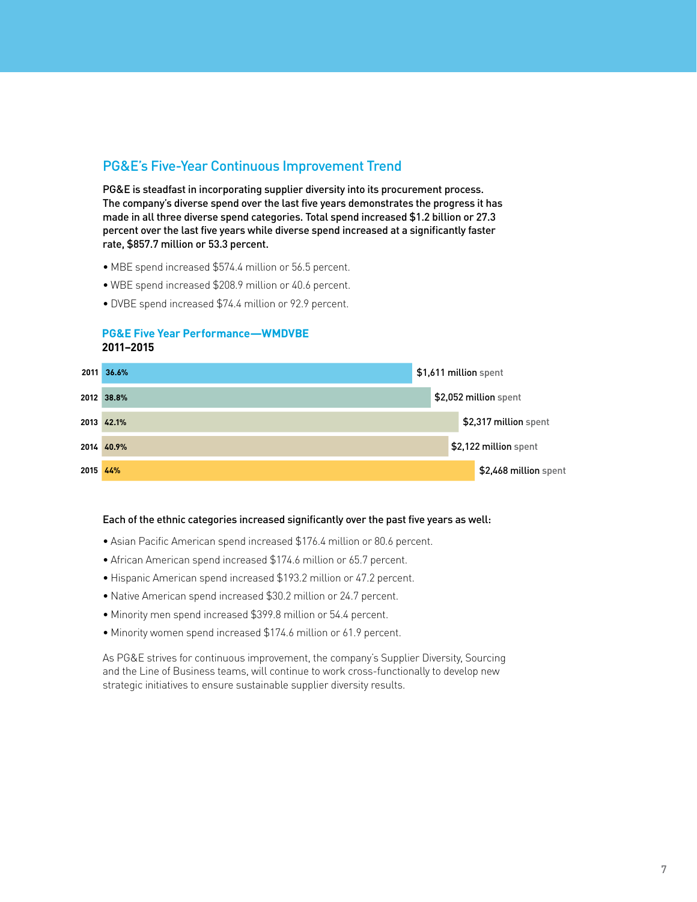## PG&E's Five-Year Continuous Improvement Trend

**PG&E is steadfast in incorporating supplier diversity into its procurement process. The company's diverse spend over the last five years demonstrates the progress it has made in all three diverse spend categories. Total spend increased $1.2 billion or 27.3 percent over the last five years while diverse spend increased at a significantly faster rate, $857.7 million or 53.3 percent.**

- MBE spend increased $574.4 million or 56.5 percent.
- WBE spend increased $208.9 million or 40.6 percent.
- DVBE spend increased $74.4 million or 92.9 percent.

### PG&E Five Year Performance—WMDVBE
**2011–2015**

| Year | Percent | Spend |
|---|---|---|
| 2011 | 36.6% | $1,611 million spent |
| 2012 | 38.8% | $2,052 million spent |
| 2013 | 42.1% | $2,317 million spent |
| 2014 | 40.9% | $2,122 million spent |
| 2015 | 44% | $2,468 million spent |

**Each of the ethnic categories increased significantly over the past five years as well:**

- Asian Pacific American spend increased $176.4 million or 80.6 percent.
- African American spend increased $174.6 million or 65.7 percent.
- Hispanic American spend increased $193.2 million or 47.2 percent.
- Native American spend increased $30.2 million or 24.7 percent.
- Minority men spend increased $399.8 million or 54.4 percent.
- Minority women spend increased $174.6 million or 61.9 percent.

As PG&E strives for continuous improvement, the company's Supplier Diversity, Sourcing and the Line of Business teams, will continue to work cross-functionally to develop new strategic initiatives to ensure sustainable supplier diversity results.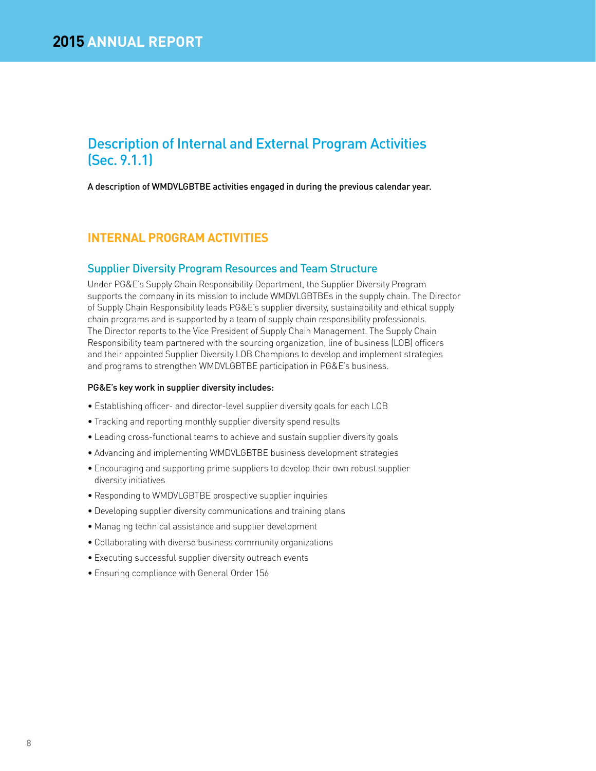# Description of Internal and External Program Activities (Sec. 9.1.1)

**A description of WMDVLGBTBE activities engaged in during the previous calendar year.**

## INTERNAL PROGRAM ACTIVITIES

### Supplier Diversity Program Resources and Team Structure

Under PG&E's Supply Chain Responsibility Department, the Supplier Diversity Program supports the company in its mission to include WMDVLGBTBEs in the supply chain. The Director of Supply Chain Responsibility leads PG&E's supplier diversity, sustainability and ethical supply chain programs and is supported by a team of supply chain responsibility professionals. The Director reports to the Vice President of Supply Chain Management. The Supply Chain Responsibility team partnered with the sourcing organization, line of business (LOB) officers and their appointed Supplier Diversity LOB Champions to develop and implement strategies and programs to strengthen WMDVLGBTBE participation in PG&E's business.

**PG&E's key work in supplier diversity includes:**

- Establishing officer- and director-level supplier diversity goals for each LOB
- Tracking and reporting monthly supplier diversity spend results
- Leading cross-functional teams to achieve and sustain supplier diversity goals
- Advancing and implementing WMDVLGBTBE business development strategies
- Encouraging and supporting prime suppliers to develop their own robust supplier diversity initiatives
- Responding to WMDVLGBTBE prospective supplier inquiries
- Developing supplier diversity communications and training plans
- Managing technical assistance and supplier development
- Collaborating with diverse business community organizations
- Executing successful supplier diversity outreach events
- Ensuring compliance with General Order 156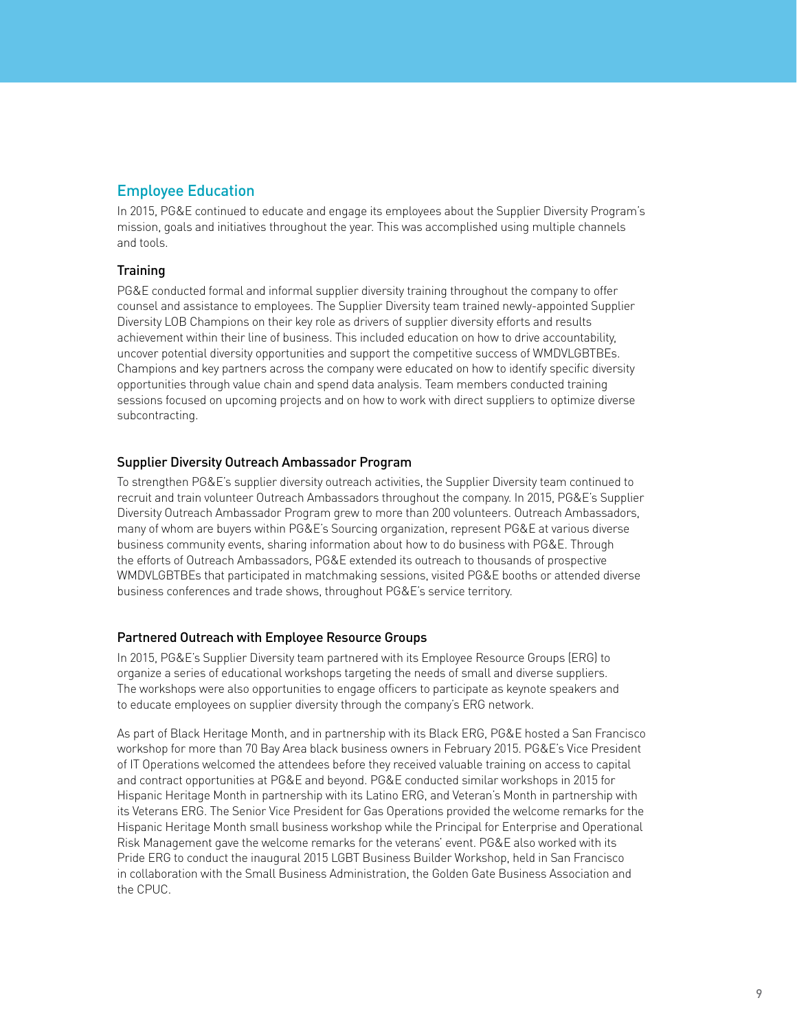## Employee Education

In 2015, PG&E continued to educate and engage its employees about the Supplier Diversity Program's mission, goals and initiatives throughout the year. This was accomplished using multiple channels and tools.

### Training

PG&E conducted formal and informal supplier diversity training throughout the company to offer counsel and assistance to employees. The Supplier Diversity team trained newly-appointed Supplier Diversity LOB Champions on their key role as drivers of supplier diversity efforts and results achievement within their line of business. This included education on how to drive accountability, uncover potential diversity opportunities and support the competitive success of WMDVLGBTBEs. Champions and key partners across the company were educated on how to identify specific diversity opportunities through value chain and spend data analysis. Team members conducted training sessions focused on upcoming projects and on how to work with direct suppliers to optimize diverse subcontracting.

### Supplier Diversity Outreach Ambassador Program

To strengthen PG&E's supplier diversity outreach activities, the Supplier Diversity team continued to recruit and train volunteer Outreach Ambassadors throughout the company. In 2015, PG&E's Supplier Diversity Outreach Ambassador Program grew to more than 200 volunteers. Outreach Ambassadors, many of whom are buyers within PG&E's Sourcing organization, represent PG&E at various diverse business community events, sharing information about how to do business with PG&E. Through the efforts of Outreach Ambassadors, PG&E extended its outreach to thousands of prospective WMDVLGBTBEs that participated in matchmaking sessions, visited PG&E booths or attended diverse business conferences and trade shows, throughout PG&E's service territory.

### Partnered Outreach with Employee Resource Groups

In 2015, PG&E's Supplier Diversity team partnered with its Employee Resource Groups (ERG) to organize a series of educational workshops targeting the needs of small and diverse suppliers. The workshops were also opportunities to engage officers to participate as keynote speakers and to educate employees on supplier diversity through the company's ERG network.

As part of Black Heritage Month, and in partnership with its Black ERG, PG&E hosted a San Francisco workshop for more than 70 Bay Area black business owners in February 2015. PG&E's Vice President of IT Operations welcomed the attendees before they received valuable training on access to capital and contract opportunities at PG&E and beyond. PG&E conducted similar workshops in 2015 for Hispanic Heritage Month in partnership with its Latino ERG, and Veteran's Month in partnership with its Veterans ERG. The Senior Vice President for Gas Operations provided the welcome remarks for the Hispanic Heritage Month small business workshop while the Principal for Enterprise and Operational Risk Management gave the welcome remarks for the veterans' event. PG&E also worked with its Pride ERG to conduct the inaugural 2015 LGBT Business Builder Workshop, held in San Francisco in collaboration with the Small Business Administration, the Golden Gate Business Association and the CPUC.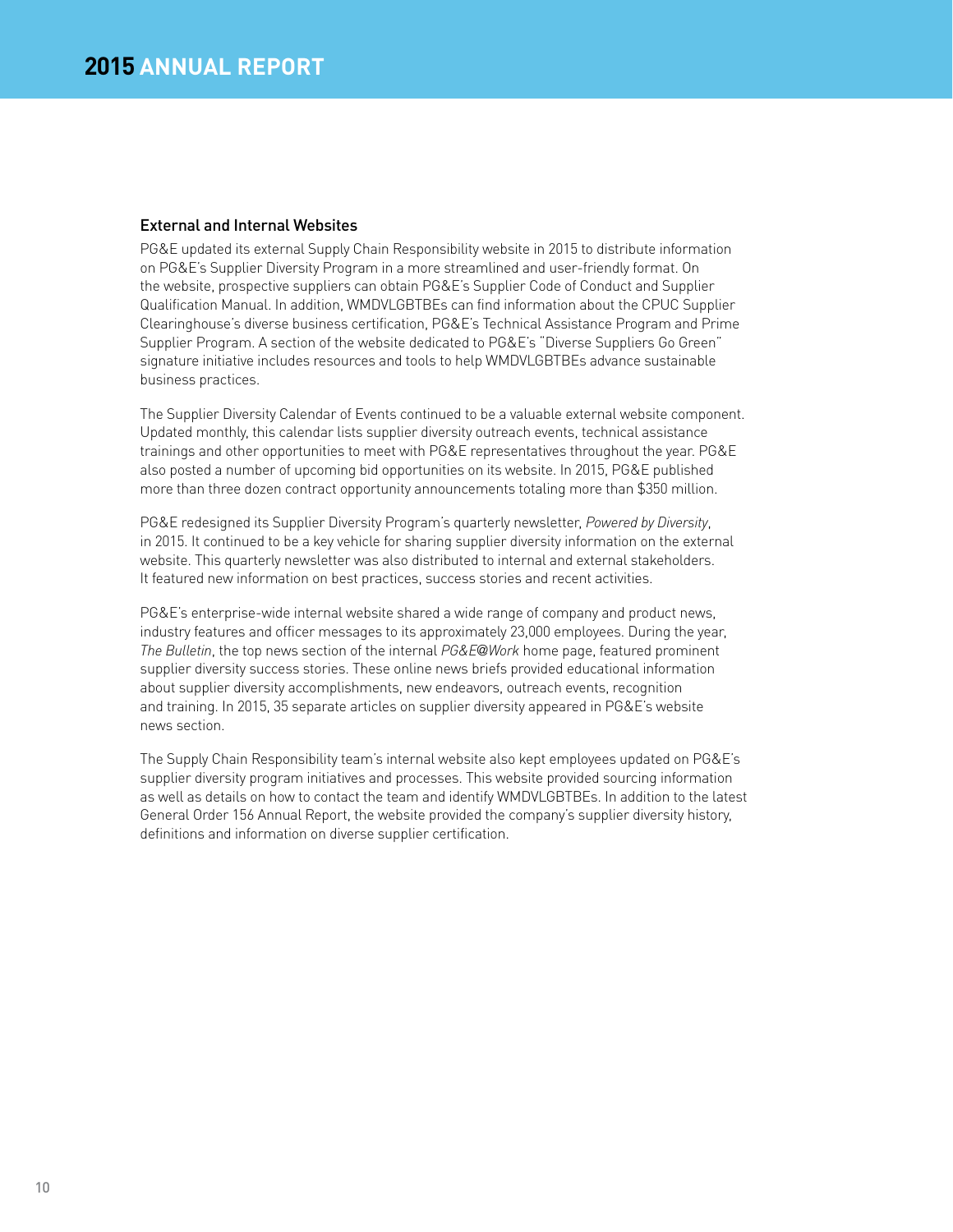### External and Internal Websites

PG&E updated its external Supply Chain Responsibility website in 2015 to distribute information on PG&E's Supplier Diversity Program in a more streamlined and user-friendly format. On the website, prospective suppliers can obtain PG&E's Supplier Code of Conduct and Supplier Qualification Manual. In addition, WMDVLGBTBEs can find information about the CPUC Supplier Clearinghouse's diverse business certification, PG&E's Technical Assistance Program and Prime Supplier Program. A section of the website dedicated to PG&E's "Diverse Suppliers Go Green" signature initiative includes resources and tools to help WMDVLGBTBEs advance sustainable business practices.

The Supplier Diversity Calendar of Events continued to be a valuable external website component. Updated monthly, this calendar lists supplier diversity outreach events, technical assistance trainings and other opportunities to meet with PG&E representatives throughout the year. PG&E also posted a number of upcoming bid opportunities on its website. In 2015, PG&E published more than three dozen contract opportunity announcements totaling more than $350 million.

PG&E redesigned its Supplier Diversity Program's quarterly newsletter, *Powered by Diversity*, in 2015. It continued to be a key vehicle for sharing supplier diversity information on the external website. This quarterly newsletter was also distributed to internal and external stakeholders. It featured new information on best practices, success stories and recent activities.

PG&E's enterprise-wide internal website shared a wide range of company and product news, industry features and officer messages to its approximately 23,000 employees. During the year, *The Bulletin*, the top news section of the internal *PG&E@Work* home page, featured prominent supplier diversity success stories. These online news briefs provided educational information about supplier diversity accomplishments, new endeavors, outreach events, recognition and training. In 2015, 35 separate articles on supplier diversity appeared in PG&E's website news section.

The Supply Chain Responsibility team's internal website also kept employees updated on PG&E's supplier diversity program initiatives and processes. This website provided sourcing information as well as details on how to contact the team and identify WMDVLGBTBEs. In addition to the latest General Order 156 Annual Report, the website provided the company's supplier diversity history, definitions and information on diverse supplier certification.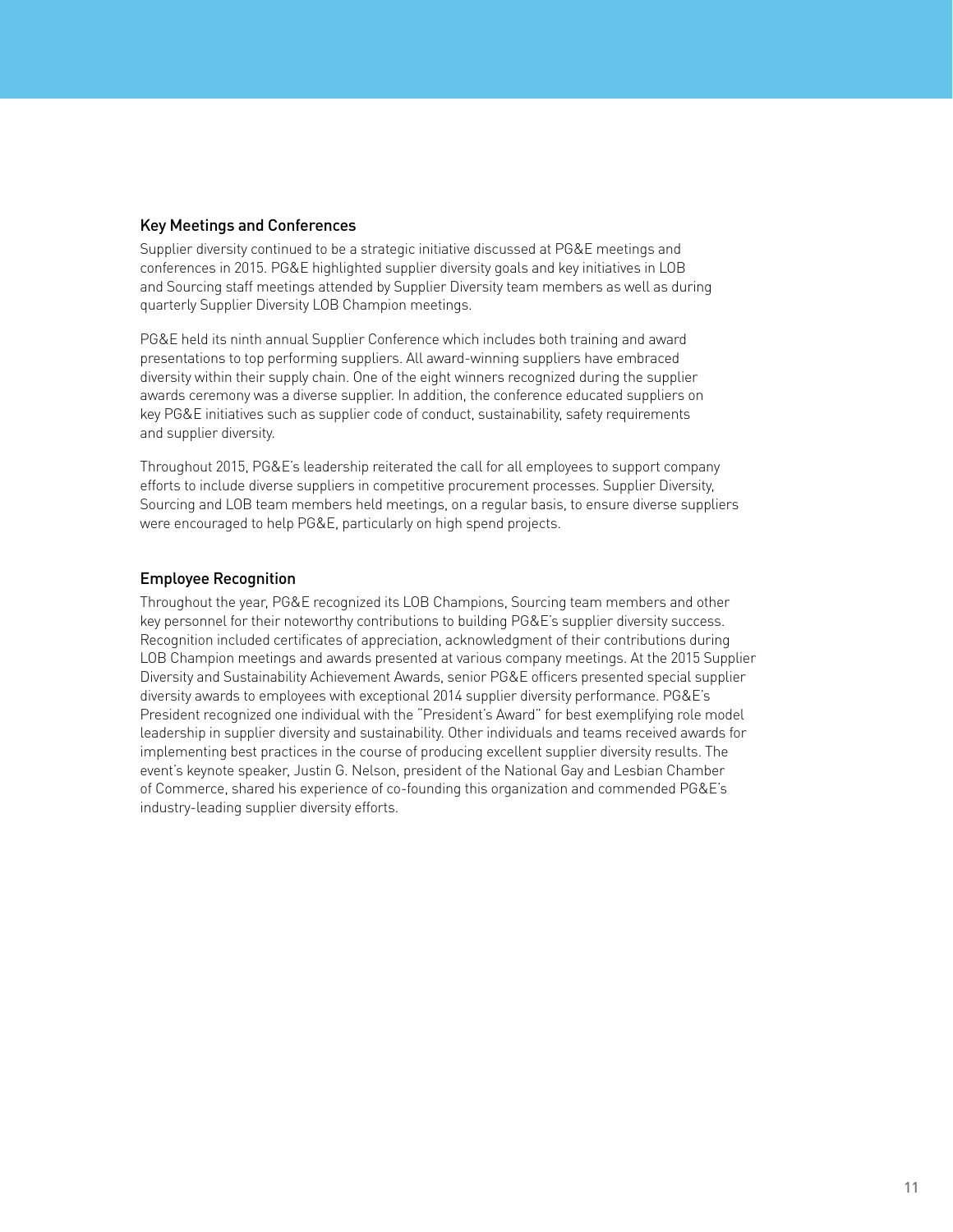## Key Meetings and Conferences

Supplier diversity continued to be a strategic initiative discussed at PG&E meetings and conferences in 2015. PG&E highlighted supplier diversity goals and key initiatives in LOB and Sourcing staff meetings attended by Supplier Diversity team members as well as during quarterly Supplier Diversity LOB Champion meetings.

PG&E held its ninth annual Supplier Conference which includes both training and award presentations to top performing suppliers. All award-winning suppliers have embraced diversity within their supply chain. One of the eight winners recognized during the supplier awards ceremony was a diverse supplier. In addition, the conference educated suppliers on key PG&E initiatives such as supplier code of conduct, sustainability, safety requirements and supplier diversity.

Throughout 2015, PG&E's leadership reiterated the call for all employees to support company efforts to include diverse suppliers in competitive procurement processes. Supplier Diversity, Sourcing and LOB team members held meetings, on a regular basis, to ensure diverse suppliers were encouraged to help PG&E, particularly on high spend projects.

## Employee Recognition

Throughout the year, PG&E recognized its LOB Champions, Sourcing team members and other key personnel for their noteworthy contributions to building PG&E's supplier diversity success. Recognition included certificates of appreciation, acknowledgment of their contributions during LOB Champion meetings and awards presented at various company meetings. At the 2015 Supplier Diversity and Sustainability Achievement Awards, senior PG&E officers presented special supplier diversity awards to employees with exceptional 2014 supplier diversity performance. PG&E's President recognized one individual with the "President's Award" for best exemplifying role model leadership in supplier diversity and sustainability. Other individuals and teams received awards for implementing best practices in the course of producing excellent supplier diversity results. The event's keynote speaker, Justin G. Nelson, president of the National Gay and Lesbian Chamber of Commerce, shared his experience of co-founding this organization and commended PG&E's industry-leading supplier diversity efforts.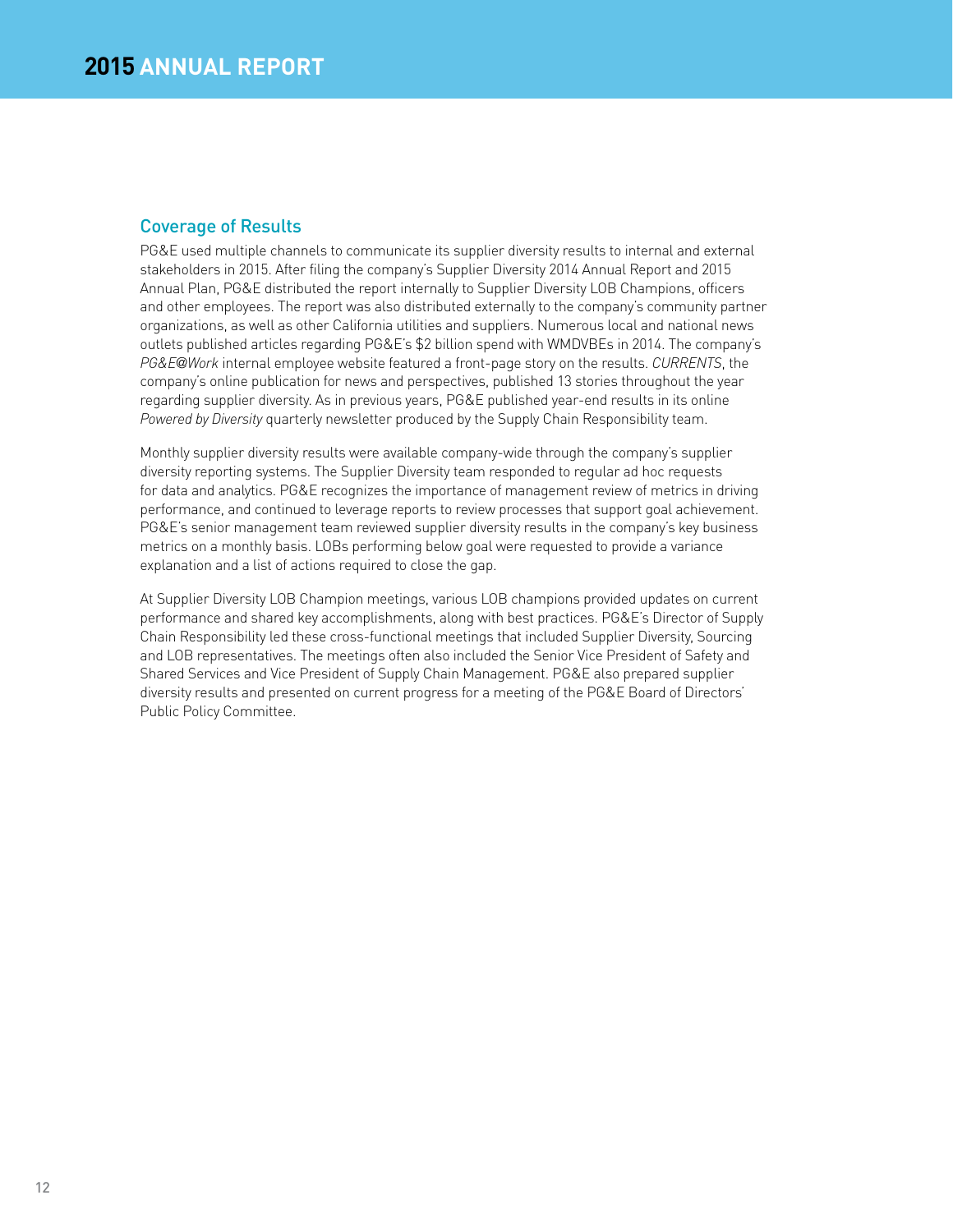## Coverage of Results

PG&E used multiple channels to communicate its supplier diversity results to internal and external stakeholders in 2015. After filing the company's Supplier Diversity 2014 Annual Report and 2015 Annual Plan, PG&E distributed the report internally to Supplier Diversity LOB Champions, officers and other employees. The report was also distributed externally to the company's community partner organizations, as well as other California utilities and suppliers. Numerous local and national news outlets published articles regarding PG&E's $2 billion spend with WMDVBEs in 2014. The company's *PG&E@Work* internal employee website featured a front-page story on the results. *CURRENTS*, the company's online publication for news and perspectives, published 13 stories throughout the year regarding supplier diversity. As in previous years, PG&E published year-end results in its online *Powered by Diversity* quarterly newsletter produced by the Supply Chain Responsibility team.

Monthly supplier diversity results were available company-wide through the company's supplier diversity reporting systems. The Supplier Diversity team responded to regular ad hoc requests for data and analytics. PG&E recognizes the importance of management review of metrics in driving performance, and continued to leverage reports to review processes that support goal achievement. PG&E's senior management team reviewed supplier diversity results in the company's key business metrics on a monthly basis. LOBs performing below goal were requested to provide a variance explanation and a list of actions required to close the gap.

At Supplier Diversity LOB Champion meetings, various LOB champions provided updates on current performance and shared key accomplishments, along with best practices. PG&E's Director of Supply Chain Responsibility led these cross-functional meetings that included Supplier Diversity, Sourcing and LOB representatives. The meetings often also included the Senior Vice President of Safety and Shared Services and Vice President of Supply Chain Management. PG&E also prepared supplier diversity results and presented on current progress for a meeting of the PG&E Board of Directors' Public Policy Committee.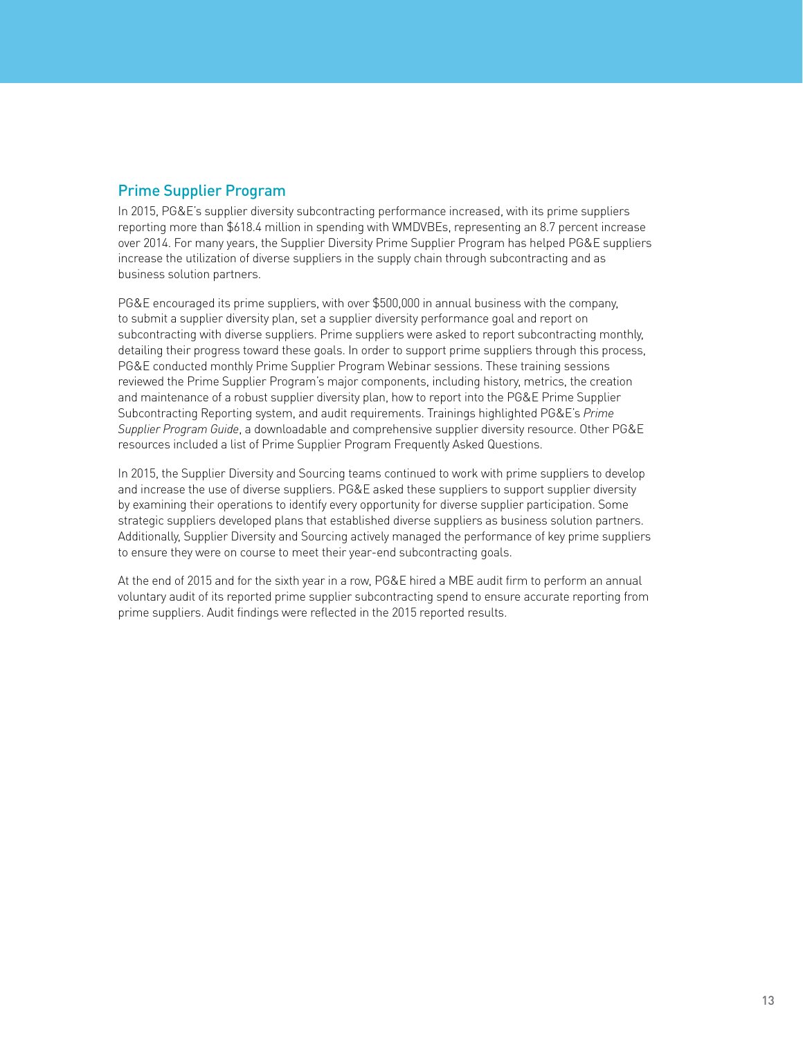## Prime Supplier Program

In 2015, PG&E's supplier diversity subcontracting performance increased, with its prime suppliers reporting more than $618.4 million in spending with WMDVBEs, representing an 8.7 percent increase over 2014. For many years, the Supplier Diversity Prime Supplier Program has helped PG&E suppliers increase the utilization of diverse suppliers in the supply chain through subcontracting and as business solution partners.

PG&E encouraged its prime suppliers, with over $500,000 in annual business with the company, to submit a supplier diversity plan, set a supplier diversity performance goal and report on subcontracting with diverse suppliers. Prime suppliers were asked to report subcontracting monthly, detailing their progress toward these goals. In order to support prime suppliers through this process, PG&E conducted monthly Prime Supplier Program Webinar sessions. These training sessions reviewed the Prime Supplier Program's major components, including history, metrics, the creation and maintenance of a robust supplier diversity plan, how to report into the PG&E Prime Supplier Subcontracting Reporting system, and audit requirements. Trainings highlighted PG&E's *Prime Supplier Program Guide*, a downloadable and comprehensive supplier diversity resource. Other PG&E resources included a list of Prime Supplier Program Frequently Asked Questions.

In 2015, the Supplier Diversity and Sourcing teams continued to work with prime suppliers to develop and increase the use of diverse suppliers. PG&E asked these suppliers to support supplier diversity by examining their operations to identify every opportunity for diverse supplier participation. Some strategic suppliers developed plans that established diverse suppliers as business solution partners. Additionally, Supplier Diversity and Sourcing actively managed the performance of key prime suppliers to ensure they were on course to meet their year-end subcontracting goals.

At the end of 2015 and for the sixth year in a row, PG&E hired a MBE audit firm to perform an annual voluntary audit of its reported prime supplier subcontracting spend to ensure accurate reporting from prime suppliers. Audit findings were reflected in the 2015 reported results.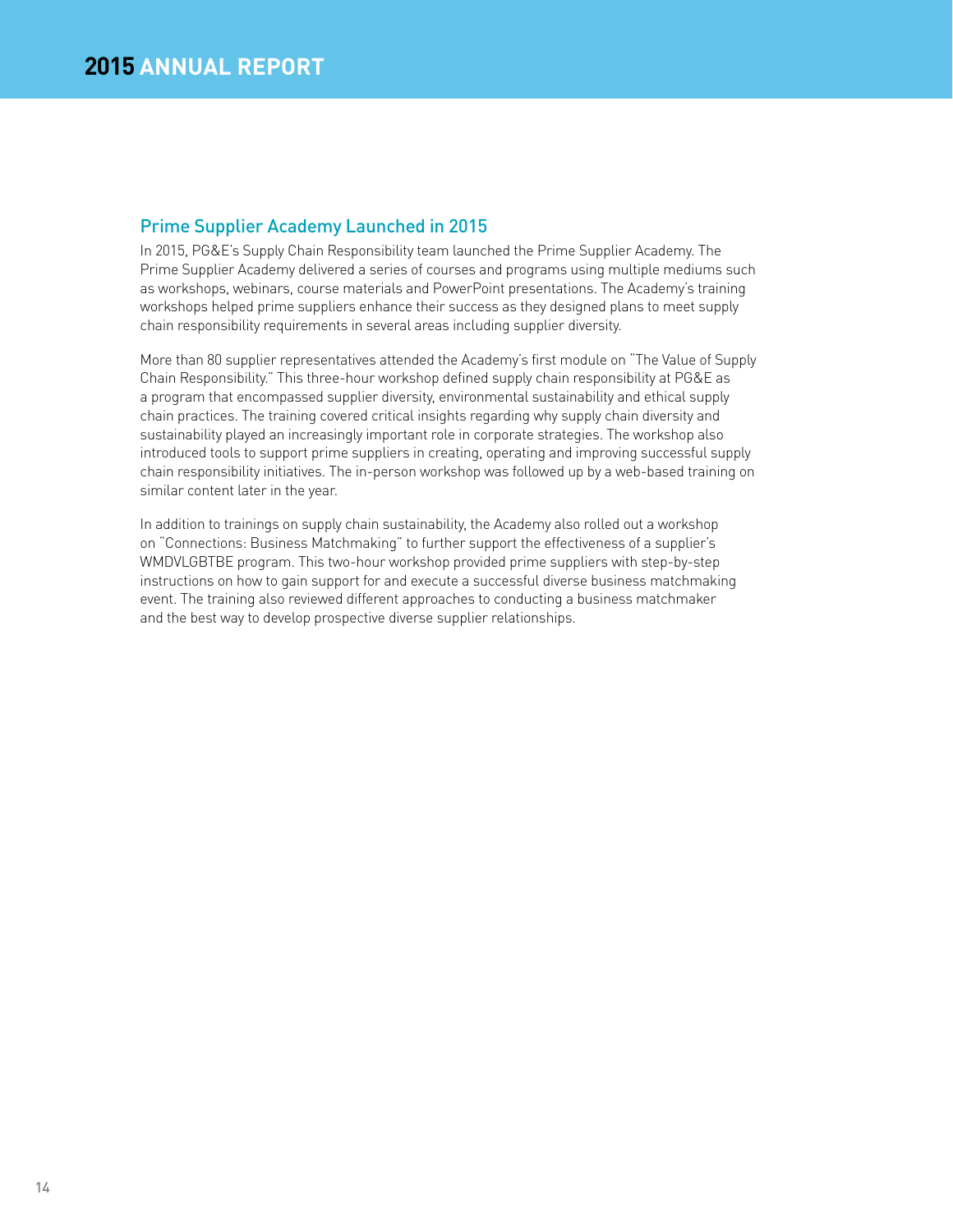## Prime Supplier Academy Launched in 2015

In 2015, PG&E's Supply Chain Responsibility team launched the Prime Supplier Academy. The Prime Supplier Academy delivered a series of courses and programs using multiple mediums such as workshops, webinars, course materials and PowerPoint presentations. The Academy's training workshops helped prime suppliers enhance their success as they designed plans to meet supply chain responsibility requirements in several areas including supplier diversity.

More than 80 supplier representatives attended the Academy's first module on "The Value of Supply Chain Responsibility." This three-hour workshop defined supply chain responsibility at PG&E as a program that encompassed supplier diversity, environmental sustainability and ethical supply chain practices. The training covered critical insights regarding why supply chain diversity and sustainability played an increasingly important role in corporate strategies. The workshop also introduced tools to support prime suppliers in creating, operating and improving successful supply chain responsibility initiatives. The in-person workshop was followed up by a web-based training on similar content later in the year.

In addition to trainings on supply chain sustainability, the Academy also rolled out a workshop on "Connections: Business Matchmaking" to further support the effectiveness of a supplier's WMDVLGBTBE program. This two-hour workshop provided prime suppliers with step-by-step instructions on how to gain support for and execute a successful diverse business matchmaking event. The training also reviewed different approaches to conducting a business matchmaker and the best way to develop prospective diverse supplier relationships.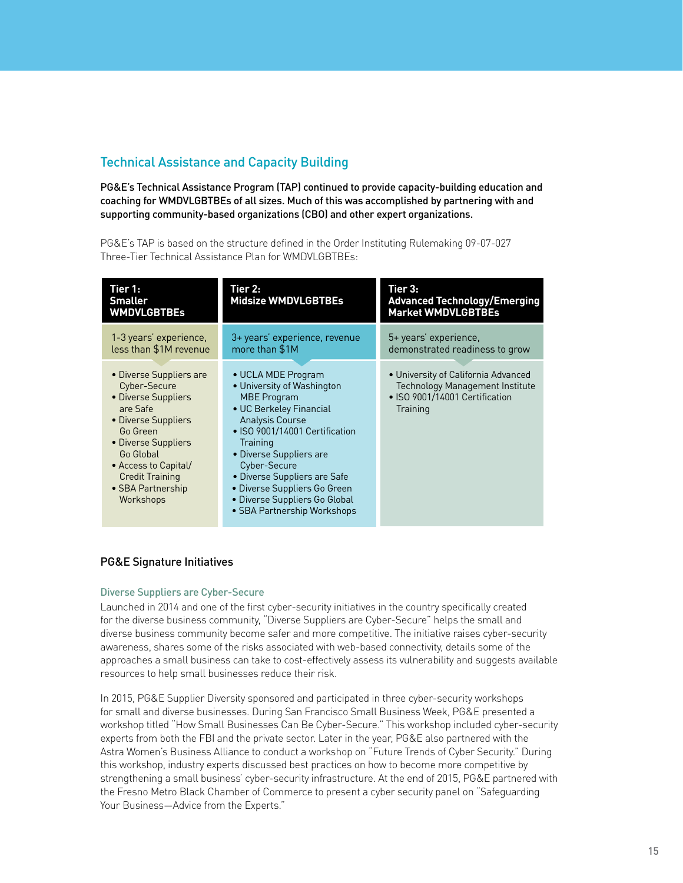## Technical Assistance and Capacity Building

**PG&E's Technical Assistance Program (TAP) continued to provide capacity-building education and coaching for WMDVLGBTBEs of all sizes. Much of this was accomplished by partnering with and supporting community-based organizations (CBO) and other expert organizations.**

PG&E's TAP is based on the structure defined in the Order Instituting Rulemaking 09-07-027 Three-Tier Technical Assistance Plan for WMDVLGBTBEs:

| Tier 1: Smaller WMDVLGBTBEs | Tier 2: Midsize WMDVLGBTBEs | Tier 3: Advanced Technology/Emerging Market WMDVLGBTBEs |
|---|---|---|
| 1-3 years' experience, less than $1M revenue | 3+ years' experience, revenue more than $1M | 5+ years' experience, demonstrated readiness to grow |
| • Diverse Suppliers are Cyber-Secure<br>• Diverse Suppliers are Safe<br>• Diverse Suppliers Go Green<br>• Diverse Suppliers Go Global<br>• Access to Capital/ Credit Training<br>• SBA Partnership Workshops | • UCLA MDE Program<br>• University of Washington MBE Program<br>• UC Berkeley Financial Analysis Course<br>• ISO 9001/14001 Certification Training<br>• Diverse Suppliers are Cyber-Secure<br>• Diverse Suppliers are Safe<br>• Diverse Suppliers Go Green<br>• Diverse Suppliers Go Global<br>• SBA Partnership Workshops | • University of California Advanced Technology Management Institute<br>• ISO 9001/14001 Certification Training |

### PG&E Signature Initiatives

#### Diverse Suppliers are Cyber-Secure

Launched in 2014 and one of the first cyber-security initiatives in the country specifically created for the diverse business community, "Diverse Suppliers are Cyber-Secure" helps the small and diverse business community become safer and more competitive. The initiative raises cyber-security awareness, shares some of the risks associated with web-based connectivity, details some of the approaches a small business can take to cost-effectively assess its vulnerability and suggests available resources to help small businesses reduce their risk.

In 2015, PG&E Supplier Diversity sponsored and participated in three cyber-security workshops for small and diverse businesses. During San Francisco Small Business Week, PG&E presented a workshop titled "How Small Businesses Can Be Cyber-Secure." This workshop included cyber-security experts from both the FBI and the private sector. Later in the year, PG&E also partnered with the Astra Women's Business Alliance to conduct a workshop on "Future Trends of Cyber Security." During this workshop, industry experts discussed best practices on how to become more competitive by strengthening a small business' cyber-security infrastructure. At the end of 2015, PG&E partnered with the Fresno Metro Black Chamber of Commerce to present a cyber security panel on "Safeguarding Your Business—Advice from the Experts."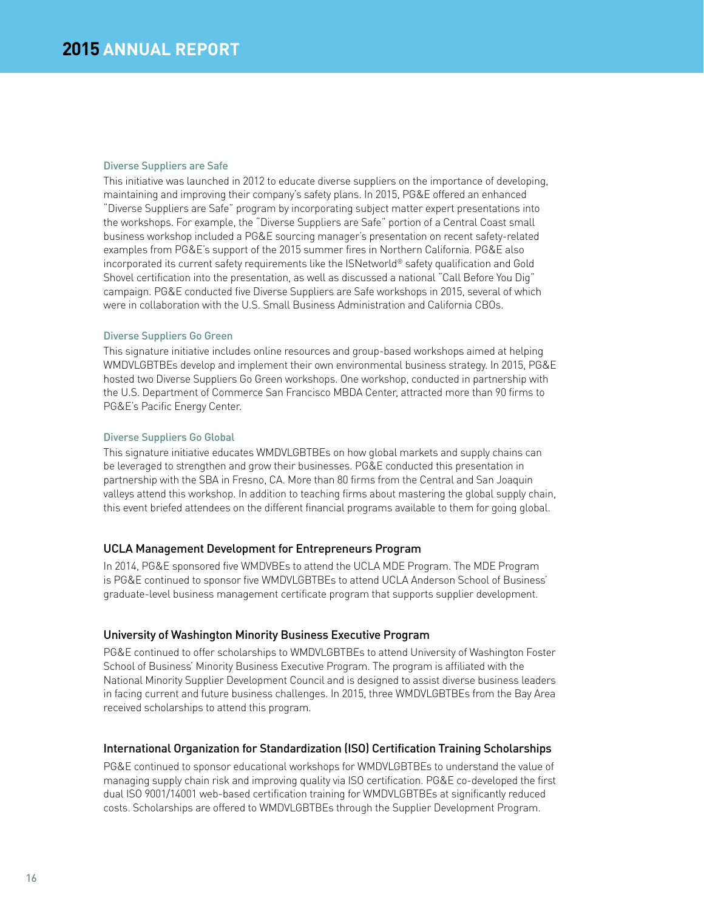### Diverse Suppliers are Safe

This initiative was launched in 2012 to educate diverse suppliers on the importance of developing, maintaining and improving their company's safety plans. In 2015, PG&E offered an enhanced "Diverse Suppliers are Safe" program by incorporating subject matter expert presentations into the workshops. For example, the "Diverse Suppliers are Safe" portion of a Central Coast small business workshop included a PG&E sourcing manager's presentation on recent safety-related examples from PG&E's support of the 2015 summer fires in Northern California. PG&E also incorporated its current safety requirements like the ISNetworld® safety qualification and Gold Shovel certification into the presentation, as well as discussed a national "Call Before You Dig" campaign. PG&E conducted five Diverse Suppliers are Safe workshops in 2015, several of which were in collaboration with the U.S. Small Business Administration and California CBOs.

### Diverse Suppliers Go Green

This signature initiative includes online resources and group-based workshops aimed at helping WMDVLGBTBEs develop and implement their own environmental business strategy. In 2015, PG&E hosted two Diverse Suppliers Go Green workshops. One workshop, conducted in partnership with the U.S. Department of Commerce San Francisco MBDA Center, attracted more than 90 firms to PG&E's Pacific Energy Center.

### Diverse Suppliers Go Global

This signature initiative educates WMDVLGBTBEs on how global markets and supply chains can be leveraged to strengthen and grow their businesses. PG&E conducted this presentation in partnership with the SBA in Fresno, CA. More than 80 firms from the Central and San Joaquin valleys attend this workshop. In addition to teaching firms about mastering the global supply chain, this event briefed attendees on the different financial programs available to them for going global.

## UCLA Management Development for Entrepreneurs Program

In 2014, PG&E sponsored five WMDVBEs to attend the UCLA MDE Program. The MDE Program is PG&E continued to sponsor five WMDVLGBTBEs to attend UCLA Anderson School of Business' graduate-level business management certificate program that supports supplier development.

## University of Washington Minority Business Executive Program

PG&E continued to offer scholarships to WMDVLGBTBEs to attend University of Washington Foster School of Business' Minority Business Executive Program. The program is affiliated with the National Minority Supplier Development Council and is designed to assist diverse business leaders in facing current and future business challenges. In 2015, three WMDVLGBTBEs from the Bay Area received scholarships to attend this program.

## International Organization for Standardization (ISO) Certification Training Scholarships

PG&E continued to sponsor educational workshops for WMDVLGBTBEs to understand the value of managing supply chain risk and improving quality via ISO certification. PG&E co-developed the first dual ISO 9001/14001 web-based certification training for WMDVLGBTBEs at significantly reduced costs. Scholarships are offered to WMDVLGBTBEs through the Supplier Development Program.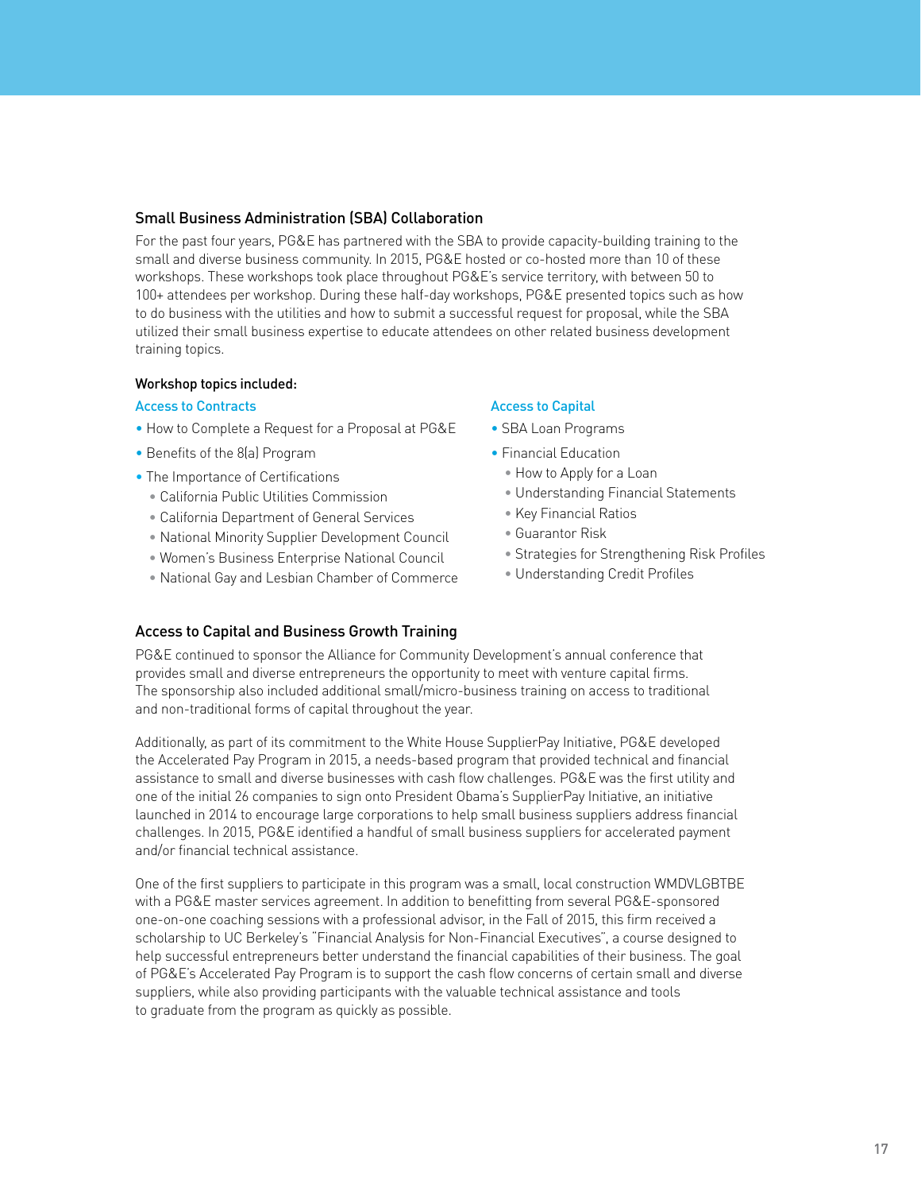## Small Business Administration (SBA) Collaboration

For the past four years, PG&E has partnered with the SBA to provide capacity-building training to the small and diverse business community. In 2015, PG&E hosted or co-hosted more than 10 of these workshops. These workshops took place throughout PG&E's service territory, with between 50 to 100+ attendees per workshop. During these half-day workshops, PG&E presented topics such as how to do business with the utilities and how to submit a successful request for proposal, while the SBA utilized their small business expertise to educate attendees on other related business development training topics.

**Workshop topics included:**

**Access to Contracts**

- How to Complete a Request for a Proposal at PG&E
- Benefits of the 8(a) Program
- The Importance of Certifications
  - California Public Utilities Commission
  - California Department of General Services
  - National Minority Supplier Development Council
  - Women's Business Enterprise National Council
  - National Gay and Lesbian Chamber of Commerce

**Access to Capital**

- SBA Loan Programs
- Financial Education
  - How to Apply for a Loan
  - Understanding Financial Statements
  - Key Financial Ratios
  - Guarantor Risk
  - Strategies for Strengthening Risk Profiles
  - Understanding Credit Profiles

## Access to Capital and Business Growth Training

PG&E continued to sponsor the Alliance for Community Development's annual conference that provides small and diverse entrepreneurs the opportunity to meet with venture capital firms. The sponsorship also included additional small/micro-business training on access to traditional and non-traditional forms of capital throughout the year.

Additionally, as part of its commitment to the White House SupplierPay Initiative, PG&E developed the Accelerated Pay Program in 2015, a needs-based program that provided technical and financial assistance to small and diverse businesses with cash flow challenges. PG&E was the first utility and one of the initial 26 companies to sign onto President Obama's SupplierPay Initiative, an initiative launched in 2014 to encourage large corporations to help small business suppliers address financial challenges. In 2015, PG&E identified a handful of small business suppliers for accelerated payment and/or financial technical assistance.

One of the first suppliers to participate in this program was a small, local construction WMDVLGBTBE with a PG&E master services agreement. In addition to benefitting from several PG&E-sponsored one-on-one coaching sessions with a professional advisor, in the Fall of 2015, this firm received a scholarship to UC Berkeley's "Financial Analysis for Non-Financial Executives", a course designed to help successful entrepreneurs better understand the financial capabilities of their business. The goal of PG&E's Accelerated Pay Program is to support the cash flow concerns of certain small and diverse suppliers, while also providing participants with the valuable technical assistance and tools to graduate from the program as quickly as possible.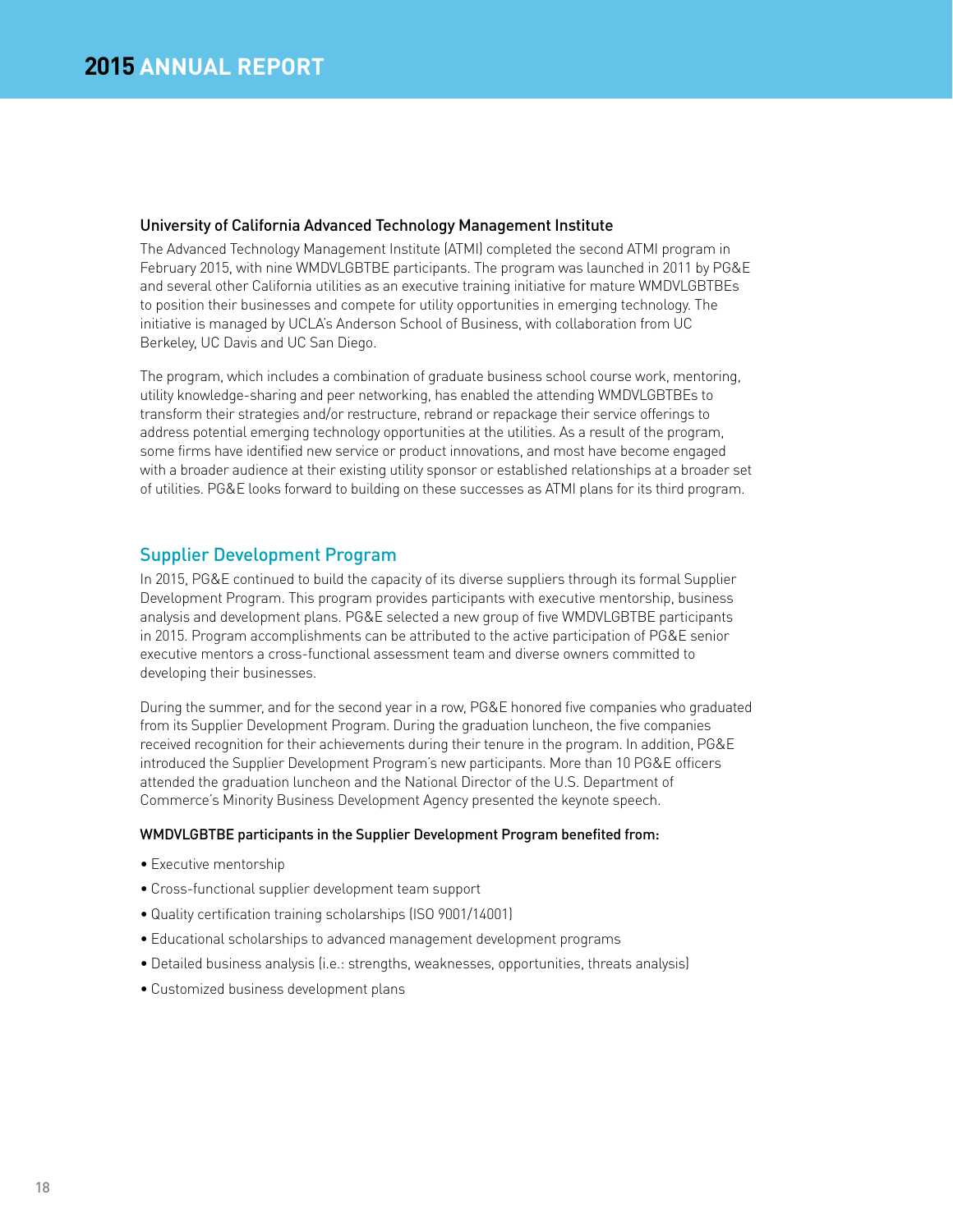### University of California Advanced Technology Management Institute

The Advanced Technology Management Institute (ATMI) completed the second ATMI program in February 2015, with nine WMDVLGBTBE participants. The program was launched in 2011 by PG&E and several other California utilities as an executive training initiative for mature WMDVLGBTBEs to position their businesses and compete for utility opportunities in emerging technology. The initiative is managed by UCLA's Anderson School of Business, with collaboration from UC Berkeley, UC Davis and UC San Diego.

The program, which includes a combination of graduate business school course work, mentoring, utility knowledge-sharing and peer networking, has enabled the attending WMDVLGBTBEs to transform their strategies and/or restructure, rebrand or repackage their service offerings to address potential emerging technology opportunities at the utilities. As a result of the program, some firms have identified new service or product innovations, and most have become engaged with a broader audience at their existing utility sponsor or established relationships at a broader set of utilities. PG&E looks forward to building on these successes as ATMI plans for its third program.

## Supplier Development Program

In 2015, PG&E continued to build the capacity of its diverse suppliers through its formal Supplier Development Program. This program provides participants with executive mentorship, business analysis and development plans. PG&E selected a new group of five WMDVLGBTBE participants in 2015. Program accomplishments can be attributed to the active participation of PG&E senior executive mentors a cross-functional assessment team and diverse owners committed to developing their businesses.

During the summer, and for the second year in a row, PG&E honored five companies who graduated from its Supplier Development Program. During the graduation luncheon, the five companies received recognition for their achievements during their tenure in the program. In addition, PG&E introduced the Supplier Development Program's new participants. More than 10 PG&E officers attended the graduation luncheon and the National Director of the U.S. Department of Commerce's Minority Business Development Agency presented the keynote speech.

**WMDVLGBTBE participants in the Supplier Development Program benefited from:**

- Executive mentorship
- Cross-functional supplier development team support
- Quality certification training scholarships (ISO 9001/14001)
- Educational scholarships to advanced management development programs
- Detailed business analysis (i.e.: strengths, weaknesses, opportunities, threats analysis)
- Customized business development plans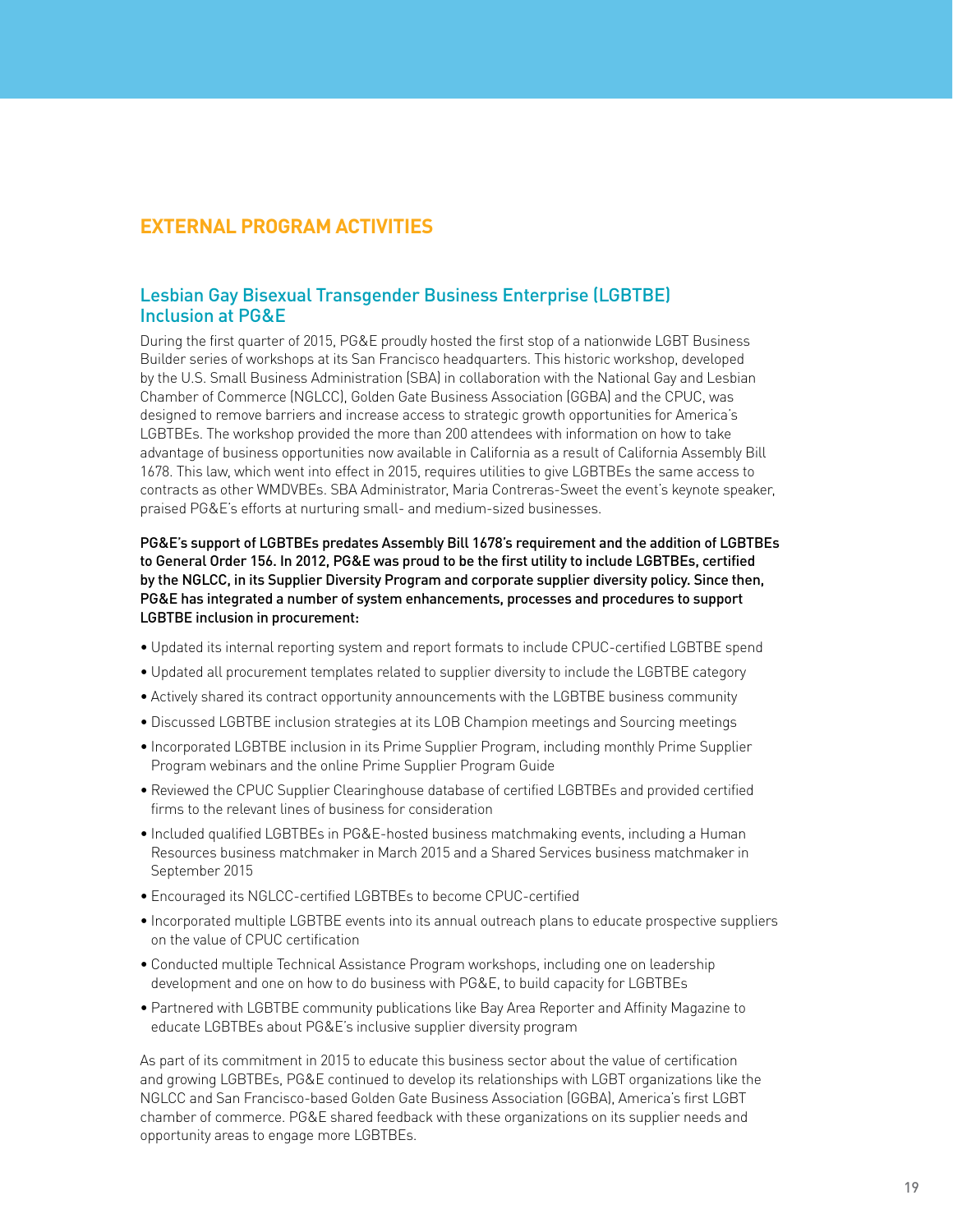# EXTERNAL PROGRAM ACTIVITIES

## Lesbian Gay Bisexual Transgender Business Enterprise (LGBTBE) Inclusion at PG&E

During the first quarter of 2015, PG&E proudly hosted the first stop of a nationwide LGBT Business Builder series of workshops at its San Francisco headquarters. This historic workshop, developed by the U.S. Small Business Administration (SBA) in collaboration with the National Gay and Lesbian Chamber of Commerce (NGLCC), Golden Gate Business Association (GGBA) and the CPUC, was designed to remove barriers and increase access to strategic growth opportunities for America's LGBTBEs. The workshop provided the more than 200 attendees with information on how to take advantage of business opportunities now available in California as a result of California Assembly Bill 1678. This law, which went into effect in 2015, requires utilities to give LGBTBEs the same access to contracts as other WMDVBEs. SBA Administrator, Maria Contreras-Sweet the event's keynote speaker, praised PG&E's efforts at nurturing small- and medium-sized businesses.

**PG&E's support of LGBTBEs predates Assembly Bill 1678's requirement and the addition of LGBTBEs to General Order 156. In 2012, PG&E was proud to be the first utility to include LGBTBEs, certified by the NGLCC, in its Supplier Diversity Program and corporate supplier diversity policy. Since then, PG&E has integrated a number of system enhancements, processes and procedures to support LGBTBE inclusion in procurement:**

- Updated its internal reporting system and report formats to include CPUC-certified LGBTBE spend
- Updated all procurement templates related to supplier diversity to include the LGBTBE category
- Actively shared its contract opportunity announcements with the LGBTBE business community
- Discussed LGBTBE inclusion strategies at its LOB Champion meetings and Sourcing meetings
- Incorporated LGBTBE inclusion in its Prime Supplier Program, including monthly Prime Supplier Program webinars and the online Prime Supplier Program Guide
- Reviewed the CPUC Supplier Clearinghouse database of certified LGBTBEs and provided certified firms to the relevant lines of business for consideration
- Included qualified LGBTBEs in PG&E-hosted business matchmaking events, including a Human Resources business matchmaker in March 2015 and a Shared Services business matchmaker in September 2015
- Encouraged its NGLCC-certified LGBTBEs to become CPUC-certified
- Incorporated multiple LGBTBE events into its annual outreach plans to educate prospective suppliers on the value of CPUC certification
- Conducted multiple Technical Assistance Program workshops, including one on leadership development and one on how to do business with PG&E, to build capacity for LGBTBEs
- Partnered with LGBTBE community publications like Bay Area Reporter and Affinity Magazine to educate LGBTBEs about PG&E's inclusive supplier diversity program

As part of its commitment in 2015 to educate this business sector about the value of certification and growing LGBTBEs, PG&E continued to develop its relationships with LGBT organizations like the NGLCC and San Francisco-based Golden Gate Business Association (GGBA), America's first LGBT chamber of commerce. PG&E shared feedback with these organizations on its supplier needs and opportunity areas to engage more LGBTBEs.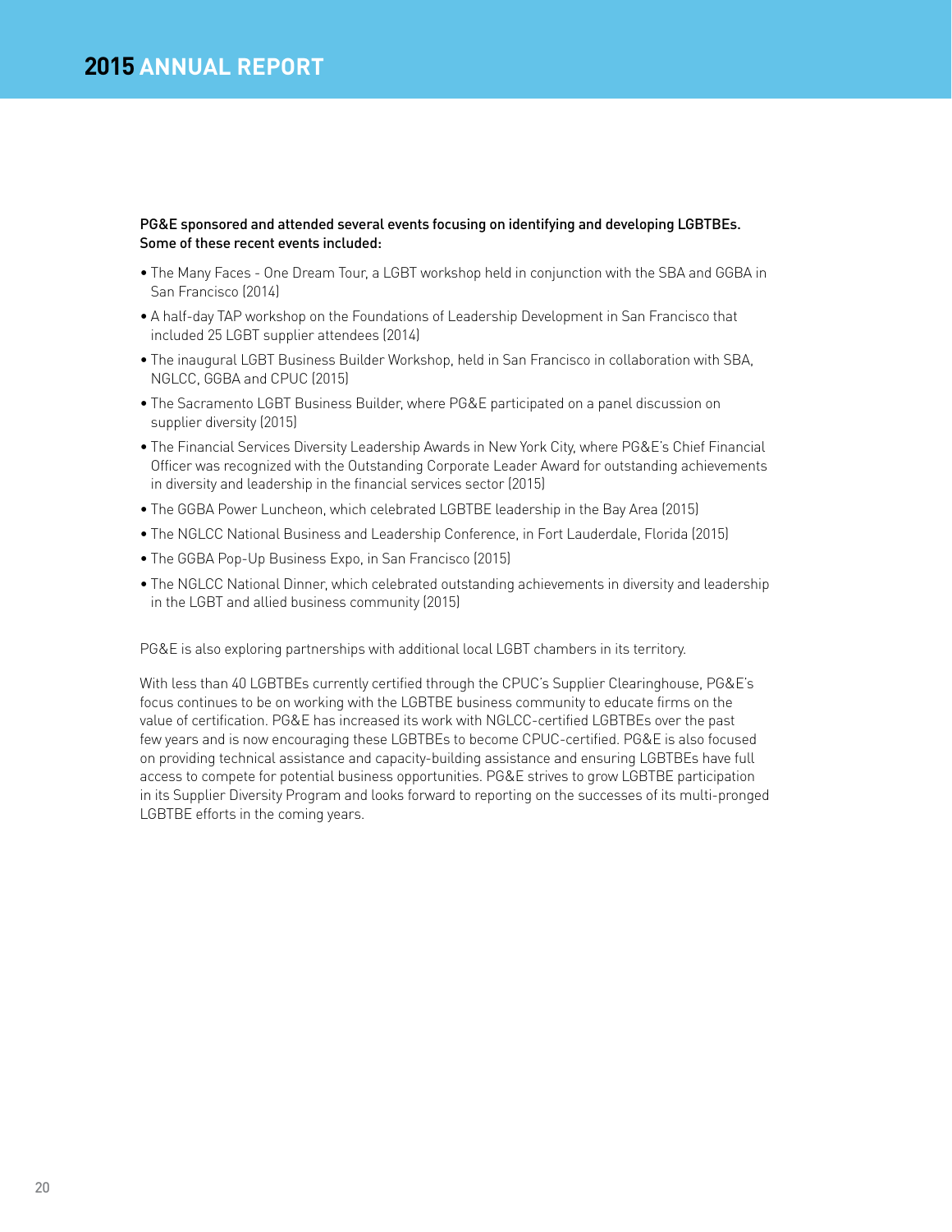**PG&E sponsored and attended several events focusing on identifying and developing LGBTBEs. Some of these recent events included:**

- The Many Faces - One Dream Tour, a LGBT workshop held in conjunction with the SBA and GGBA in San Francisco (2014)
- A half-day TAP workshop on the Foundations of Leadership Development in San Francisco that included 25 LGBT supplier attendees (2014)
- The inaugural LGBT Business Builder Workshop, held in San Francisco in collaboration with SBA, NGLCC, GGBA and CPUC (2015)
- The Sacramento LGBT Business Builder, where PG&E participated on a panel discussion on supplier diversity (2015)
- The Financial Services Diversity Leadership Awards in New York City, where PG&E's Chief Financial Officer was recognized with the Outstanding Corporate Leader Award for outstanding achievements in diversity and leadership in the financial services sector (2015)
- The GGBA Power Luncheon, which celebrated LGBTBE leadership in the Bay Area (2015)
- The NGLCC National Business and Leadership Conference, in Fort Lauderdale, Florida (2015)
- The GGBA Pop-Up Business Expo, in San Francisco (2015)
- The NGLCC National Dinner, which celebrated outstanding achievements in diversity and leadership in the LGBT and allied business community (2015)

PG&E is also exploring partnerships with additional local LGBT chambers in its territory.

With less than 40 LGBTBEs currently certified through the CPUC's Supplier Clearinghouse, PG&E's focus continues to be on working with the LGBTBE business community to educate firms on the value of certification. PG&E has increased its work with NGLCC-certified LGBTBEs over the past few years and is now encouraging these LGBTBEs to become CPUC-certified. PG&E is also focused on providing technical assistance and capacity-building assistance and ensuring LGBTBEs have full access to compete for potential business opportunities. PG&E strives to grow LGBTBE participation in its Supplier Diversity Program and looks forward to reporting on the successes of its multi-pronged LGBTBE efforts in the coming years.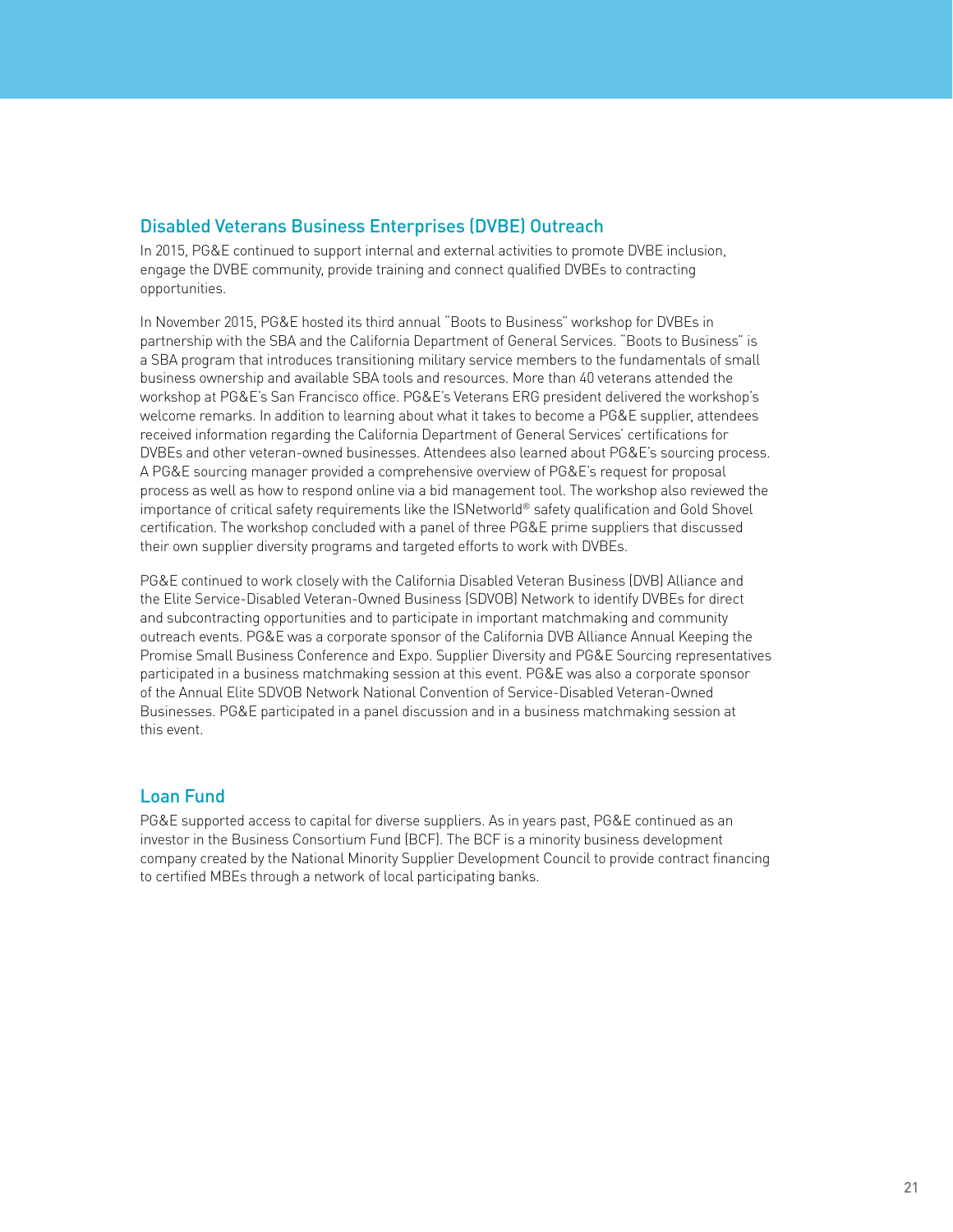## Disabled Veterans Business Enterprises (DVBE) Outreach

In 2015, PG&E continued to support internal and external activities to promote DVBE inclusion, engage the DVBE community, provide training and connect qualified DVBEs to contracting opportunities.

In November 2015, PG&E hosted its third annual "Boots to Business" workshop for DVBEs in partnership with the SBA and the California Department of General Services. "Boots to Business" is a SBA program that introduces transitioning military service members to the fundamentals of small business ownership and available SBA tools and resources. More than 40 veterans attended the workshop at PG&E's San Francisco office. PG&E's Veterans ERG president delivered the workshop's welcome remarks. In addition to learning about what it takes to become a PG&E supplier, attendees received information regarding the California Department of General Services' certifications for DVBEs and other veteran-owned businesses. Attendees also learned about PG&E's sourcing process. A PG&E sourcing manager provided a comprehensive overview of PG&E's request for proposal process as well as how to respond online via a bid management tool. The workshop also reviewed the importance of critical safety requirements like the ISNetworld® safety qualification and Gold Shovel certification. The workshop concluded with a panel of three PG&E prime suppliers that discussed their own supplier diversity programs and targeted efforts to work with DVBEs.

PG&E continued to work closely with the California Disabled Veteran Business (DVB) Alliance and the Elite Service-Disabled Veteran-Owned Business (SDVOB) Network to identify DVBEs for direct and subcontracting opportunities and to participate in important matchmaking and community outreach events. PG&E was a corporate sponsor of the California DVB Alliance Annual Keeping the Promise Small Business Conference and Expo. Supplier Diversity and PG&E Sourcing representatives participated in a business matchmaking session at this event. PG&E was also a corporate sponsor of the Annual Elite SDVOB Network National Convention of Service-Disabled Veteran-Owned Businesses. PG&E participated in a panel discussion and in a business matchmaking session at this event.

## Loan Fund

PG&E supported access to capital for diverse suppliers. As in years past, PG&E continued as an investor in the Business Consortium Fund (BCF). The BCF is a minority business development company created by the National Minority Supplier Development Council to provide contract financing to certified MBEs through a network of local participating banks.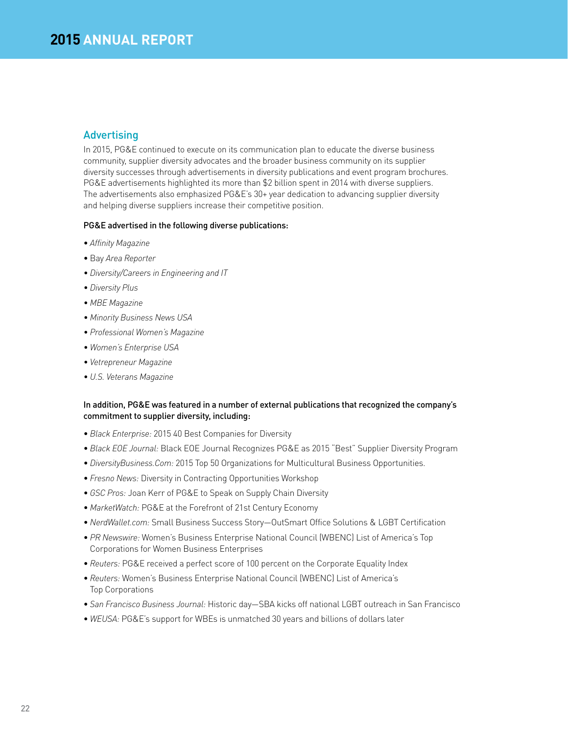## Advertising

In 2015, PG&E continued to execute on its communication plan to educate the diverse business community, supplier diversity advocates and the broader business community on its supplier diversity successes through advertisements in diversity publications and event program brochures. PG&E advertisements highlighted its more than $2 billion spent in 2014 with diverse suppliers. The advertisements also emphasized PG&E's 30+ year dedication to advancing supplier diversity and helping diverse suppliers increase their competitive position.

**PG&E advertised in the following diverse publications:**

- *Affinity Magazine*
- Bay *Area Reporter*
- *Diversity/Careers in Engineering and IT*
- *Diversity Plus*
- *MBE Magazine*
- *Minority Business News USA*
- *Professional Women's Magazine*
- *Women's Enterprise USA*
- *Vetrepreneur Magazine*
- *U.S. Veterans Magazine*

**In addition, PG&E was featured in a number of external publications that recognized the company's commitment to supplier diversity, including:**

- *Black Enterprise:* 2015 40 Best Companies for Diversity
- *Black EOE Journal:* Black EOE Journal Recognizes PG&E as 2015 "Best" Supplier Diversity Program
- *DiversityBusiness.Com:* 2015 Top 50 Organizations for Multicultural Business Opportunities.
- *Fresno News:* Diversity in Contracting Opportunities Workshop
- *GSC Pros:* Joan Kerr of PG&E to Speak on Supply Chain Diversity
- *MarketWatch:* PG&E at the Forefront of 21st Century Economy
- *NerdWallet.com:* Small Business Success Story—OutSmart Office Solutions & LGBT Certification
- *PR Newswire:* Women's Business Enterprise National Council (WBENC) List of America's Top Corporations for Women Business Enterprises
- *Reuters:* PG&E received a perfect score of 100 percent on the Corporate Equality Index
- *Reuters:* Women's Business Enterprise National Council (WBENC) List of America's Top Corporations
- *San Francisco Business Journal:* Historic day—SBA kicks off national LGBT outreach in San Francisco
- *WEUSA:* PG&E's support for WBEs is unmatched 30 years and billions of dollars later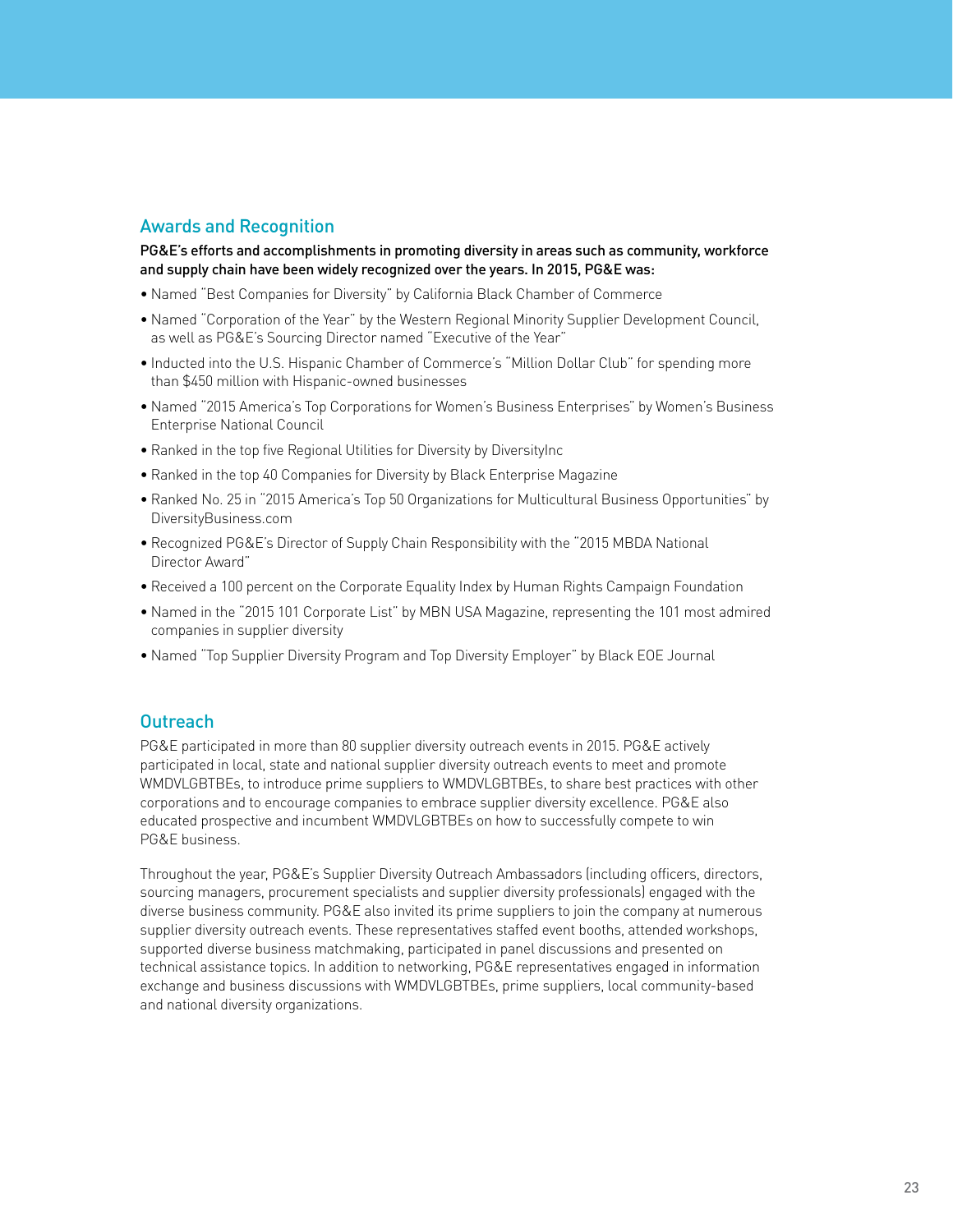## Awards and Recognition

**PG&E's efforts and accomplishments in promoting diversity in areas such as community, workforce and supply chain have been widely recognized over the years. In 2015, PG&E was:**

- Named "Best Companies for Diversity" by California Black Chamber of Commerce
- Named "Corporation of the Year" by the Western Regional Minority Supplier Development Council, as well as PG&E's Sourcing Director named "Executive of the Year"
- Inducted into the U.S. Hispanic Chamber of Commerce's "Million Dollar Club" for spending more than $450 million with Hispanic-owned businesses
- Named "2015 America's Top Corporations for Women's Business Enterprises" by Women's Business Enterprise National Council
- Ranked in the top five Regional Utilities for Diversity by DiversityInc
- Ranked in the top 40 Companies for Diversity by Black Enterprise Magazine
- Ranked No. 25 in "2015 America's Top 50 Organizations for Multicultural Business Opportunities" by DiversityBusiness.com
- Recognized PG&E's Director of Supply Chain Responsibility with the "2015 MBDA National Director Award"
- Received a 100 percent on the Corporate Equality Index by Human Rights Campaign Foundation
- Named in the "2015 101 Corporate List" by MBN USA Magazine, representing the 101 most admired companies in supplier diversity
- Named "Top Supplier Diversity Program and Top Diversity Employer" by Black EOE Journal

## Outreach

PG&E participated in more than 80 supplier diversity outreach events in 2015. PG&E actively participated in local, state and national supplier diversity outreach events to meet and promote WMDVLGBTBEs, to introduce prime suppliers to WMDVLGBTBEs, to share best practices with other corporations and to encourage companies to embrace supplier diversity excellence. PG&E also educated prospective and incumbent WMDVLGBTBEs on how to successfully compete to win PG&E business.

Throughout the year, PG&E's Supplier Diversity Outreach Ambassadors (including officers, directors, sourcing managers, procurement specialists and supplier diversity professionals) engaged with the diverse business community. PG&E also invited its prime suppliers to join the company at numerous supplier diversity outreach events. These representatives staffed event booths, attended workshops, supported diverse business matchmaking, participated in panel discussions and presented on technical assistance topics. In addition to networking, PG&E representatives engaged in information exchange and business discussions with WMDVLGBTBEs, prime suppliers, local community-based and national diversity organizations.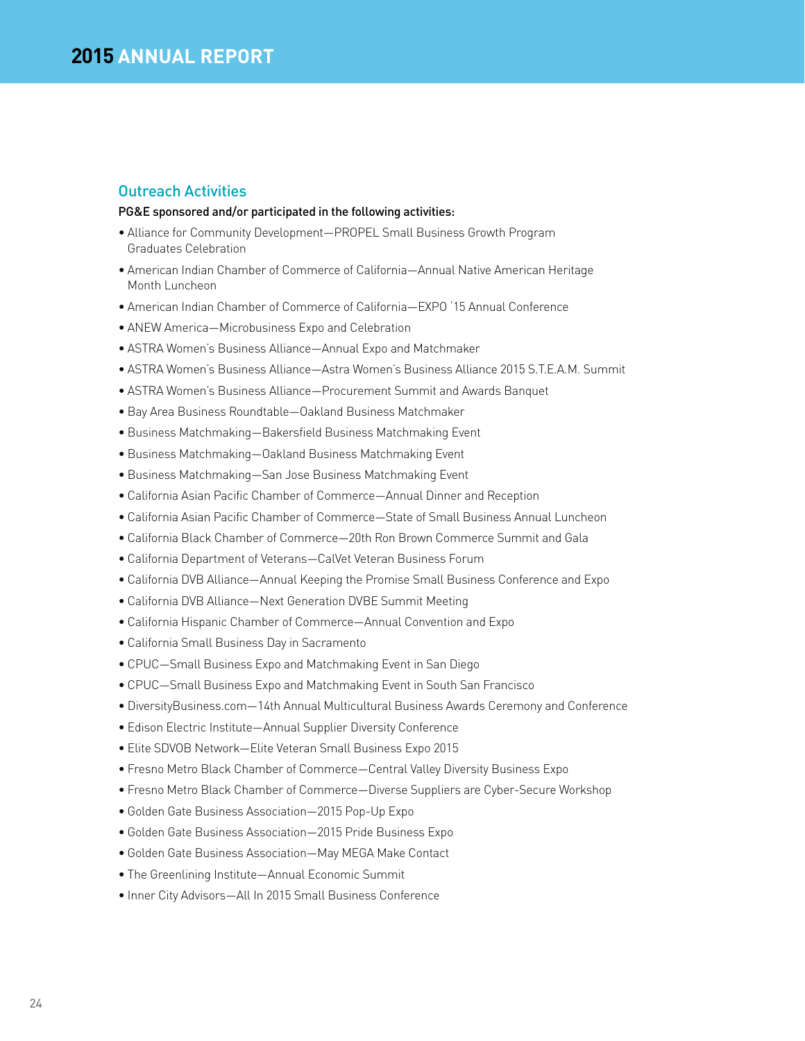## Outreach Activities

**PG&E sponsored and/or participated in the following activities:**

- Alliance for Community Development—PROPEL Small Business Growth Program Graduates Celebration
- American Indian Chamber of Commerce of California—Annual Native American Heritage Month Luncheon
- American Indian Chamber of Commerce of California—EXPO '15 Annual Conference
- ANEW America—Microbusiness Expo and Celebration
- ASTRA Women's Business Alliance—Annual Expo and Matchmaker
- ASTRA Women's Business Alliance—Astra Women's Business Alliance 2015 S.T.E.A.M. Summit
- ASTRA Women's Business Alliance—Procurement Summit and Awards Banquet
- Bay Area Business Roundtable—Oakland Business Matchmaker
- Business Matchmaking—Bakersfield Business Matchmaking Event
- Business Matchmaking—Oakland Business Matchmaking Event
- Business Matchmaking—San Jose Business Matchmaking Event
- California Asian Pacific Chamber of Commerce—Annual Dinner and Reception
- California Asian Pacific Chamber of Commerce—State of Small Business Annual Luncheon
- California Black Chamber of Commerce—20th Ron Brown Commerce Summit and Gala
- California Department of Veterans—CalVet Veteran Business Forum
- California DVB Alliance—Annual Keeping the Promise Small Business Conference and Expo
- California DVB Alliance—Next Generation DVBE Summit Meeting
- California Hispanic Chamber of Commerce—Annual Convention and Expo
- California Small Business Day in Sacramento
- CPUC—Small Business Expo and Matchmaking Event in San Diego
- CPUC—Small Business Expo and Matchmaking Event in South San Francisco
- DiversityBusiness.com—14th Annual Multicultural Business Awards Ceremony and Conference
- Edison Electric Institute—Annual Supplier Diversity Conference
- Elite SDVOB Network—Elite Veteran Small Business Expo 2015
- Fresno Metro Black Chamber of Commerce—Central Valley Diversity Business Expo
- Fresno Metro Black Chamber of Commerce—Diverse Suppliers are Cyber-Secure Workshop
- Golden Gate Business Association—2015 Pop-Up Expo
- Golden Gate Business Association—2015 Pride Business Expo
- Golden Gate Business Association—May MEGA Make Contact
- The Greenlining Institute—Annual Economic Summit
- Inner City Advisors—All In 2015 Small Business Conference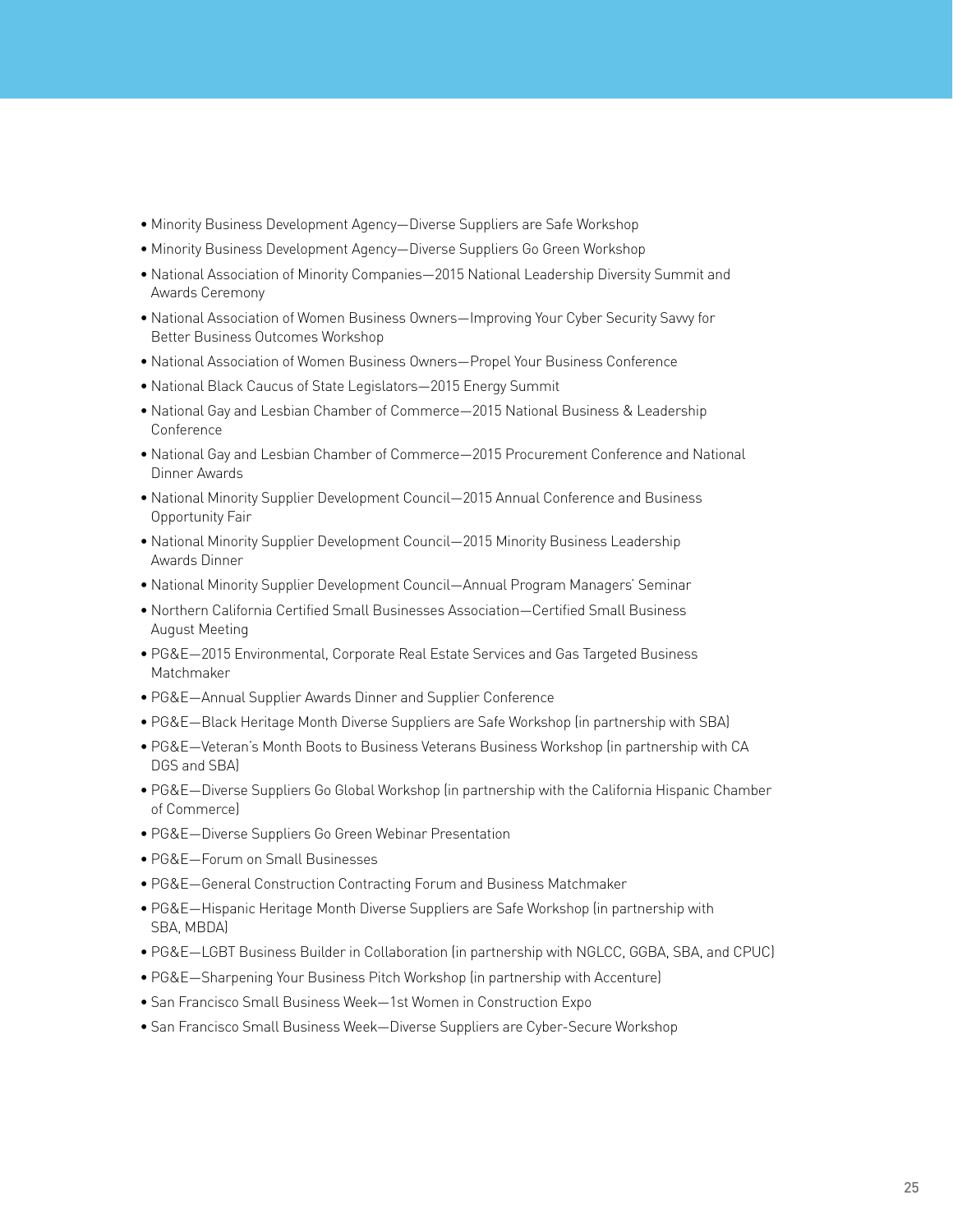- Minority Business Development Agency—Diverse Suppliers are Safe Workshop
- Minority Business Development Agency—Diverse Suppliers Go Green Workshop
- National Association of Minority Companies—2015 National Leadership Diversity Summit and Awards Ceremony
- National Association of Women Business Owners—Improving Your Cyber Security Savvy for Better Business Outcomes Workshop
- National Association of Women Business Owners—Propel Your Business Conference
- National Black Caucus of State Legislators—2015 Energy Summit
- National Gay and Lesbian Chamber of Commerce—2015 National Business & Leadership Conference
- National Gay and Lesbian Chamber of Commerce—2015 Procurement Conference and National Dinner Awards
- National Minority Supplier Development Council—2015 Annual Conference and Business Opportunity Fair
- National Minority Supplier Development Council—2015 Minority Business Leadership Awards Dinner
- National Minority Supplier Development Council—Annual Program Managers' Seminar
- Northern California Certified Small Businesses Association—Certified Small Business August Meeting
- PG&E—2015 Environmental, Corporate Real Estate Services and Gas Targeted Business Matchmaker
- PG&E—Annual Supplier Awards Dinner and Supplier Conference
- PG&E—Black Heritage Month Diverse Suppliers are Safe Workshop (in partnership with SBA)
- PG&E—Veteran's Month Boots to Business Veterans Business Workshop (in partnership with CA DGS and SBA)
- PG&E—Diverse Suppliers Go Global Workshop (in partnership with the California Hispanic Chamber of Commerce)
- PG&E—Diverse Suppliers Go Green Webinar Presentation
- PG&E—Forum on Small Businesses
- PG&E—General Construction Contracting Forum and Business Matchmaker
- PG&E—Hispanic Heritage Month Diverse Suppliers are Safe Workshop (in partnership with SBA, MBDA)
- PG&E—LGBT Business Builder in Collaboration (in partnership with NGLCC, GGBA, SBA, and CPUC)
- PG&E—Sharpening Your Business Pitch Workshop (in partnership with Accenture)
- San Francisco Small Business Week—1st Women in Construction Expo
- San Francisco Small Business Week—Diverse Suppliers are Cyber-Secure Workshop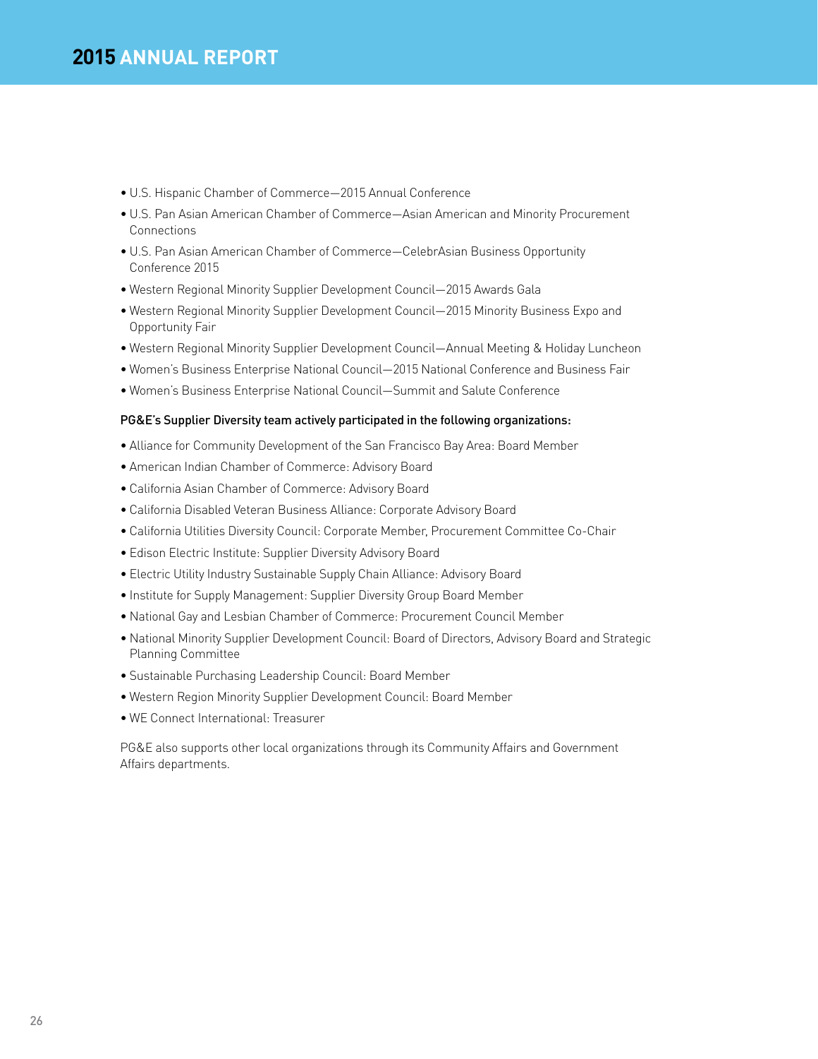- U.S. Hispanic Chamber of Commerce—2015 Annual Conference
- U.S. Pan Asian American Chamber of Commerce—Asian American and Minority Procurement Connections
- U.S. Pan Asian American Chamber of Commerce—CelebrAsian Business Opportunity Conference 2015
- Western Regional Minority Supplier Development Council—2015 Awards Gala
- Western Regional Minority Supplier Development Council—2015 Minority Business Expo and Opportunity Fair
- Western Regional Minority Supplier Development Council—Annual Meeting & Holiday Luncheon
- Women's Business Enterprise National Council—2015 National Conference and Business Fair
- Women's Business Enterprise National Council—Summit and Salute Conference

**PG&E's Supplier Diversity team actively participated in the following organizations:**

- Alliance for Community Development of the San Francisco Bay Area: Board Member
- American Indian Chamber of Commerce: Advisory Board
- California Asian Chamber of Commerce: Advisory Board
- California Disabled Veteran Business Alliance: Corporate Advisory Board
- California Utilities Diversity Council: Corporate Member, Procurement Committee Co-Chair
- Edison Electric Institute: Supplier Diversity Advisory Board
- Electric Utility Industry Sustainable Supply Chain Alliance: Advisory Board
- Institute for Supply Management: Supplier Diversity Group Board Member
- National Gay and Lesbian Chamber of Commerce: Procurement Council Member
- National Minority Supplier Development Council: Board of Directors, Advisory Board and Strategic Planning Committee
- Sustainable Purchasing Leadership Council: Board Member
- Western Region Minority Supplier Development Council: Board Member
- WE Connect International: Treasurer

PG&E also supports other local organizations through its Community Affairs and Government Affairs departments.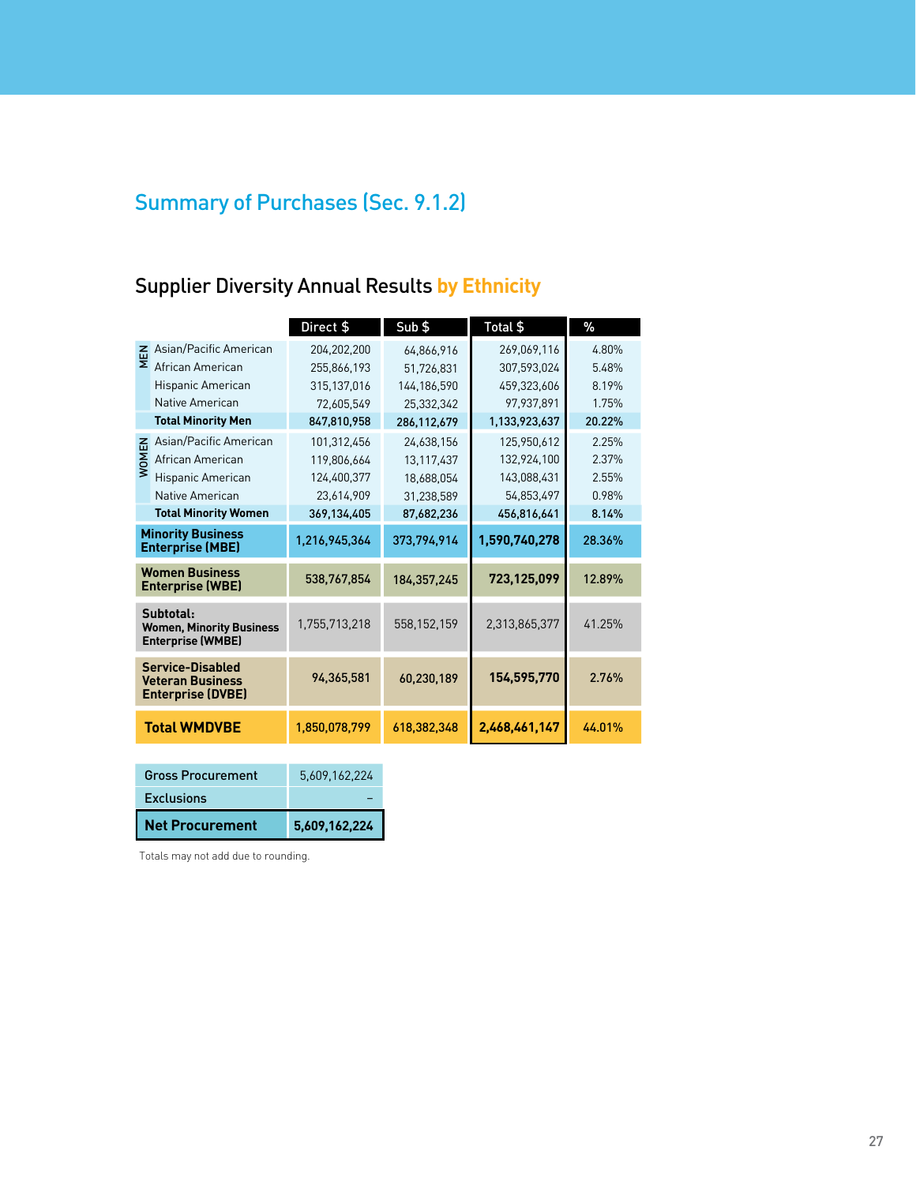## Summary of Purchases (Sec. 9.1.2)

### Supplier Diversity Annual Results by Ethnicity

| | | Direct $ | Sub $ | Total $ | % |
|---|---|---|---|---|---|
| MEN | Asian/Pacific American | 204,202,200 | 64,866,916 | 269,069,116 | 4.80% |
| | African American | 255,866,193 | 51,726,831 | 307,593,024 | 5.48% |
| | Hispanic American | 315,137,016 | 144,186,590 | 459,323,606 | 8.19% |
| | Native American | 72,605,549 | 25,332,342 | 97,937,891 | 1.75% |
| | **Total Minority Men** | **847,810,958** | **286,112,679** | **1,133,923,637** | **20.22%** |
| WOMEN | Asian/Pacific American | 101,312,456 | 24,638,156 | 125,950,612 | 2.25% |
| | African American | 119,806,664 | 13,117,437 | 132,924,100 | 2.37% |
| | Hispanic American | 124,400,377 | 18,688,054 | 143,088,431 | 2.55% |
| | Native American | 23,614,909 | 31,238,589 | 54,853,497 | 0.98% |
| | **Total Minority Women** | **369,134,405** | **87,682,236** | **456,816,641** | **8.14%** |
| **Minority Business Enterprise (MBE)** | | 1,216,945,364 | 373,794,914 | **1,590,740,278** | 28.36% |
| **Women Business Enterprise (WBE)** | | 538,767,854 | 184,357,245 | **723,125,099** | 12.89% |
| **Subtotal: Women, Minority Business Enterprise (WMBE)** | | 1,755,713,218 | 558,152,159 | 2,313,865,377 | 41.25% |
| **Service-Disabled Veteran Business Enterprise (DVBE)** | | 94,365,581 | 60,230,189 | **154,595,770** | 2.76% |
| **Total WMDVBE** | | 1,850,078,799 | 618,382,348 | **2,468,461,147** | 44.01% |

| | |
|---|---|
| Gross Procurement | 5,609,162,224 |
| Exclusions | – |
| **Net Procurement** | **5,609,162,224** |

Totals may not add due to rounding.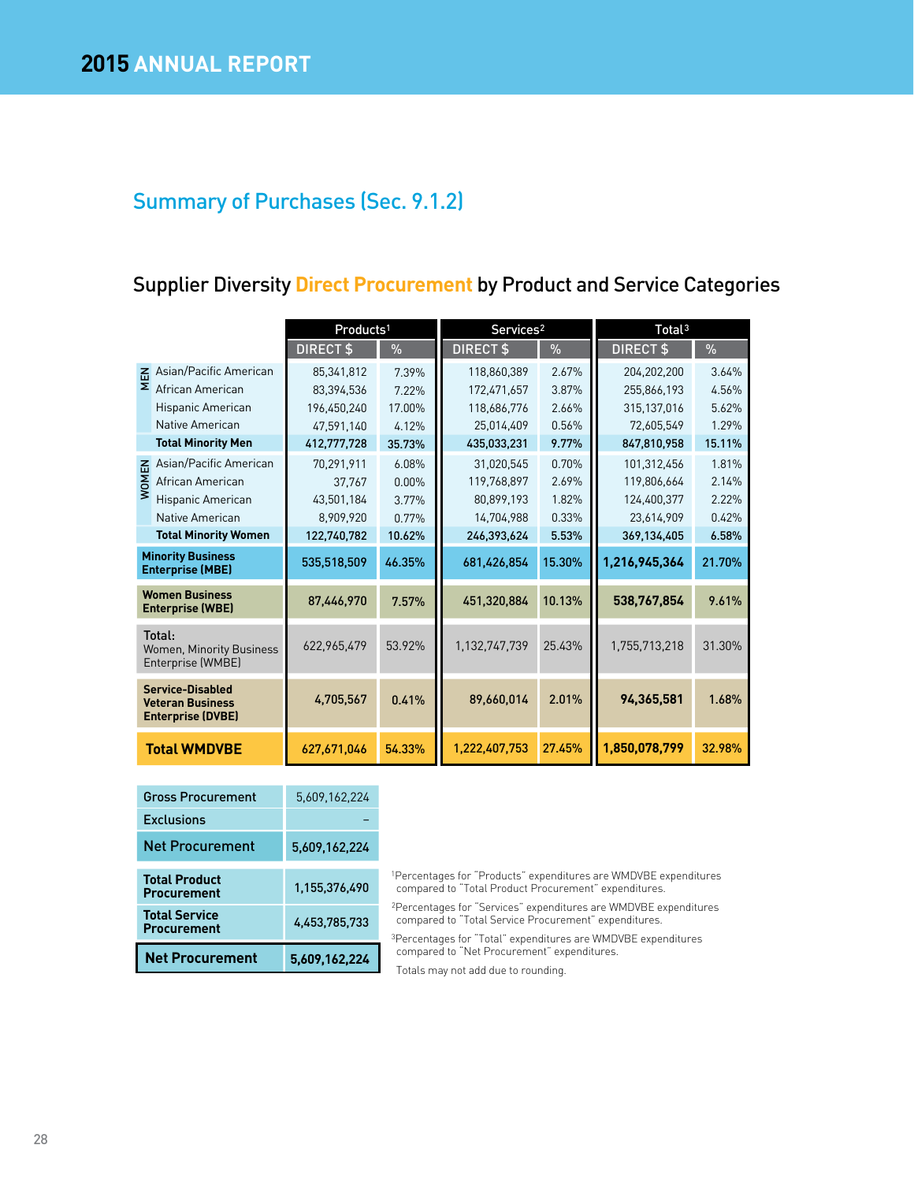## Summary of Purchases (Sec. 9.1.2)

### Supplier Diversity Direct Procurement by Product and Service Categories

| | | Products[1] | | Services[2] | | Total[3] | |
|---|---|---|---|---|---|---|---|
| | | DIRECT $ | % | DIRECT $ | % | DIRECT $ | % |
| MEN | Asian/Pacific American | 85,341,812 | 7.39% | 118,860,389 | 2.67% | 204,202,200 | 3.64% |
| | African American | 83,394,536 | 7.22% | 172,471,657 | 3.87% | 255,866,193 | 4.56% |
| | Hispanic American | 196,450,240 | 17.00% | 118,686,776 | 2.66% | 315,137,016 | 5.62% |
| | Native American | 47,591,140 | 4.12% | 25,014,409 | 0.56% | 72,605,549 | 1.29% |
| | **Total Minority Men** | **412,777,728** | **35.73%** | **435,033,231** | **9.77%** | **847,810,958** | **15.11%** |
| WOMEN | Asian/Pacific American | 70,291,911 | 6.08% | 31,020,545 | 0.70% | 101,312,456 | 1.81% |
| | African American | 37,767 | 0.00% | 119,768,897 | 2.69% | 119,806,664 | 2.14% |
| | Hispanic American | 43,501,184 | 3.77% | 80,899,193 | 1.82% | 124,400,377 | 2.22% |
| | Native American | 8,909,920 | 0.77% | 14,704,988 | 0.33% | 23,614,909 | 0.42% |
| | **Total Minority Women** | **122,740,782** | **10.62%** | **246,393,624** | **5.53%** | **369,134,405** | **6.58%** |
| **Minority Business Enterprise (MBE)** | | 535,518,509 | 46.35% | 681,426,854 | 15.30% | **1,216,945,364** | 21.70% |
| **Women Business Enterprise (WBE)** | | 87,446,970 | 7.57% | 451,320,884 | 10.13% | **538,767,854** | 9.61% |
| Total: Women, Minority Business Enterprise (WMBE) | | 622,965,479 | 53.92% | 1,132,747,739 | 25.43% | 1,755,713,218 | 31.30% |
| **Service-Disabled Veteran Business Enterprise (DVBE)** | | 4,705,567 | 0.41% | 89,660,014 | 2.01% | **94,365,581** | 1.68% |
| **Total WMDVBE** | | 627,671,046 | 54.33% | 1,222,407,753 | 27.45% | **1,850,078,799** | 32.98% |

| | |
|---|---|
| Gross Procurement | 5,609,162,224 |
| Exclusions | – |
| Net Procurement | 5,609,162,224 |

| | |
|---|---|
| **Total Product Procurement** | 1,155,376,490 |
| **Total Service Procurement** | 4,453,785,733 |
| **Net Procurement** | **5,609,162,224** |

[1]Percentages for "Products" expenditures are WMDVBE expenditures compared to "Total Product Procurement" expenditures.

[2]Percentages for "Services" expenditures are WMDVBE expenditures compared to "Total Service Procurement" expenditures.

[3]Percentages for "Total" expenditures are WMDVBE expenditures compared to "Net Procurement" expenditures.

Totals may not add due to rounding.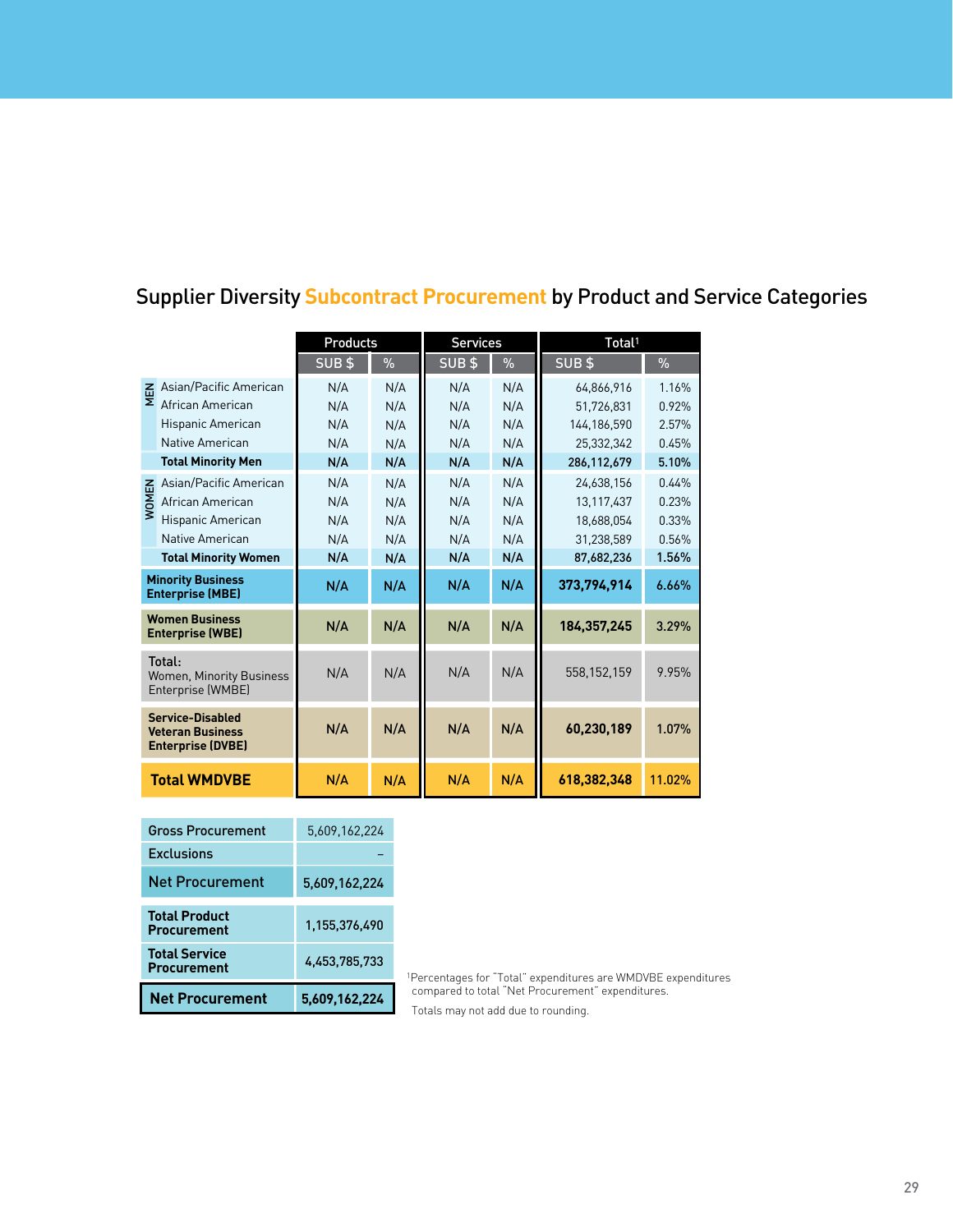## Supplier Diversity Subcontract Procurement by Product and Service Categories

| | | Products | | Services | | Total[1] | |
|---|---|---|---|---|---|---|---|
| | | SUB $ | % | SUB $ | % | SUB $ | % |
| MEN | Asian/Pacific American | N/A | N/A | N/A | N/A | 64,866,916 | 1.16% |
| | African American | N/A | N/A | N/A | N/A | 51,726,831 | 0.92% |
| | Hispanic American | N/A | N/A | N/A | N/A | 144,186,590 | 2.57% |
| | Native American | N/A | N/A | N/A | N/A | 25,332,342 | 0.45% |
| | **Total Minority Men** | **N/A** | **N/A** | **N/A** | **N/A** | **286,112,679** | **5.10%** |
| WOMEN | Asian/Pacific American | N/A | N/A | N/A | N/A | 24,638,156 | 0.44% |
| | African American | N/A | N/A | N/A | N/A | 13,117,437 | 0.23% |
| | Hispanic American | N/A | N/A | N/A | N/A | 18,688,054 | 0.33% |
| | Native American | N/A | N/A | N/A | N/A | 31,238,589 | 0.56% |
| | **Total Minority Women** | **N/A** | **N/A** | **N/A** | **N/A** | **87,682,236** | **1.56%** |
| **Minority Business Enterprise (MBE)** | | **N/A** | **N/A** | **N/A** | **N/A** | **373,794,914** | **6.66%** |
| **Women Business Enterprise (WBE)** | | **N/A** | **N/A** | **N/A** | **N/A** | **184,357,245** | **3.29%** |
| Total: Women, Minority Business Enterprise (WMBE) | | N/A | N/A | N/A | N/A | 558,152,159 | 9.95% |
| **Service-Disabled Veteran Business Enterprise (DVBE)** | | **N/A** | **N/A** | **N/A** | **N/A** | **60,230,189** | **1.07%** |
| **Total WMDVBE** | | **N/A** | **N/A** | **N/A** | **N/A** | **618,382,348** | **11.02%** |

| | |
|---|---|
| Gross Procurement | 5,609,162,224 |
| Exclusions | – |
| Net Procurement | 5,609,162,224 |
| **Total Product Procurement** | 1,155,376,490 |
| **Total Service Procurement** | 4,453,785,733 |
| **Net Procurement** | **5,609,162,224** |

[1]Percentages for "Total" expenditures are WMDVBE expenditures compared to total "Net Procurement" expenditures.

Totals may not add due to rounding.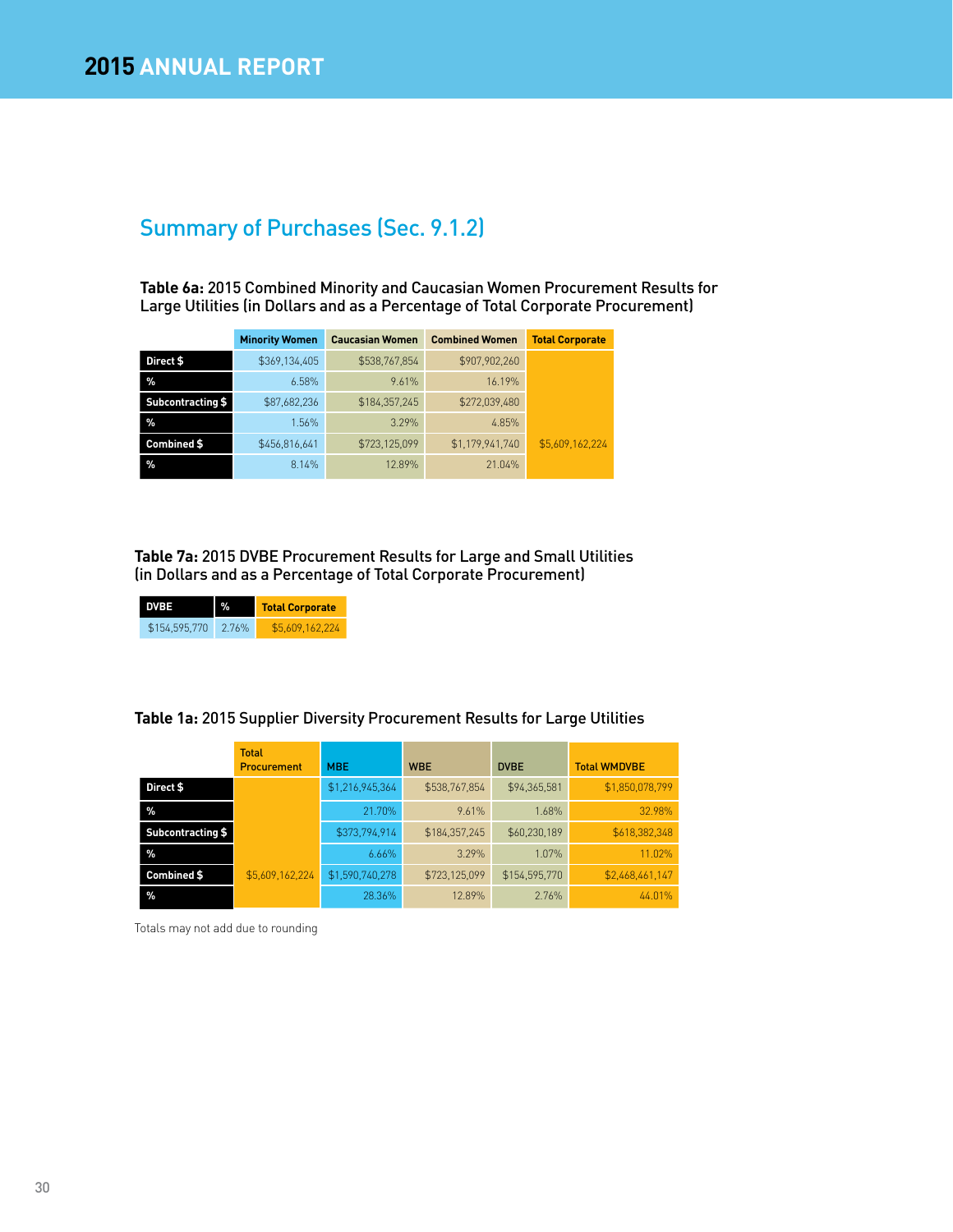## Summary of Purchases (Sec. 9.1.2)

**Table 6a:** 2015 Combined Minority and Caucasian Women Procurement Results for Large Utilities (in Dollars and as a Percentage of Total Corporate Procurement)

| | Minority Women | Caucasian Women | Combined Women | Total Corporate |
|---|---|---|---|---|
| Direct $ | $369,134,405 | $538,767,854 | $907,902,260 | |
| % | 6.58% | 9.61% | 16.19% | |
| Subcontracting $ | $87,682,236 | $184,357,245 | $272,039,480 | |
| % | 1.56% | 3.29% | 4.85% | |
| Combined $ | $456,816,641 | $723,125,099 | $1,179,941,740 | $5,609,162,224 |
| % | 8.14% | 12.89% | 21.04% | |

**Table 7a:** 2015 DVBE Procurement Results for Large and Small Utilities (in Dollars and as a Percentage of Total Corporate Procurement)

| DVBE | % | Total Corporate |
|---|---|---|
| $154,595,770 | 2.76% | $5,609,162,224 |

**Table 1a:** 2015 Supplier Diversity Procurement Results for Large Utilities

| | Total Procurement | MBE | WBE | DVBE | Total WMDVBE |
|---|---|---|---|---|---|
| Direct $ | | $1,216,945,364 | $538,767,854 | $94,365,581 | $1,850,078,799 |
| % | | 21.70% | 9.61% | 1.68% | 32.98% |
| Subcontracting $ | | $373,794,914 | $184,357,245 | $60,230,189 | $618,382,348 |
| % | | 6.66% | 3.29% | 1.07% | 11.02% |
| Combined $ | $5,609,162,224 | $1,590,740,278 | $723,125,099 | $154,595,770 | $2,468,461,147 |
| % | | 28.36% | 12.89% | 2.76% | 44.01% |

Totals may not add due to rounding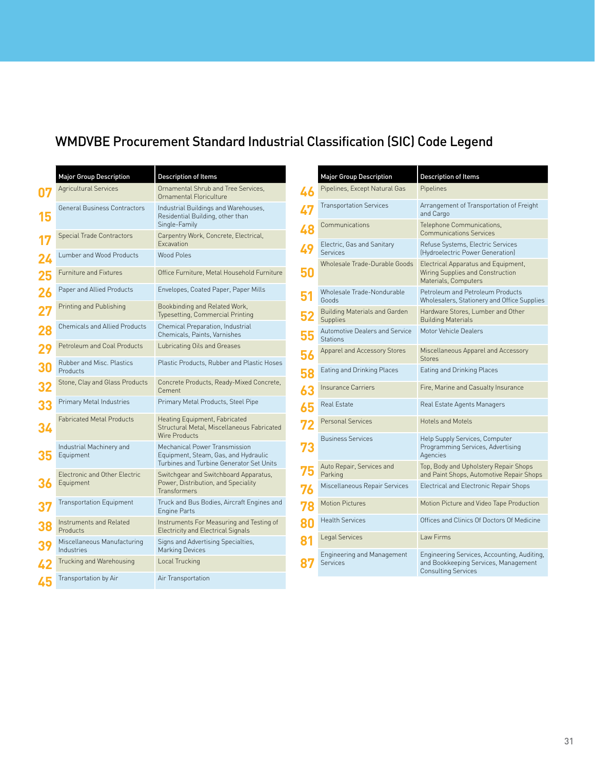## WMDVBE Procurement Standard Industrial Classification (SIC) Code Legend

| Code | Major Group Description | Description of Items |
|---|---|---|
| 07 | Agricultural Services | Ornamental Shrub and Tree Services, Ornamental Floriculture |
| 15 | General Business Contractors | Industrial Buildings and Warehouses, Residential Building, other than Single-Family |
| 17 | Special Trade Contractors | Carpentry Work, Concrete, Electrical, Excavation |
| 24 | Lumber and Wood Products | Wood Poles |
| 25 | Furniture and Fixtures | Office Furniture, Metal Household Furniture |
| 26 | Paper and Allied Products | Envelopes, Coated Paper, Paper Mills |
| 27 | Printing and Publishing | Bookbinding and Related Work, Typesetting, Commercial Printing |
| 28 | Chemicals and Allied Products | Chemical Preparation, Industrial Chemicals, Paints, Varnishes |
| 29 | Petroleum and Coal Products | Lubricating Oils and Greases |
| 30 | Rubber and Misc. Plastics Products | Plastic Products, Rubber and Plastic Hoses |
| 32 | Stone, Clay and Glass Products | Concrete Products, Ready-Mixed Concrete, Cement |
| 33 | Primary Metal Industries | Primary Metal Products, Steel Pipe |
| 34 | Fabricated Metal Products | Heating Equipment, Fabricated Structural Metal, Miscellaneous Fabricated Wire Products |
| 35 | Industrial Machinery and Equipment | Mechanical Power Transmission Equipment, Steam, Gas, and Hydraulic Turbines and Turbine Generator Set Units |
| 36 | Electronic and Other Electric Equipment | Switchgear and Switchboard Apparatus, Power, Distribution, and Speciality Transformers |
| 37 | Transportation Equipment | Truck and Bus Bodies, Aircraft Engines and Engine Parts |
| 38 | Instruments and Related Products | Instruments For Measuring and Testing of Electricity and Electrical Signals |
| 39 | Miscellaneous Manufacturing Industries | Signs and Advertising Specialties, Marking Devices |
| 42 | Trucking and Warehousing | Local Trucking |
| 45 | Transportation by Air | Air Transportation |
| 46 | Pipelines, Except Natural Gas | Pipelines |
| 47 | Transportation Services | Arrangement of Transportation of Freight and Cargo |
| 48 | Communications | Telephone Communications, Communications Services |
| 49 | Electric, Gas and Sanitary Services | Refuse Systems, Electric Services (Hydroelectric Power Generation) |
| 50 | Wholesale Trade-Durable Goods | Electrical Apparatus and Equipment, Wiring Supplies and Construction Materials, Computers |
| 51 | Wholesale Trade-Nondurable Goods | Petroleum and Petroleum Products Wholesalers, Stationery and Office Supplies |
| 52 | Building Materials and Garden Supplies | Hardware Stores, Lumber and Other Building Materials |
| 55 | Automotive Dealers and Service Stations | Motor Vehicle Dealers |
| 56 | Apparel and Accessory Stores | Miscellaneous Apparel and Accessory Stores |
| 58 | Eating and Drinking Places | Eating and Drinking Places |
| 63 | Insurance Carriers | Fire, Marine and Casualty Insurance |
| 65 | Real Estate | Real Estate Agents Managers |
| 72 | Personal Services | Hotels and Motels |
| 73 | Business Services | Help Supply Services, Computer Programming Services, Advertising Agencies |
| 75 | Auto Repair, Services and Parking | Top, Body and Upholstery Repair Shops and Paint Shops, Automotive Repair Shops |
| 76 | Miscellaneous Repair Services | Electrical and Electronic Repair Shops |
| 78 | Motion Pictures | Motion Picture and Video Tape Production |
| 80 | Health Services | Offices and Clinics Of Doctors Of Medicine |
| 81 | Legal Services | Law Firms |
| 87 | Engineering and Management Services | Engineering Services, Accounting, Auditing, and Bookkeeping Services, Management Consulting Services |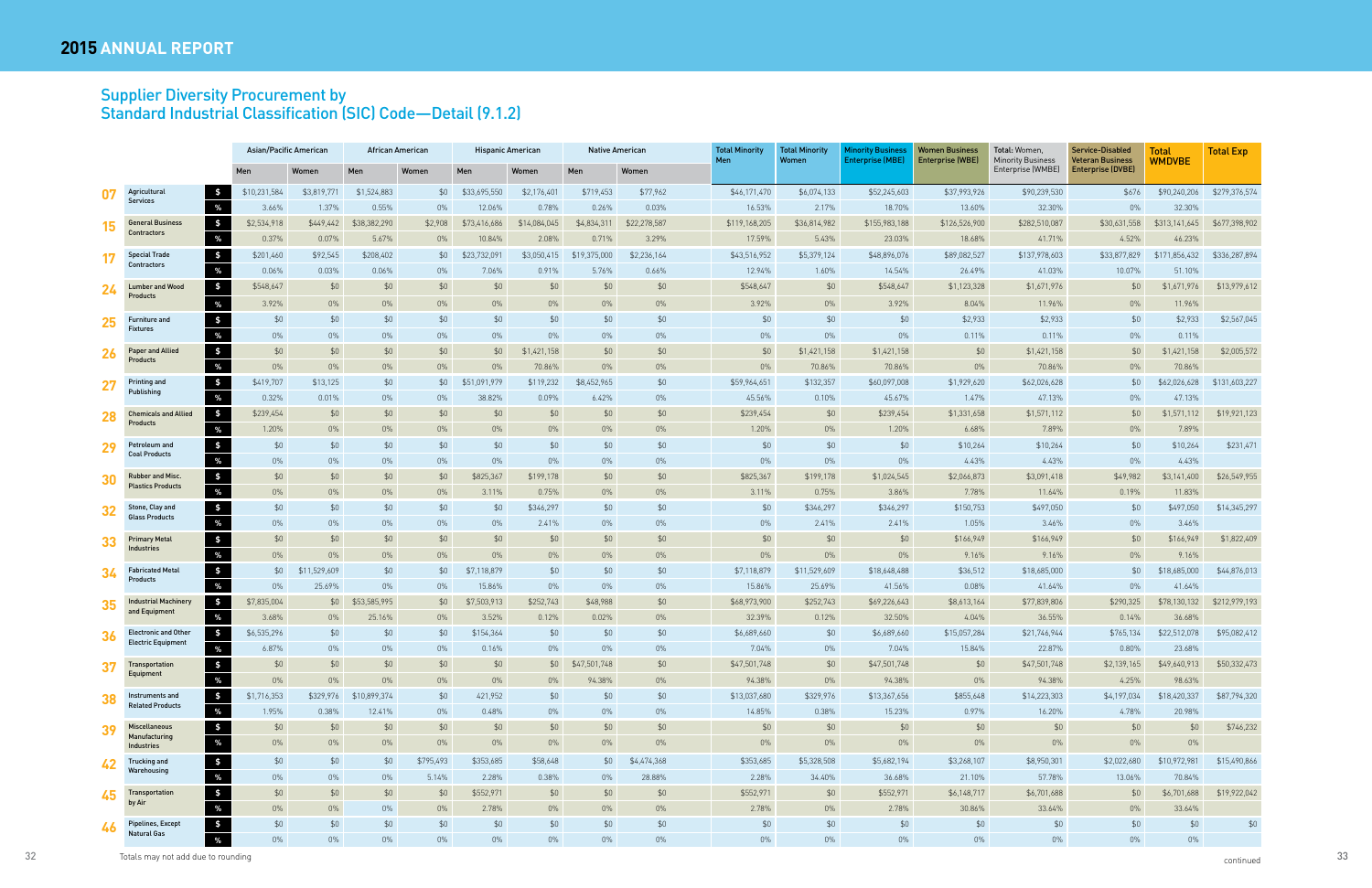## Supplier Diversity Procurement by Standard Industrial Classification (SIC) Code—Detail (9.1.2)

| | | | Asian/Pacific American | | African American | | Hispanic American | | Native American | | Total Minority Men | Total Minority Women | Minority Business Enterprise (MBE) | Women Business Enterprise (WBE) | Total: Women, Minority Business Enterprise (WMBE) | Service-Disabled Veteran Business Enterprise (DVBE) | Total WMDVBE | Total Exp |
|---|---|---|---|---|---|---|---|---|---|---|---|---|---|---|---|---|---|---|
| | | | Men | Women | Men | Women | Men | Women | Men | Women | | | | | | | | |
| 07 | Agricultural Services | $ | $10,231,584 | $3,819,771 | $1,524,883 | $0 | $33,695,550 | $2,176,401 | $719,453 | $77,962 | $46,171,470 | $6,074,133 | $52,245,603 | $37,993,926 | $90,239,530 | $676 | $90,240,206 | $279,376,574 |
| | | % | 3.66% | 1.37% | 0.55% | 0% | 12.06% | 0.78% | 0.26% | 0.03% | 16.53% | 2.17% | 18.70% | 13.60% | 32.30% | 0% | 32.30% | |
| 15 | General Business Contractors | $ | $2,534,918 | $449,442 | $38,382,290 | $2,908 | $73,416,686 | $14,084,045 | $4,834,311 | $22,278,587 | $119,168,205 | $36,814,982 | $155,983,188 | $126,526,900 | $282,510,087 | $30,631,558 | $313,141,645 | $677,398,902 |
| | | % | 0.37% | 0.07% | 5.67% | 0% | 10.84% | 2.08% | 0.71% | 3.29% | 17.59% | 5.43% | 23.03% | 18.68% | 41.71% | 4.52% | 46.23% | |
| 17 | Special Trade Contractors | $ | $201,460 | $92,545 | $208,402 | $0 | $23,732,091 | $3,050,415 | $19,375,000 | $2,236,164 | $43,516,952 | $5,379,124 | $48,896,076 | $89,082,527 | $137,978,603 | $33,877,829 | $171,856,432 | $336,287,894 |
| | | % | 0.06% | 0.03% | 0.06% | 0% | 7.06% | 0.91% | 5.76% | 0.66% | 12.94% | 1.60% | 14.54% | 26.49% | 41.03% | 10.07% | 51.10% | |
| 24 | Lumber and Wood Products | $ | $548,647 | $0 | $0 | $0 | $0 | $0 | $0 | $0 | $548,647 | $0 | $548,647 | $1,123,328 | $1,671,976 | $0 | $1,671,976 | $13,979,612 |
| | | % | 3.92% | 0% | 0% | 0% | 0% | 0% | 0% | 0% | 3.92% | 0% | 3.92% | 8.04% | 11.96% | 0% | 11.96% | |
| 25 | Furniture and Fixtures | $ | $0 | $0 | $0 | $0 | $0 | $0 | $0 | $0 | $0 | $0 | $0 | $2,933 | $2,933 | $0 | $2,933 | $2,567,045 |
| | | % | 0% | 0% | 0% | 0% | 0% | 0% | 0% | 0% | 0% | 0% | 0% | 0.11% | 0.11% | 0% | 0.11% | |
| 26 | Paper and Allied Products | $ | $0 | $0 | $0 | $0 | $0 | $1,421,158 | $0 | $0 | $0 | $1,421,158 | $1,421,158 | $0 | $1,421,158 | $0 | $1,421,158 | $2,005,572 |
| | | % | 0% | 0% | 0% | 0% | 0% | 70.86% | 0% | 0% | 0% | 70.86% | 70.86% | 0% | 70.86% | 0% | 70.86% | |
| 27 | Printing and Publishing | $ | $419,707 | $13,125 | $0 | $0 | $51,091,979 | $119,232 | $8,452,965 | $0 | $59,964,651 | $132,357 | $60,097,008 | $1,929,620 | $62,026,628 | $0 | $62,026,628 | $131,603,227 |
| | | % | 0.32% | 0.01% | 0% | 0% | 38.82% | 0.09% | 6.42% | 0% | 45.56% | 0.10% | 45.67% | 1.47% | 47.13% | 0% | 47.13% | |
| 28 | Chemicals and Allied Products | $ | $239,454 | $0 | $0 | $0 | $0 | $0 | $0 | $0 | $239,454 | $0 | $239,454 | $1,331,658 | $1,571,112 | $0 | $1,571,112 | $19,921,123 |
| | | % | 1.20% | 0% | 0% | 0% | 0% | 0% | 0% | 0% | 1.20% | 0% | 1.20% | 6.68% | 7.89% | 0% | 7.89% | |
| 29 | Petroleum and Coal Products | $ | $0 | $0 | $0 | $0 | $0 | $0 | $0 | $0 | $0 | $0 | $0 | $10,264 | $10,264 | $0 | $10,264 | $231,471 |
| | | % | 0% | 0% | 0% | 0% | 0% | 0% | 0% | 0% | 0% | 0% | 0% | 4.43% | 4.43% | 0% | 4.43% | |
| 30 | Rubber and Misc. Plastics Products | $ | $0 | $0 | $0 | $0 | $825,367 | $199,178 | $0 | $0 | $825,367 | $199,178 | $1,024,545 | $2,066,873 | $3,091,418 | $49,982 | $3,141,400 | $26,549,955 |
| | | % | 0% | 0% | 0% | 0% | 3.11% | 0.75% | 0% | 0% | 3.11% | 0.75% | 3.86% | 7.78% | 11.64% | 0.19% | 11.83% | |
| 32 | Stone, Clay and Glass Products | $ | $0 | $0 | $0 | $0 | $0 | $346,297 | $0 | $0 | $0 | $346,297 | $346,297 | $150,753 | $497,050 | $0 | $497,050 | $14,345,297 |
| | | % | 0% | 0% | 0% | 0% | 0% | 2.41% | 0% | 0% | 0% | 2.41% | 2.41% | 1.05% | 3.46% | 0% | 3.46% | |
| 33 | Primary Metal Industries | $ | $0 | $0 | $0 | $0 | $0 | $0 | $0 | $0 | $0 | $0 | $0 | $166,949 | $166,949 | $0 | $166,949 | $1,822,409 |
| | | % | 0% | 0% | 0% | 0% | 0% | 0% | 0% | 0% | 0% | 0% | 0% | 9.16% | 9.16% | 0% | 9.16% | |
| 34 | Fabricated Metal Products | $ | $0 | $11,529,609 | $0 | $0 | $7,118,879 | $0 | $0 | $0 | $7,118,879 | $11,529,609 | $18,648,488 | $36,512 | $18,685,000 | $0 | $18,685,000 | $44,876,013 |
| | | % | 0% | 25.69% | 0% | 0% | 15.86% | 0% | 0% | 0% | 15.86% | 25.69% | 41.56% | 0.08% | 41.64% | 0% | 41.64% | |
| 35 | Industrial Machinery and Equipment | $ | $7,835,004 | $0 | $53,585,995 | $0 | $7,503,913 | $252,743 | $48,988 | $0 | $68,973,900 | $252,743 | $69,226,643 | $8,613,164 | $77,839,806 | $290,325 | $78,130,132 | $212,979,193 |
| | | % | 3.68% | 0% | 25.16% | 0% | 3.52% | 0.12% | 0.02% | 0% | 32.39% | 0.12% | 32.50% | 4.04% | 36.55% | 0.14% | 36.68% | |
| 36 | Electronic and Other Electric Equipment | $ | $6,535,296 | $0 | $0 | $0 | $154,364 | $0 | $0 | $0 | $6,689,660 | $0 | $6,689,660 | $15,057,284 | $21,746,944 | $765,134 | $22,512,078 | $95,082,412 |
| | | % | 6.87% | 0% | 0% | 0% | 0.16% | 0% | 0% | 0% | 7.04% | 0% | 7.04% | 15.84% | 22.87% | 0.80% | 23.68% | |
| 37 | Transportation Equipment | $ | $0 | $0 | $0 | $0 | $0 | $0 | $47,501,748 | $0 | $47,501,748 | $0 | $47,501,748 | $0 | $47,501,748 | $2,139,165 | $49,640,913 | $50,332,473 |
| | | % | 0% | 0% | 0% | 0% | 0% | 0% | 94.38% | 0% | 94.38% | 0% | 94.38% | 0% | 94.38% | 4.25% | 98.63% | |
| 38 | Instruments and Related Products | $ | $1,716,353 | $329,976 | $10,899,374 | $0 | 421,952 | $0 | $0 | $0 | $13,037,680 | $329,976 | $13,367,656 | $855,648 | $14,223,303 | $4,197,034 | $18,420,337 | $87,794,320 |
| | | % | 1.95% | 0.38% | 12.41% | 0% | 0.48% | 0% | 0% | 0% | 14.85% | 0.38% | 15.23% | 0.97% | 16.20% | 4.78% | 20.98% | |
| 39 | Miscellaneous Manufacturing Industries | $ | $0 | $0 | $0 | $0 | $0 | $0 | $0 | $0 | $0 | $0 | $0 | $0 | $0 | $0 | $0 | $746,232 |
| | | % | 0% | 0% | 0% | 0% | 0% | 0% | 0% | 0% | 0% | 0% | 0% | 0% | 0% | 0% | 0% | |
| 42 | Trucking and Warehousing | $ | $0 | $0 | $0 | $795,493 | $353,685 | $58,648 | $0 | $4,474,368 | $353,685 | $5,328,508 | $5,682,194 | $3,268,107 | $8,950,301 | $2,022,680 | $10,972,981 | $15,490,866 |
| | | % | 0% | 0% | 0% | 5.14% | 2.28% | 0.38% | 0% | 28.88% | 2.28% | 34.40% | 36.68% | 21.10% | 57.78% | 13.06% | 70.84% | |
| 45 | Transportation by Air | $ | $0 | $0 | $0 | $0 | $552,971 | $0 | $0 | $0 | $552,971 | $0 | $552,971 | $6,148,717 | $6,701,688 | $0 | $6,701,688 | $19,922,042 |
| | | % | 0% | 0% | 0% | 0% | 2.78% | 0% | 0% | 0% | 2.78% | 0% | 2.78% | 30.86% | 33.64% | 0% | 33.64% | |
| 46 | Pipelines, Except Natural Gas | $ | $0 | $0 | $0 | $0 | $0 | $0 | $0 | $0 | $0 | $0 | $0 | $0 | $0 | $0 | $0 | $0 |
| | | % | 0% | 0% | 0% | 0% | 0% | 0% | 0% | 0% | 0% | 0% | 0% | 0% | 0% | 0% | 0% | |

Totals may not add due to rounding

continued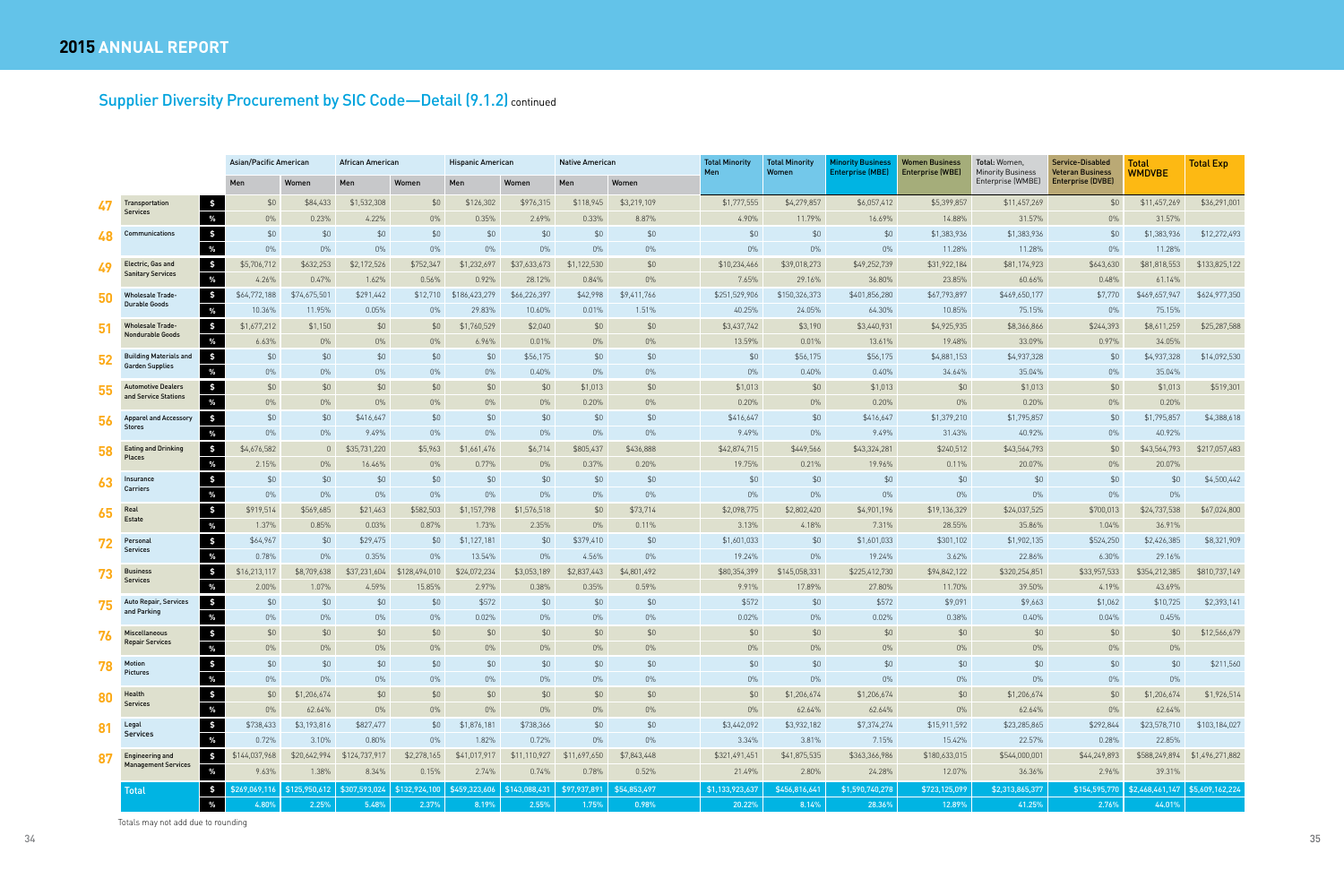## 2015 ANNUAL REPORT

### Supplier Diversity Procurement by SIC Code—Detail (9.1.2) continued

| | | | Asian/Pacific American | | African American | | Hispanic American | | Native American | | Total Minority Men | Total Minority Women | Minority Business Enterprise (MBE) | Women Business Enterprise (WBE) | Total: Women, Minority Business Enterprise (WMBE) | Service-Disabled Veteran Business Enterprise (DVBE) | Total WMDVBE | Total Exp |
|---|---|---|---|---|---|---|---|---|---|---|---|---|---|---|---|---|---|---|
| | | | Men | Women | Men | Women | Men | Women | Men | Women | | | | | | | | |
| 47 | Transportation Services | $ | $0 | $84,433 | $1,532,308 | $0 | $126,302 | $976,315 | $118,945 | $3,219,109 | $1,777,555 | $4,279,857 | $6,057,412 | $5,399,857 | $11,457,269 | $0 | $11,457,269 | $36,291,001 |
| | | % | 0% | 0.23% | 4.22% | 0% | 0.35% | 2.69% | 0.33% | 8.87% | 4.90% | 11.79% | 16.69% | 14.88% | 31.57% | 0% | 31.57% | |
| 48 | Communications | $ | $0 | $0 | $0 | $0 | $0 | $0 | $0 | $0 | $0 | $0 | $0 | $1,383,936 | $1,383,936 | $0 | $1,383,936 | $12,272,493 |
| | | % | 0% | 0% | 0% | 0% | 0% | 0% | 0% | 0% | 0% | 0% | 0% | 11.28% | 11.28% | 0% | 11.28% | |
| 49 | Electric, Gas and Sanitary Services | $ | $5,706,712 | $632,253 | $2,172,526 | $752,347 | $1,232,697 | $37,633,673 | $1,122,530 | $0 | $10,234,466 | $39,018,273 | $49,252,739 | $31,922,184 | $81,174,923 | $643,630 | $81,818,553 | $133,825,122 |
| | | % | 4.26% | 0.47% | 1.62% | 0.56% | 0.92% | 28.12% | 0.84% | 0% | 7.65% | 29.16% | 36.80% | 23.85% | 60.66% | 0.48% | 61.14% | |
| 50 | Wholesale Trade-Durable Goods | $ | $64,772,188 | $74,675,501 | $291,442 | $12,710 | $186,423,279 | $66,226,397 | $42,998 | $9,411,766 | $251,529,906 | $150,326,373 | $401,856,280 | $67,793,897 | $469,650,177 | $7,770 | $469,657,947 | $624,977,350 |
| | | % | 10.36% | 11.95% | 0.05% | 0% | 29.83% | 10.60% | 0.01% | 1.51% | 40.25% | 24.05% | 64.30% | 10.85% | 75.15% | 0% | 75.15% | |
| 51 | Wholesale Trade-Nondurable Goods | $ | $1,677,212 | $1,150 | $0 | $0 | $1,760,529 | $2,040 | $0 | $0 | $3,437,742 | $3,190 | $3,440,931 | $4,925,935 | $8,366,866 | $244,393 | $8,611,259 | $25,287,588 |
| | | % | 6.63% | 0% | 0% | 0% | 6.96% | 0.01% | 0% | 0% | 13.59% | 0.01% | 13.61% | 19.48% | 33.09% | 0.97% | 34.05% | |
| 52 | Building Materials and Garden Supplies | $ | $0 | $0 | $0 | $0 | $0 | $56,175 | $0 | $0 | $0 | $56,175 | $56,175 | $4,881,153 | $4,937,328 | $0 | $4,937,328 | $14,092,530 |
| | | % | 0% | 0% | 0% | 0% | 0% | 0.40% | 0% | 0% | 0% | 0.40% | 0.40% | 34.64% | 35.04% | 0% | 35.04% | |
| 55 | Automotive Dealers and Service Stations | $ | $0 | $0 | $0 | $0 | $0 | $0 | $1,013 | $0 | $1,013 | $0 | $1,013 | $0 | $1,013 | $0 | $1,013 | $519,301 |
| | | % | 0% | 0% | 0% | 0% | 0% | 0% | 0.20% | 0% | 0.20% | 0% | 0.20% | 0% | 0.20% | 0% | 0.20% | |
| 56 | Apparel and Accessory Stores | $ | $0 | $0 | $416,647 | $0 | $0 | $0 | $0 | $0 | $416,647 | $0 | $416,647 | $1,379,210 | $1,795,857 | $0 | $1,795,857 | $4,388,618 |
| | | % | 0% | 0% | 9.49% | 0% | 0% | 0% | 0% | 0% | 9.49% | 0% | 9.49% | 31.43% | 40.92% | 0% | 40.92% | |
| 58 | Eating and Drinking Places | $ | $4,676,582 | 0 | $35,731,220 | $5,963 | $1,661,476 | $6,714 | $805,437 | $436,888 | $42,874,715 | $449,566 | $43,324,281 | $240,512 | $43,564,793 | $0 | $43,564,793 | $217,057,483 |
| | | % | 2.15% | 0% | 16.46% | 0% | 0.77% | 0% | 0.37% | 0.20% | 19.75% | 0.21% | 19.96% | 0.11% | 20.07% | 0% | 20.07% | |
| 63 | Insurance Carriers | $ | $0 | $0 | $0 | $0 | $0 | $0 | $0 | $0 | $0 | $0 | $0 | $0 | $0 | $0 | $0 | $4,500,442 |
| | | % | 0% | 0% | 0% | 0% | 0% | 0% | 0% | 0% | 0% | 0% | 0% | 0% | 0% | 0% | 0% | |
| 65 | Real Estate | $ | $919,514 | $569,685 | $21,463 | $582,503 | $1,157,798 | $1,576,518 | $0 | $73,714 | $2,098,775 | $2,802,420 | $4,901,196 | $19,136,329 | $24,037,525 | $700,013 | $24,737,538 | $67,024,800 |
| | | % | 1.37% | 0.85% | 0.03% | 0.87% | 1.73% | 2.35% | 0% | 0.11% | 3.13% | 4.18% | 7.31% | 28.55% | 35.86% | 1.04% | 36.91% | |
| 72 | Personal Services | $ | $64,967 | $0 | $29,475 | $0 | $1,127,181 | $0 | $379,410 | $0 | $1,601,033 | $0 | $1,601,033 | $301,102 | $1,902,135 | $524,250 | $2,426,385 | $8,321,909 |
| | | % | 0.78% | 0% | 0.35% | 0% | 13.54% | 0% | 4.56% | 0% | 19.24% | 0% | 19.24% | 3.62% | 22.86% | 6.30% | 29.16% | |
| 73 | Business Services | $ | $16,213,117 | $8,709,638 | $37,231,604 | $128,494,010 | $24,072,234 | $3,053,189 | $2,837,443 | $4,801,492 | $80,354,399 | $145,058,331 | $225,412,730 | $94,842,122 | $320,254,851 | $33,957,533 | $354,212,385 | $810,737,149 |
| | | % | 2.00% | 1.07% | 4.59% | 15.85% | 2.97% | 0.38% | 0.35% | 0.59% | 9.91% | 17.89% | 27.80% | 11.70% | 39.50% | 4.19% | 43.69% | |
| 75 | Auto Repair, Services and Parking | $ | $0 | $0 | $0 | $0 | $572 | $0 | $0 | $0 | $572 | $0 | $572 | $9,091 | $9,663 | $1,062 | $10,725 | $2,393,141 |
| | | % | 0% | 0% | 0% | 0% | 0.02% | 0% | 0% | 0% | 0.02% | 0% | 0.02% | 0.38% | 0.40% | 0.04% | 0.45% | |
| 76 | Miscellaneous Repair Services | $ | $0 | $0 | $0 | $0 | $0 | $0 | $0 | $0 | $0 | $0 | $0 | $0 | $0 | $0 | $0 | $12,566,679 |
| | | % | 0% | 0% | 0% | 0% | 0% | 0% | 0% | 0% | 0% | 0% | 0% | 0% | 0% | 0% | 0% | |
| 78 | Motion Pictures | $ | $0 | $0 | $0 | $0 | $0 | $0 | $0 | $0 | $0 | $0 | $0 | $0 | $0 | $0 | $0 | $211,560 |
| | | % | 0% | 0% | 0% | 0% | 0% | 0% | 0% | 0% | 0% | 0% | 0% | 0% | 0% | 0% | 0% | |
| 80 | Health Services | $ | $0 | $1,206,674 | $0 | $0 | $0 | $0 | $0 | $0 | $0 | $1,206,674 | $1,206,674 | $0 | $1,206,674 | $0 | $1,206,674 | $1,926,514 |
| | | % | 0% | 62.64% | 0% | 0% | 0% | 0% | 0% | 0% | 0% | 62.64% | 62.64% | 0% | 62.64% | 0% | 62.64% | |
| 81 | Legal Services | $ | $738,433 | $3,193,816 | $827,477 | $0 | $1,876,181 | $738,366 | $0 | $0 | $3,442,092 | $3,932,182 | $7,374,274 | $15,911,592 | $23,285,865 | $292,844 | $23,578,710 | $103,184,027 |
| | | % | 0.72% | 3.10% | 0.80% | 0% | 1.82% | 0.72% | 0% | 0% | 3.34% | 3.81% | 7.15% | 15.42% | 22.57% | 0.28% | 22.85% | |
| 87 | Engineering and Management Services | $ | $144,037,968 | $20,642,994 | $124,737,917 | $2,278,165 | $41,017,917 | $11,110,927 | $11,697,650 | $7,843,448 | $321,491,451 | $41,875,535 | $363,366,986 | $180,633,015 | $544,000,001 | $44,249,893 | $588,249,894 | $1,496,271,882 |
| | | % | 9.63% | 1.38% | 8.34% | 0.15% | 2.74% | 0.74% | 0.78% | 0.52% | 21.49% | 2.80% | 24.28% | 12.07% | 36.36% | 2.96% | 39.31% | |
| | Total | $ | $269,069,116 | $125,950,612 | $307,593,024 | $132,924,100 | $459,323,606 | $143,088,431 | $97,937,891 | $54,853,497 | $1,133,923,637 | $456,816,641 | $1,590,740,278 | $723,125,099 | $2,313,865,377 | $154,595,770 | $2,468,461,147 | $5,609,162,224 |
| | | % | 4.80% | 2.25% | 5.48% | 2.37% | 8.19% | 2.55% | 1.75% | 0.98% | 20.22% | 8.14% | 28.36% | 12.89% | 41.25% | 2.76% | 44.01% | |

Totals may not add due to rounding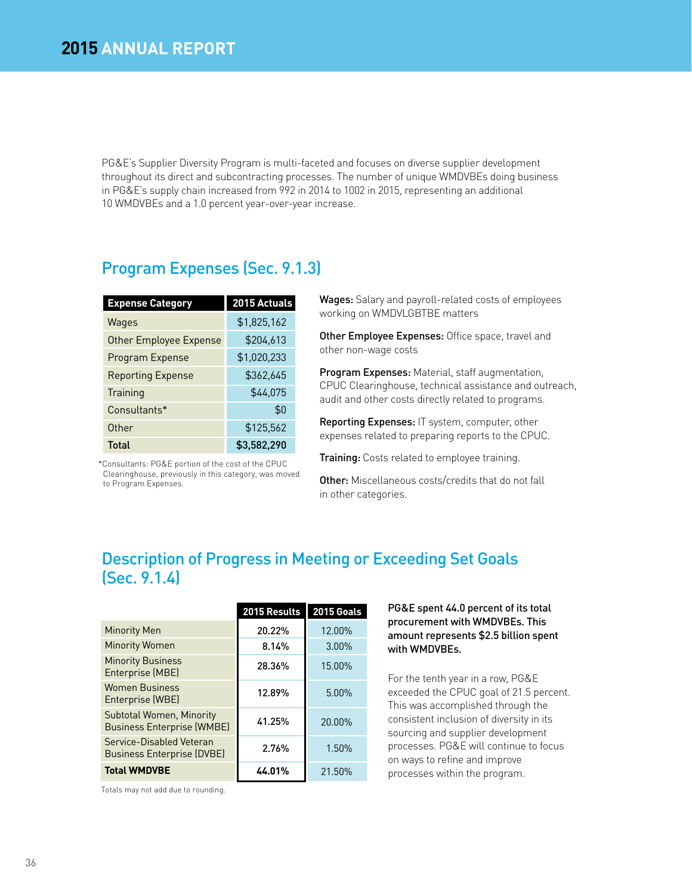PG&E's Supplier Diversity Program is multi-faceted and focuses on diverse supplier development throughout its direct and subcontracting processes. The number of unique WMDVBEs doing business in PG&E's supply chain increased from 992 in 2014 to 1002 in 2015, representing an additional 10 WMDVBEs and a 1.0 percent year-over-year increase.

## Program Expenses (Sec. 9.1.3)

| Expense Category | 2015 Actuals |
|---|---|
| Wages | $1,825,162 |
| Other Employee Expense | $204,613 |
| Program Expense | $1,020,233 |
| Reporting Expense | $362,645 |
| Training | $44,075 |
| Consultants* | $0 |
| Other | $125,562 |
| **Total** | **$3,582,290** |

*Consultants: PG&E portion of the cost of the CPUC Clearinghouse, previously in this category, was moved to Program Expenses.

**Wages:** Salary and payroll-related costs of employees working on WMDVLGBTBE matters

**Other Employee Expenses:** Office space, travel and other non-wage costs

**Program Expenses:** Material, staff augmentation, CPUC Clearinghouse, technical assistance and outreach, audit and other costs directly related to programs.

**Reporting Expenses:** IT system, computer, other expenses related to preparing reports to the CPUC.

**Training:** Costs related to employee training.

**Other:** Miscellaneous costs/credits that do not fall in other categories.

## Description of Progress in Meeting or Exceeding Set Goals (Sec. 9.1.4)

| | 2015 Results | 2015 Goals |
|---|---|---|
| Minority Men | 20.22% | 12.00% |
| Minority Women | 8.14% | 3.00% |
| Minority Business Enterprise (MBE) | 28.36% | 15.00% |
| Women Business Enterprise (WBE) | 12.89% | 5.00% |
| Subtotal Women, Minority Business Enterprise (WMBE) | 41.25% | 20.00% |
| Service-Disabled Veteran Business Enterprise (DVBE) | 2.76% | 1.50% |
| **Total WMDVBE** | **44.01%** | 21.50% |

Totals may not add due to rounding.

**PG&E spent 44.0 percent of its total procurement with WMDVBEs. This amount represents $2.5 billion spent with WMDVBEs.**

For the tenth year in a row, PG&E exceeded the CPUC goal of 21.5 percent. This was accomplished through the consistent inclusion of diversity in its sourcing and supplier development processes. PG&E will continue to focus on ways to refine and improve processes within the program.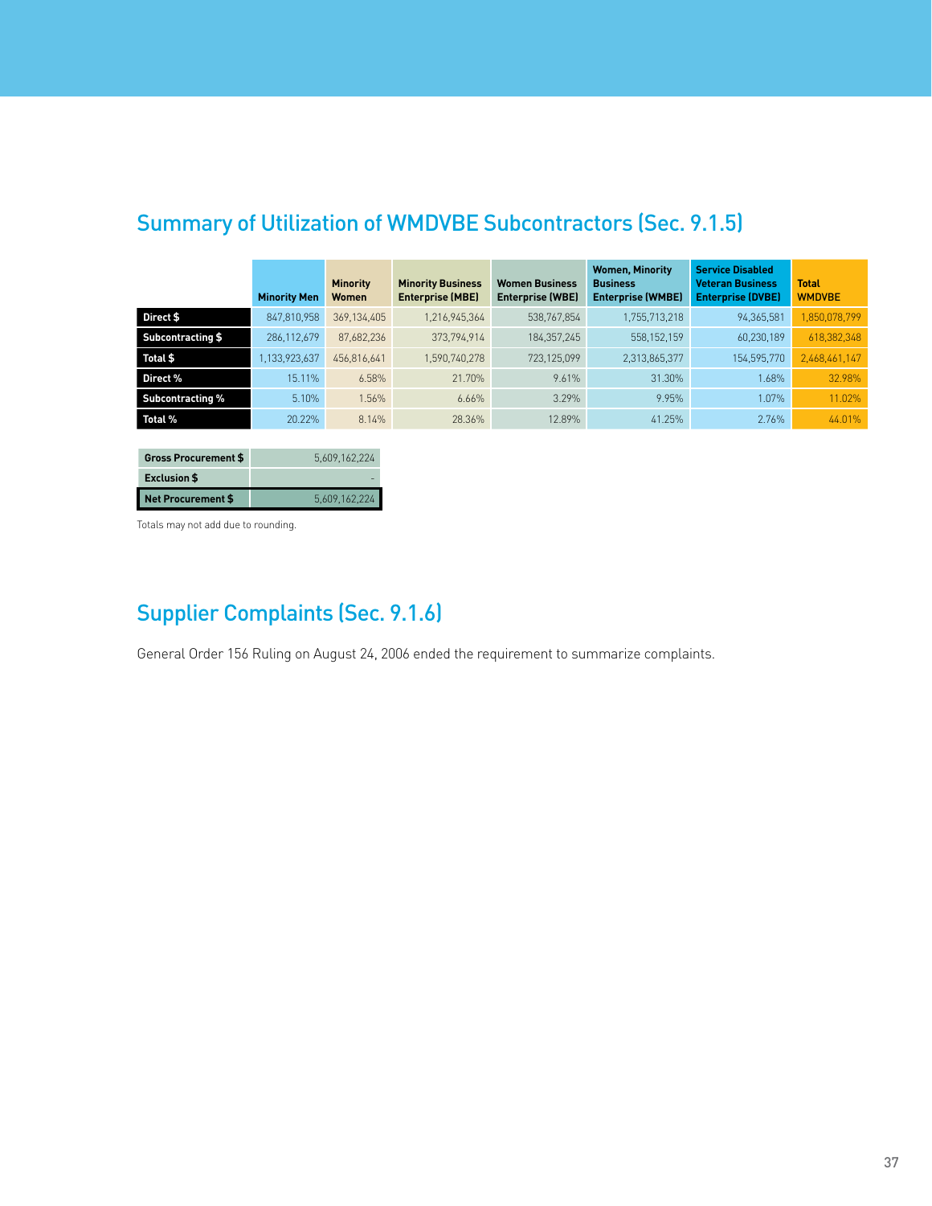## Summary of Utilization of WMDVBE Subcontractors (Sec. 9.1.5)

| | Minority Men | Minority Women | Minority Business Enterprise (MBE) | Women Business Enterprise (WBE) | Women, Minority Business Enterprise (WMBE) | Service Disabled Veteran Business Enterprise (DVBE) | Total WMDVBE |
|---|---|---|---|---|---|---|---|
| **Direct $** | 847,810,958 | 369,134,405 | 1,216,945,364 | 538,767,854 | 1,755,713,218 | 94,365,581 | 1,850,078,799 |
| **Subcontracting $** | 286,112,679 | 87,682,236 | 373,794,914 | 184,357,245 | 558,152,159 | 60,230,189 | 618,382,348 |
| **Total $** | 1,133,923,637 | 456,816,641 | 1,590,740,278 | 723,125,099 | 2,313,865,377 | 154,595,770 | 2,468,461,147 |
| **Direct %** | 15.11% | 6.58% | 21.70% | 9.61% | 31.30% | 1.68% | 32.98% |
| **Subcontracting %** | 5.10% | 1.56% | 6.66% | 3.29% | 9.95% | 1.07% | 11.02% |
| **Total %** | 20.22% | 8.14% | 28.36% | 12.89% | 41.25% | 2.76% | 44.01% |

| | |
|---|---|
| **Gross Procurement $** | 5,609,162,224 |
| **Exclusion $** | - |
| **Net Procurement $** | 5,609,162,224 |

Totals may not add due to rounding.

## Supplier Complaints (Sec. 9.1.6)

General Order 156 Ruling on August 24, 2006 ended the requirement to summarize complaints.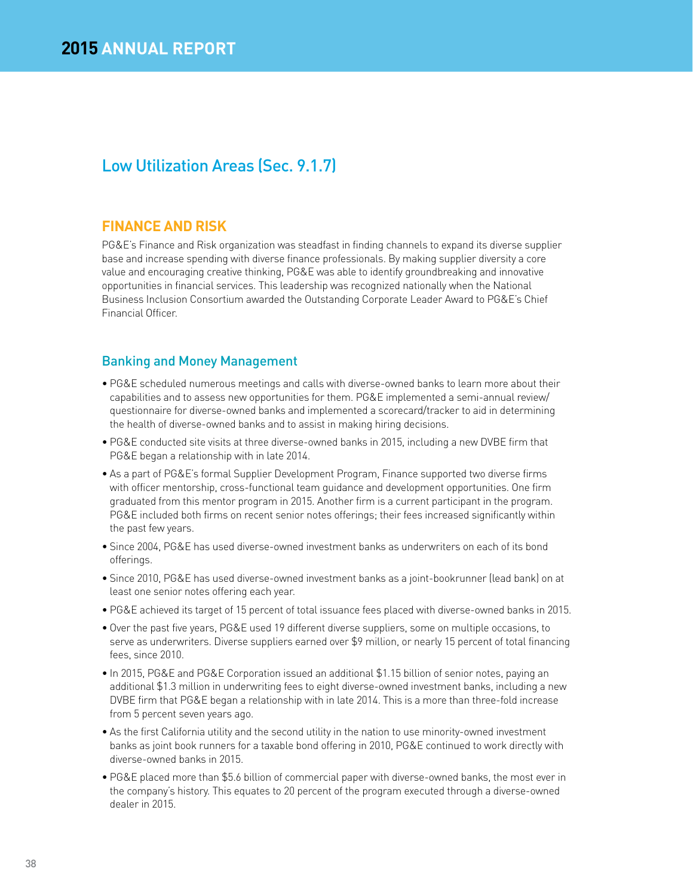## Low Utilization Areas (Sec. 9.1.7)

### FINANCE AND RISK

PG&E's Finance and Risk organization was steadfast in finding channels to expand its diverse supplier base and increase spending with diverse finance professionals. By making supplier diversity a core value and encouraging creative thinking, PG&E was able to identify groundbreaking and innovative opportunities in financial services. This leadership was recognized nationally when the National Business Inclusion Consortium awarded the Outstanding Corporate Leader Award to PG&E's Chief Financial Officer.

#### Banking and Money Management

- PG&E scheduled numerous meetings and calls with diverse-owned banks to learn more about their capabilities and to assess new opportunities for them. PG&E implemented a semi-annual review/questionnaire for diverse-owned banks and implemented a scorecard/tracker to aid in determining the health of diverse-owned banks and to assist in making hiring decisions.
- PG&E conducted site visits at three diverse-owned banks in 2015, including a new DVBE firm that PG&E began a relationship with in late 2014.
- As a part of PG&E's formal Supplier Development Program, Finance supported two diverse firms with officer mentorship, cross-functional team guidance and development opportunities. One firm graduated from this mentor program in 2015. Another firm is a current participant in the program. PG&E included both firms on recent senior notes offerings; their fees increased significantly within the past few years.
- Since 2004, PG&E has used diverse-owned investment banks as underwriters on each of its bond offerings.
- Since 2010, PG&E has used diverse-owned investment banks as a joint-bookrunner (lead bank) on at least one senior notes offering each year.
- PG&E achieved its target of 15 percent of total issuance fees placed with diverse-owned banks in 2015.
- Over the past five years, PG&E used 19 different diverse suppliers, some on multiple occasions, to serve as underwriters. Diverse suppliers earned over $9 million, or nearly 15 percent of total financing fees, since 2010.
- In 2015, PG&E and PG&E Corporation issued an additional $1.15 billion of senior notes, paying an additional $1.3 million in underwriting fees to eight diverse-owned investment banks, including a new DVBE firm that PG&E began a relationship with in late 2014. This is a more than three-fold increase from 5 percent seven years ago.
- As the first California utility and the second utility in the nation to use minority-owned investment banks as joint book runners for a taxable bond offering in 2010, PG&E continued to work directly with diverse-owned banks in 2015.
- PG&E placed more than $5.6 billion of commercial paper with diverse-owned banks, the most ever in the company's history. This equates to 20 percent of the program executed through a diverse-owned dealer in 2015.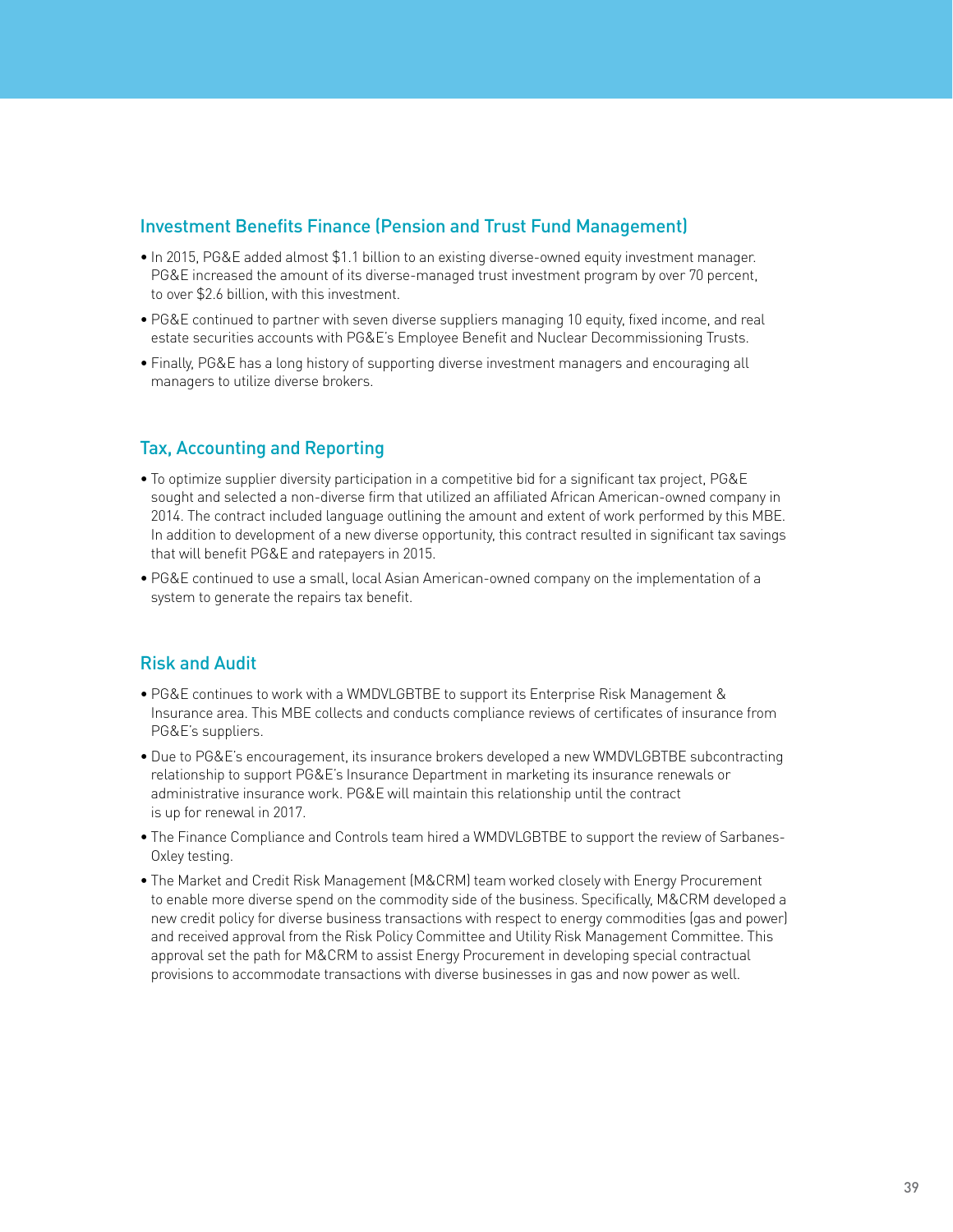## Investment Benefits Finance (Pension and Trust Fund Management)

- In 2015, PG&E added almost $1.1 billion to an existing diverse-owned equity investment manager. PG&E increased the amount of its diverse-managed trust investment program by over 70 percent, to over $2.6 billion, with this investment.
- PG&E continued to partner with seven diverse suppliers managing 10 equity, fixed income, and real estate securities accounts with PG&E's Employee Benefit and Nuclear Decommissioning Trusts.
- Finally, PG&E has a long history of supporting diverse investment managers and encouraging all managers to utilize diverse brokers.

## Tax, Accounting and Reporting

- To optimize supplier diversity participation in a competitive bid for a significant tax project, PG&E sought and selected a non-diverse firm that utilized an affiliated African American-owned company in 2014. The contract included language outlining the amount and extent of work performed by this MBE. In addition to development of a new diverse opportunity, this contract resulted in significant tax savings that will benefit PG&E and ratepayers in 2015.
- PG&E continued to use a small, local Asian American-owned company on the implementation of a system to generate the repairs tax benefit.

## Risk and Audit

- PG&E continues to work with a WMDVLGBTBE to support its Enterprise Risk Management & Insurance area. This MBE collects and conducts compliance reviews of certificates of insurance from PG&E's suppliers.
- Due to PG&E's encouragement, its insurance brokers developed a new WMDVLGBTBE subcontracting relationship to support PG&E's Insurance Department in marketing its insurance renewals or administrative insurance work. PG&E will maintain this relationship until the contract is up for renewal in 2017.
- The Finance Compliance and Controls team hired a WMDVLGBTBE to support the review of Sarbanes-Oxley testing.
- The Market and Credit Risk Management (M&CRM) team worked closely with Energy Procurement to enable more diverse spend on the commodity side of the business. Specifically, M&CRM developed a new credit policy for diverse business transactions with respect to energy commodities (gas and power) and received approval from the Risk Policy Committee and Utility Risk Management Committee. This approval set the path for M&CRM to assist Energy Procurement in developing special contractual provisions to accommodate transactions with diverse businesses in gas and now power as well.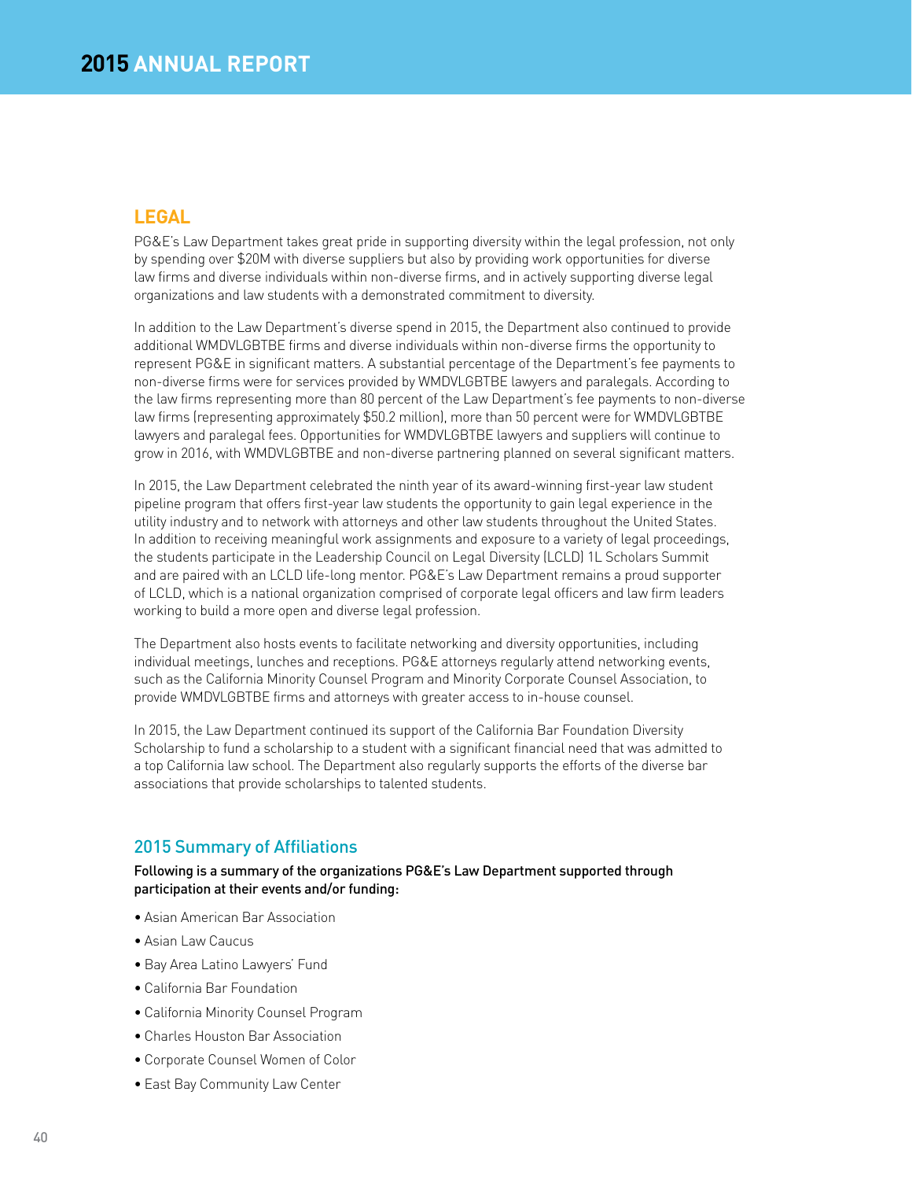## LEGAL

PG&E's Law Department takes great pride in supporting diversity within the legal profession, not only by spending over $20M with diverse suppliers but also by providing work opportunities for diverse law firms and diverse individuals within non-diverse firms, and in actively supporting diverse legal organizations and law students with a demonstrated commitment to diversity.

In addition to the Law Department's diverse spend in 2015, the Department also continued to provide additional WMDVLGBTBE firms and diverse individuals within non-diverse firms the opportunity to represent PG&E in significant matters. A substantial percentage of the Department's fee payments to non-diverse firms were for services provided by WMDVLGBTBE lawyers and paralegals. According to the law firms representing more than 80 percent of the Law Department's fee payments to non-diverse law firms (representing approximately $50.2 million), more than 50 percent were for WMDVLGBTBE lawyers and paralegal fees. Opportunities for WMDVLGBTBE lawyers and suppliers will continue to grow in 2016, with WMDVLGBTBE and non-diverse partnering planned on several significant matters.

In 2015, the Law Department celebrated the ninth year of its award-winning first-year law student pipeline program that offers first-year law students the opportunity to gain legal experience in the utility industry and to network with attorneys and other law students throughout the United States. In addition to receiving meaningful work assignments and exposure to a variety of legal proceedings, the students participate in the Leadership Council on Legal Diversity (LCLD) 1L Scholars Summit and are paired with an LCLD life-long mentor. PG&E's Law Department remains a proud supporter of LCLD, which is a national organization comprised of corporate legal officers and law firm leaders working to build a more open and diverse legal profession.

The Department also hosts events to facilitate networking and diversity opportunities, including individual meetings, lunches and receptions. PG&E attorneys regularly attend networking events, such as the California Minority Counsel Program and Minority Corporate Counsel Association, to provide WMDVLGBTBE firms and attorneys with greater access to in-house counsel.

In 2015, the Law Department continued its support of the California Bar Foundation Diversity Scholarship to fund a scholarship to a student with a significant financial need that was admitted to a top California law school. The Department also regularly supports the efforts of the diverse bar associations that provide scholarships to talented students.

### 2015 Summary of Affiliations

**Following is a summary of the organizations PG&E's Law Department supported through participation at their events and/or funding:**

- Asian American Bar Association
- Asian Law Caucus
- Bay Area Latino Lawyers' Fund
- California Bar Foundation
- California Minority Counsel Program
- Charles Houston Bar Association
- Corporate Counsel Women of Color
- East Bay Community Law Center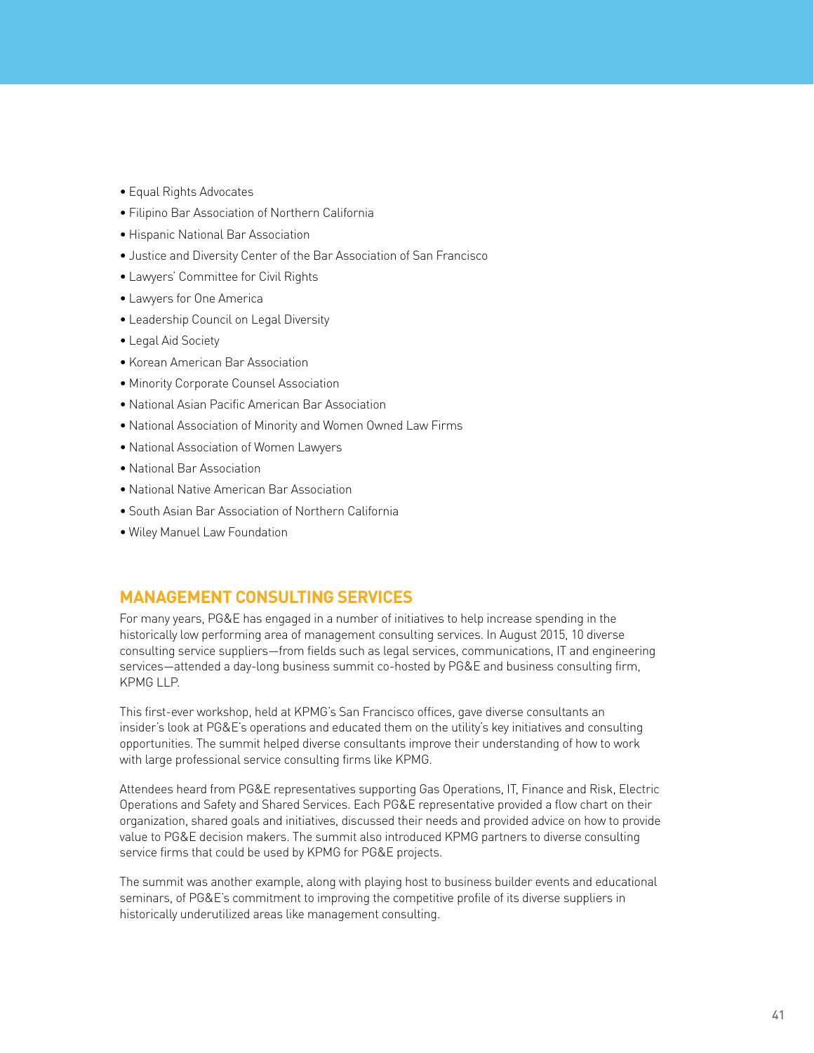- Equal Rights Advocates
- Filipino Bar Association of Northern California
- Hispanic National Bar Association
- Justice and Diversity Center of the Bar Association of San Francisco
- Lawyers' Committee for Civil Rights
- Lawyers for One America
- Leadership Council on Legal Diversity
- Legal Aid Society
- Korean American Bar Association
- Minority Corporate Counsel Association
- National Asian Pacific American Bar Association
- National Association of Minority and Women Owned Law Firms
- National Association of Women Lawyers
- National Bar Association
- National Native American Bar Association
- South Asian Bar Association of Northern California
- Wiley Manuel Law Foundation

## MANAGEMENT CONSULTING SERVICES

For many years, PG&E has engaged in a number of initiatives to help increase spending in the historically low performing area of management consulting services. In August 2015, 10 diverse consulting service suppliers—from fields such as legal services, communications, IT and engineering services—attended a day-long business summit co-hosted by PG&E and business consulting firm, KPMG LLP.

This first-ever workshop, held at KPMG's San Francisco offices, gave diverse consultants an insider's look at PG&E's operations and educated them on the utility's key initiatives and consulting opportunities. The summit helped diverse consultants improve their understanding of how to work with large professional service consulting firms like KPMG.

Attendees heard from PG&E representatives supporting Gas Operations, IT, Finance and Risk, Electric Operations and Safety and Shared Services. Each PG&E representative provided a flow chart on their organization, shared goals and initiatives, discussed their needs and provided advice on how to provide value to PG&E decision makers. The summit also introduced KPMG partners to diverse consulting service firms that could be used by KPMG for PG&E projects.

The summit was another example, along with playing host to business builder events and educational seminars, of PG&E's commitment to improving the competitive profile of its diverse suppliers in historically underutilized areas like management consulting.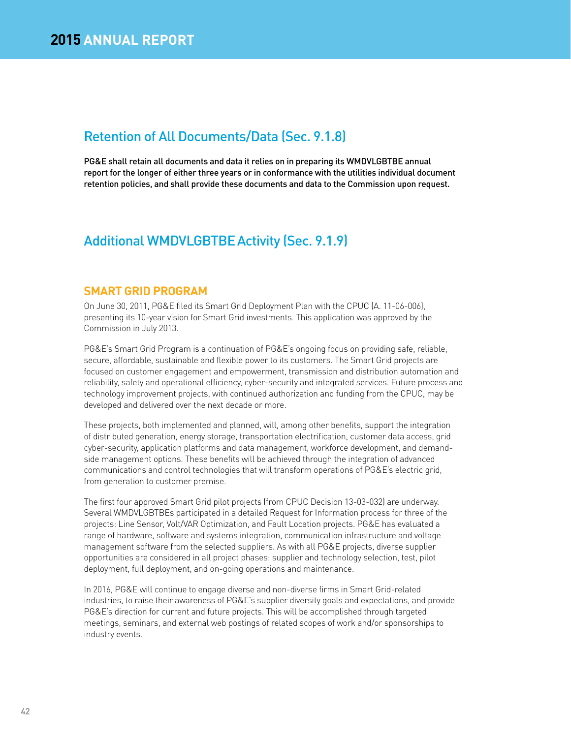## Retention of All Documents/Data (Sec. 9.1.8)

PG&E shall retain all documents and data it relies on in preparing its WMDVLGBTBE annual report for the longer of either three years or in conformance with the utilities individual document retention policies, and shall provide these documents and data to the Commission upon request.

## Additional WMDVLGBTBE Activity (Sec. 9.1.9)

### SMART GRID PROGRAM

On June 30, 2011, PG&E filed its Smart Grid Deployment Plan with the CPUC (A. 11-06-006), presenting its 10-year vision for Smart Grid investments. This application was approved by the Commission in July 2013.

PG&E's Smart Grid Program is a continuation of PG&E's ongoing focus on providing safe, reliable, secure, affordable, sustainable and flexible power to its customers. The Smart Grid projects are focused on customer engagement and empowerment, transmission and distribution automation and reliability, safety and operational efficiency, cyber-security and integrated services. Future process and technology improvement projects, with continued authorization and funding from the CPUC, may be developed and delivered over the next decade or more.

These projects, both implemented and planned, will, among other benefits, support the integration of distributed generation, energy storage, transportation electrification, customer data access, grid cyber-security, application platforms and data management, workforce development, and demand-side management options. These benefits will be achieved through the integration of advanced communications and control technologies that will transform operations of PG&E's electric grid, from generation to customer premise.

The first four approved Smart Grid pilot projects (from CPUC Decision 13-03-032) are underway. Several WMDVLGBTBEs participated in a detailed Request for Information process for three of the projects: Line Sensor, Volt/VAR Optimization, and Fault Location projects. PG&E has evaluated a range of hardware, software and systems integration, communication infrastructure and voltage management software from the selected suppliers. As with all PG&E projects, diverse supplier opportunities are considered in all project phases: supplier and technology selection, test, pilot deployment, full deployment, and on-going operations and maintenance.

In 2016, PG&E will continue to engage diverse and non-diverse firms in Smart Grid-related industries, to raise their awareness of PG&E's supplier diversity goals and expectations, and provide PG&E's direction for current and future projects. This will be accomplished through targeted meetings, seminars, and external web postings of related scopes of work and/or sponsorships to industry events.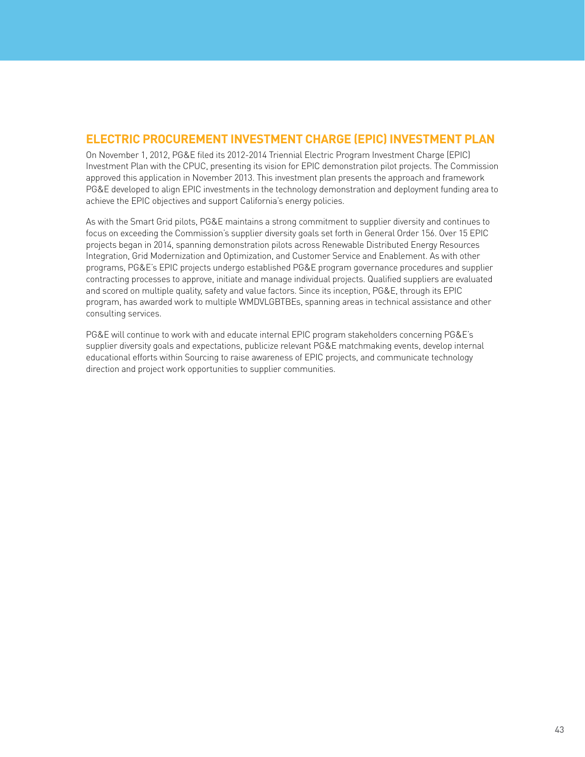## ELECTRIC PROCUREMENT INVESTMENT CHARGE (EPIC) INVESTMENT PLAN

On November 1, 2012, PG&E filed its 2012-2014 Triennial Electric Program Investment Charge (EPIC) Investment Plan with the CPUC, presenting its vision for EPIC demonstration pilot projects. The Commission approved this application in November 2013. This investment plan presents the approach and framework PG&E developed to align EPIC investments in the technology demonstration and deployment funding area to achieve the EPIC objectives and support California's energy policies.

As with the Smart Grid pilots, PG&E maintains a strong commitment to supplier diversity and continues to focus on exceeding the Commission's supplier diversity goals set forth in General Order 156. Over 15 EPIC projects began in 2014, spanning demonstration pilots across Renewable Distributed Energy Resources Integration, Grid Modernization and Optimization, and Customer Service and Enablement. As with other programs, PG&E's EPIC projects undergo established PG&E program governance procedures and supplier contracting processes to approve, initiate and manage individual projects. Qualified suppliers are evaluated and scored on multiple quality, safety and value factors. Since its inception, PG&E, through its EPIC program, has awarded work to multiple WMDVLGBTBEs, spanning areas in technical assistance and other consulting services.

PG&E will continue to work with and educate internal EPIC program stakeholders concerning PG&E's supplier diversity goals and expectations, publicize relevant PG&E matchmaking events, develop internal educational efforts within Sourcing to raise awareness of EPIC projects, and communicate technology direction and project work opportunities to supplier communities.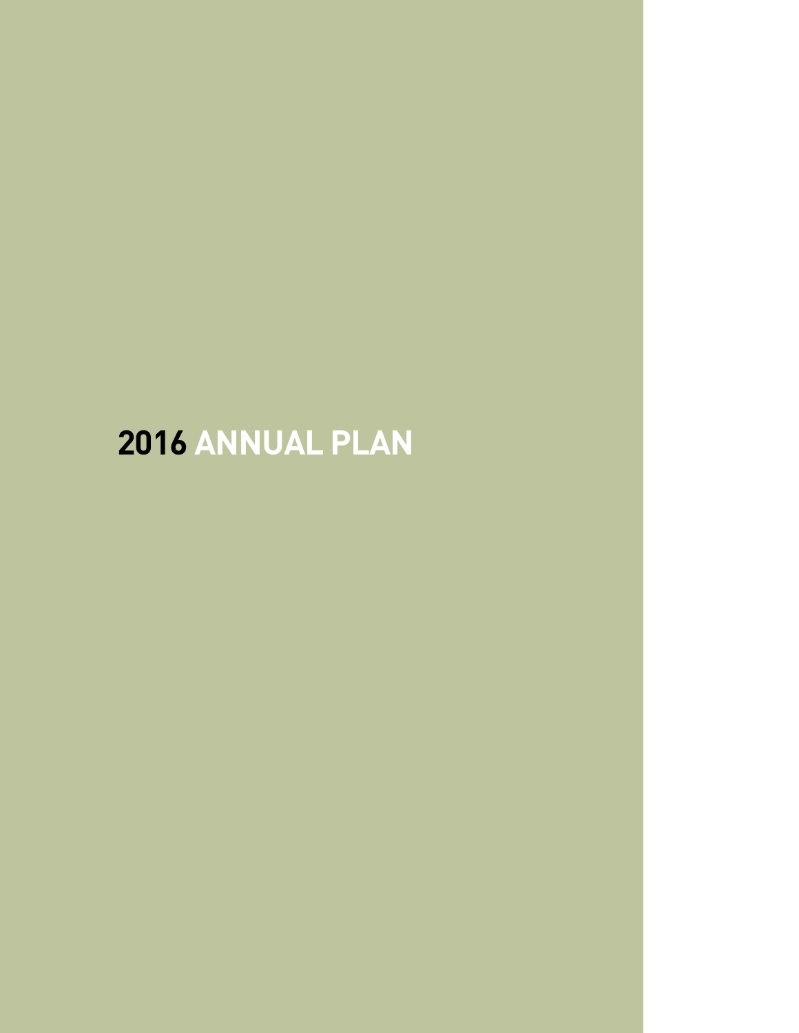# 2016 ANNUAL PLAN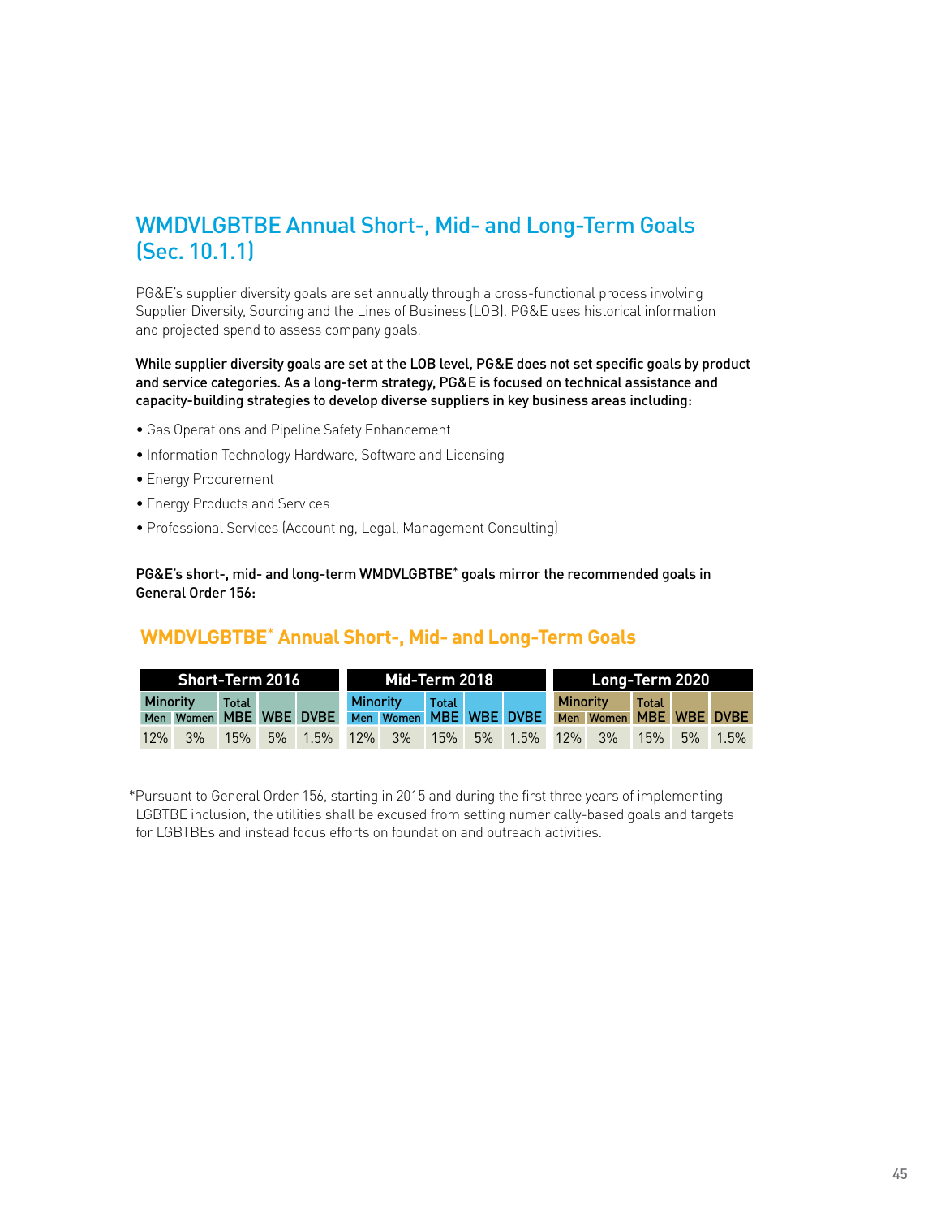## WMDVLGBTBE Annual Short-, Mid- and Long-Term Goals (Sec. 10.1.1)

PG&E's supplier diversity goals are set annually through a cross-functional process involving Supplier Diversity, Sourcing and the Lines of Business (LOB). PG&E uses historical information and projected spend to assess company goals.

**While supplier diversity goals are set at the LOB level, PG&E does not set specific goals by product and service categories. As a long-term strategy, PG&E is focused on technical assistance and capacity-building strategies to develop diverse suppliers in key business areas including:**

- Gas Operations and Pipeline Safety Enhancement
- Information Technology Hardware, Software and Licensing
- Energy Procurement
- Energy Products and Services
- Professional Services (Accounting, Legal, Management Consulting)

**PG&E's short-, mid- and long-term WMDVLGBTBE* goals mirror the recommended goals in General Order 156:**

### WMDVLGBTBE* Annual Short-, Mid- and Long-Term Goals

| Short-Term 2016 | | | | | Mid-Term 2018 | | | | | Long-Term 2020 | | | | |
|---|---|---|---|---|---|---|---|---|---|---|---|---|---|---|
| Minority | | Total | | | Minority | | Total | | | Minority | | Total | | |
| Men | Women | MBE | WBE | DVBE | Men | Women | MBE | WBE | DVBE | Men | Women | MBE | WBE | DVBE |
| 12% | 3% | 15% | 5% | 1.5% | 12% | 3% | 15% | 5% | 1.5% | 12% | 3% | 15% | 5% | 1.5% |

*Pursuant to General Order 156, starting in 2015 and during the first three years of implementing LGBTBE inclusion, the utilities shall be excused from setting numerically-based goals and targets for LGBTBEs and instead focus efforts on foundation and outreach activities.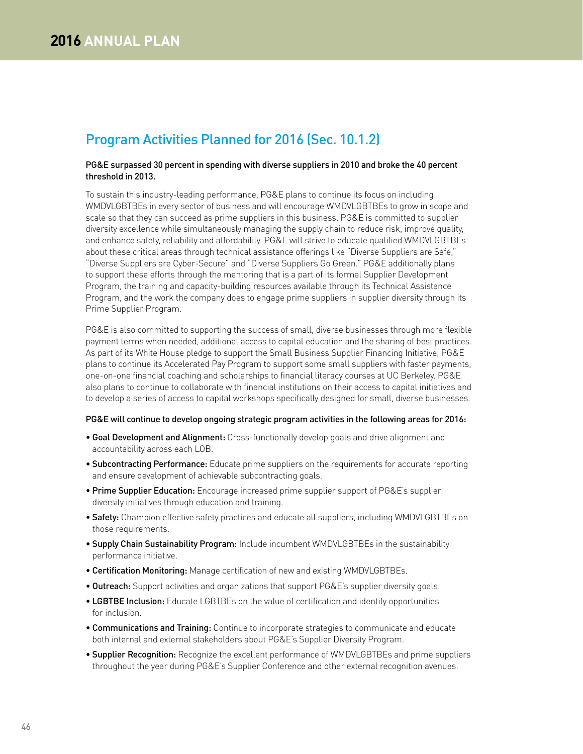## Program Activities Planned for 2016 (Sec. 10.1.2)

**PG&E surpassed 30 percent in spending with diverse suppliers in 2010 and broke the 40 percent threshold in 2013.**

To sustain this industry-leading performance, PG&E plans to continue its focus on including WMDVLGBTBEs in every sector of business and will encourage WMDVLGBTBEs to grow in scope and scale so that they can succeed as prime suppliers in this business. PG&E is committed to supplier diversity excellence while simultaneously managing the supply chain to reduce risk, improve quality, and enhance safety, reliability and affordability. PG&E will strive to educate qualified WMDVLGBTBEs about these critical areas through technical assistance offerings like "Diverse Suppliers are Safe," "Diverse Suppliers are Cyber-Secure" and "Diverse Suppliers Go Green." PG&E additionally plans to support these efforts through the mentoring that is a part of its formal Supplier Development Program, the training and capacity-building resources available through its Technical Assistance Program, and the work the company does to engage prime suppliers in supplier diversity through its Prime Supplier Program.

PG&E is also committed to supporting the success of small, diverse businesses through more flexible payment terms when needed, additional access to capital education and the sharing of best practices. As part of its White House pledge to support the Small Business Supplier Financing Initiative, PG&E plans to continue its Accelerated Pay Program to support some small suppliers with faster payments, one-on-one financial coaching and scholarships to financial literacy courses at UC Berkeley. PG&E also plans to continue to collaborate with financial institutions on their access to capital initiatives and to develop a series of access to capital workshops specifically designed for small, diverse businesses.

**PG&E will continue to develop ongoing strategic program activities in the following areas for 2016:**

- **Goal Development and Alignment:** Cross-functionally develop goals and drive alignment and accountability across each LOB.
- **Subcontracting Performance:** Educate prime suppliers on the requirements for accurate reporting and ensure development of achievable subcontracting goals.
- **Prime Supplier Education:** Encourage increased prime supplier support of PG&E's supplier diversity initiatives through education and training.
- **Safety:** Champion effective safety practices and educate all suppliers, including WMDVLGBTBEs on those requirements.
- **Supply Chain Sustainability Program:** Include incumbent WMDVLGBTBEs in the sustainability performance initiative.
- **Certification Monitoring:** Manage certification of new and existing WMDVLGBTBEs.
- **Outreach:** Support activities and organizations that support PG&E's supplier diversity goals.
- **LGBTBE Inclusion:** Educate LGBTBEs on the value of certification and identify opportunities for inclusion.
- **Communications and Training:** Continue to incorporate strategies to communicate and educate both internal and external stakeholders about PG&E's Supplier Diversity Program.
- **Supplier Recognition:** Recognize the excellent performance of WMDVLGBTBEs and prime suppliers throughout the year during PG&E's Supplier Conference and other external recognition avenues.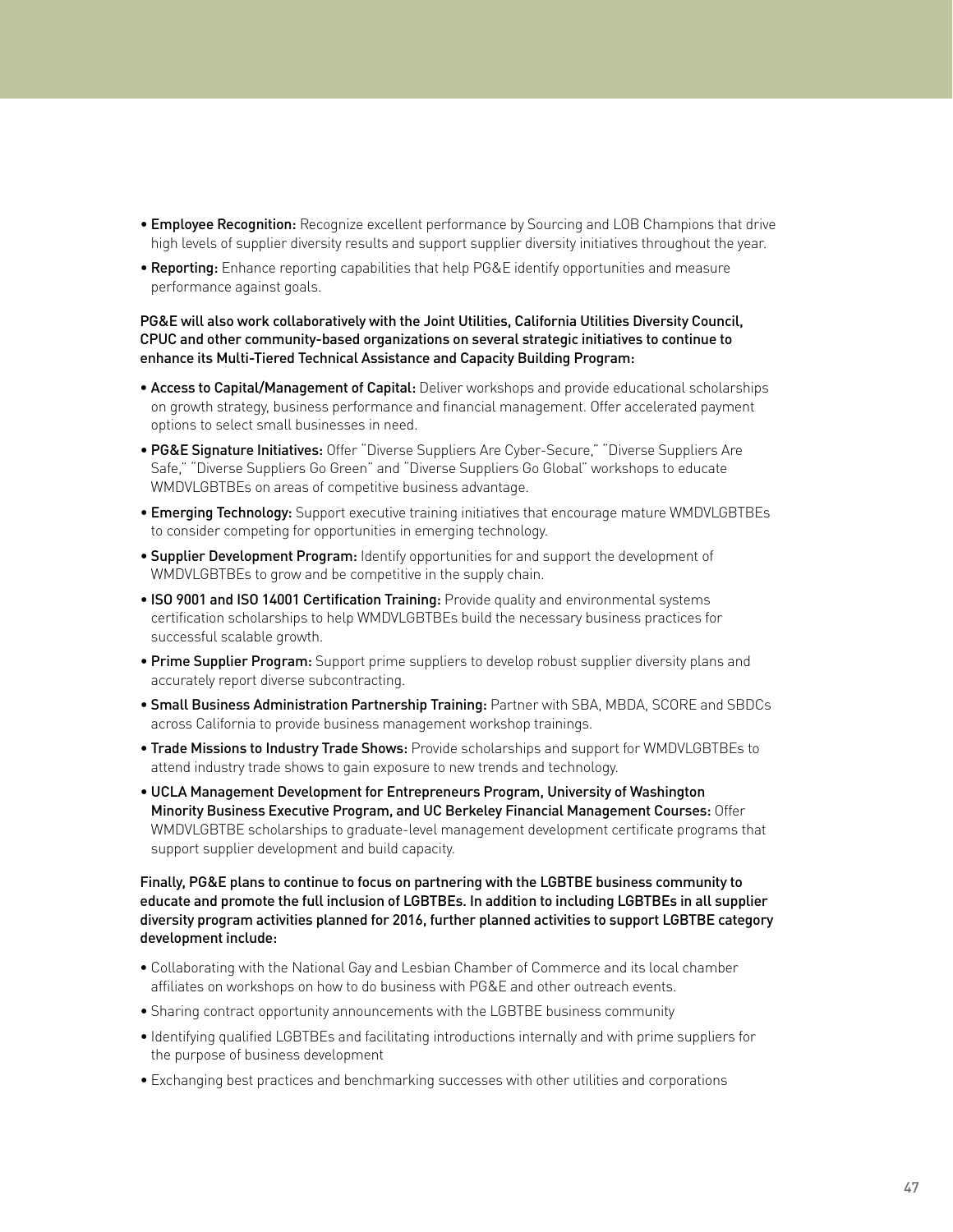- **Employee Recognition:** Recognize excellent performance by Sourcing and LOB Champions that drive high levels of supplier diversity results and support supplier diversity initiatives throughout the year.
- **Reporting:** Enhance reporting capabilities that help PG&E identify opportunities and measure performance against goals.

PG&E will also work collaboratively with the Joint Utilities, California Utilities Diversity Council, CPUC and other community-based organizations on several strategic initiatives to continue to enhance its Multi-Tiered Technical Assistance and Capacity Building Program:

- **Access to Capital/Management of Capital:** Deliver workshops and provide educational scholarships on growth strategy, business performance and financial management. Offer accelerated payment options to select small businesses in need.
- **PG&E Signature Initiatives:** Offer "Diverse Suppliers Are Cyber-Secure," "Diverse Suppliers Are Safe," "Diverse Suppliers Go Green" and "Diverse Suppliers Go Global" workshops to educate WMDVLGBTBEs on areas of competitive business advantage.
- **Emerging Technology:** Support executive training initiatives that encourage mature WMDVLGBTBEs to consider competing for opportunities in emerging technology.
- **Supplier Development Program:** Identify opportunities for and support the development of WMDVLGBTBEs to grow and be competitive in the supply chain.
- **ISO 9001 and ISO 14001 Certification Training:** Provide quality and environmental systems certification scholarships to help WMDVLGBTBEs build the necessary business practices for successful scalable growth.
- **Prime Supplier Program:** Support prime suppliers to develop robust supplier diversity plans and accurately report diverse subcontracting.
- **Small Business Administration Partnership Training:** Partner with SBA, MBDA, SCORE and SBDCs across California to provide business management workshop trainings.
- **Trade Missions to Industry Trade Shows:** Provide scholarships and support for WMDVLGBTBEs to attend industry trade shows to gain exposure to new trends and technology.
- **UCLA Management Development for Entrepreneurs Program, University of Washington Minority Business Executive Program, and UC Berkeley Financial Management Courses:** Offer WMDVLGBTBE scholarships to graduate-level management development certificate programs that support supplier development and build capacity.

Finally, PG&E plans to continue to focus on partnering with the LGBTBE business community to educate and promote the full inclusion of LGBTBEs. In addition to including LGBTBEs in all supplier diversity program activities planned for 2016, further planned activities to support LGBTBE category development include:

- Collaborating with the National Gay and Lesbian Chamber of Commerce and its local chamber affiliates on workshops on how to do business with PG&E and other outreach events.
- Sharing contract opportunity announcements with the LGBTBE business community
- Identifying qualified LGBTBEs and facilitating introductions internally and with prime suppliers for the purpose of business development
- Exchanging best practices and benchmarking successes with other utilities and corporations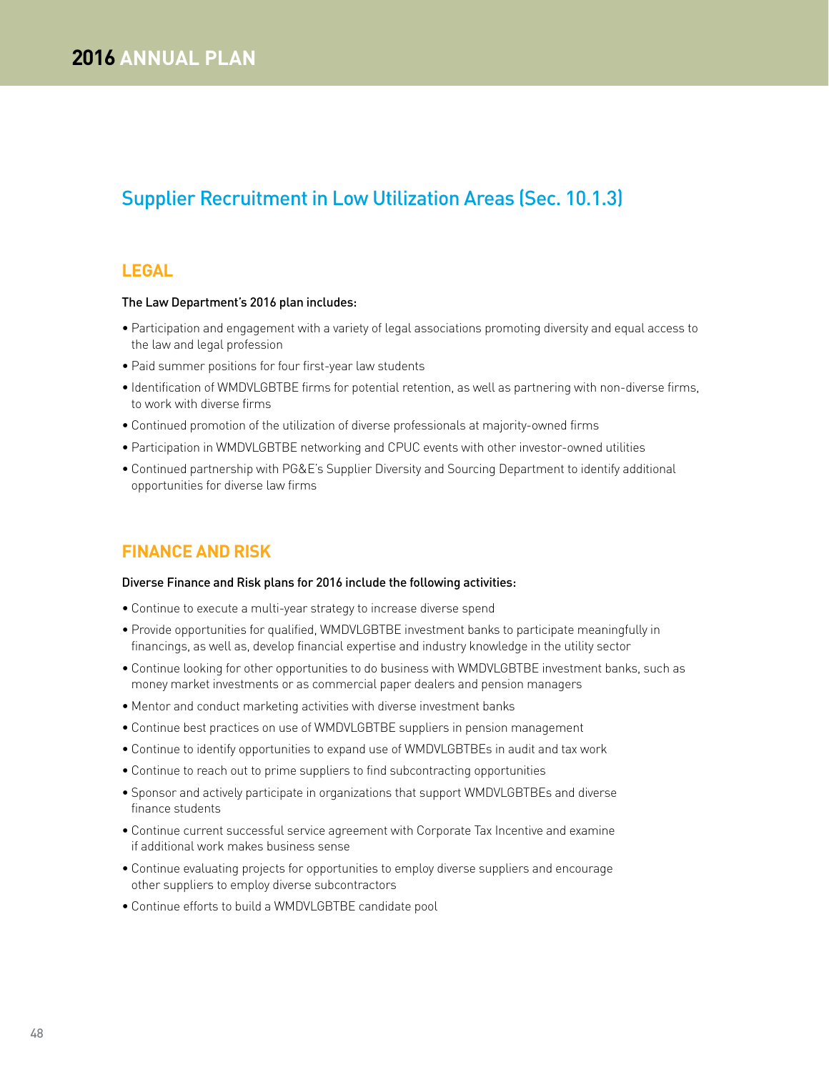## Supplier Recruitment in Low Utilization Areas (Sec. 10.1.3)

### LEGAL

The Law Department's 2016 plan includes:

- Participation and engagement with a variety of legal associations promoting diversity and equal access to the law and legal profession
- Paid summer positions for four first-year law students
- Identification of WMDVLGBTBE firms for potential retention, as well as partnering with non-diverse firms, to work with diverse firms
- Continued promotion of the utilization of diverse professionals at majority-owned firms
- Participation in WMDVLGBTBE networking and CPUC events with other investor-owned utilities
- Continued partnership with PG&E's Supplier Diversity and Sourcing Department to identify additional opportunities for diverse law firms

### FINANCE AND RISK

Diverse Finance and Risk plans for 2016 include the following activities:

- Continue to execute a multi-year strategy to increase diverse spend
- Provide opportunities for qualified, WMDVLGBTBE investment banks to participate meaningfully in financings, as well as, develop financial expertise and industry knowledge in the utility sector
- Continue looking for other opportunities to do business with WMDVLGBTBE investment banks, such as money market investments or as commercial paper dealers and pension managers
- Mentor and conduct marketing activities with diverse investment banks
- Continue best practices on use of WMDVLGBTBE suppliers in pension management
- Continue to identify opportunities to expand use of WMDVLGBTBEs in audit and tax work
- Continue to reach out to prime suppliers to find subcontracting opportunities
- Sponsor and actively participate in organizations that support WMDVLGBTBEs and diverse finance students
- Continue current successful service agreement with Corporate Tax Incentive and examine if additional work makes business sense
- Continue evaluating projects for opportunities to employ diverse suppliers and encourage other suppliers to employ diverse subcontractors
- Continue efforts to build a WMDVLGBTBE candidate pool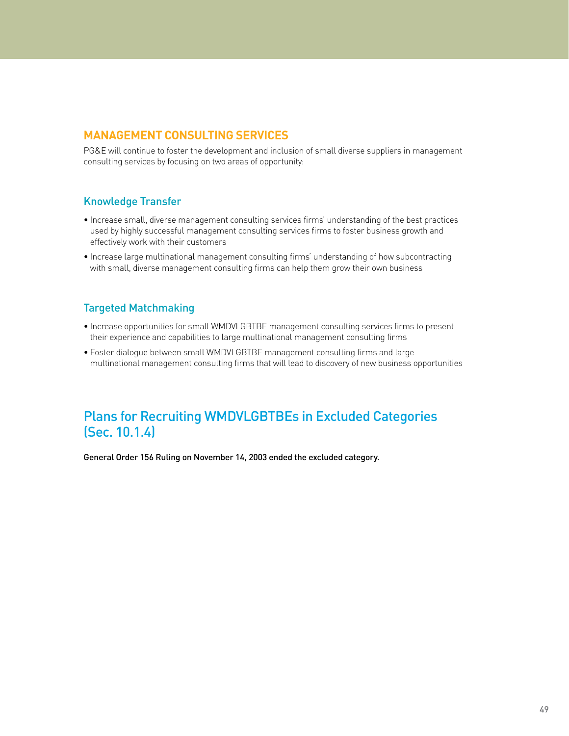## MANAGEMENT CONSULTING SERVICES

PG&E will continue to foster the development and inclusion of small diverse suppliers in management consulting services by focusing on two areas of opportunity:

### Knowledge Transfer

- Increase small, diverse management consulting services firms' understanding of the best practices used by highly successful management consulting services firms to foster business growth and effectively work with their customers
- Increase large multinational management consulting firms' understanding of how subcontracting with small, diverse management consulting firms can help them grow their own business

### Targeted Matchmaking

- Increase opportunities for small WMDVLGBTBE management consulting services firms to present their experience and capabilities to large multinational management consulting firms
- Foster dialogue between small WMDVLGBTBE management consulting firms and large multinational management consulting firms that will lead to discovery of new business opportunities

## Plans for Recruiting WMDVLGBTBEs in Excluded Categories (Sec. 10.1.4)

**General Order 156 Ruling on November 14, 2003 ended the excluded category.**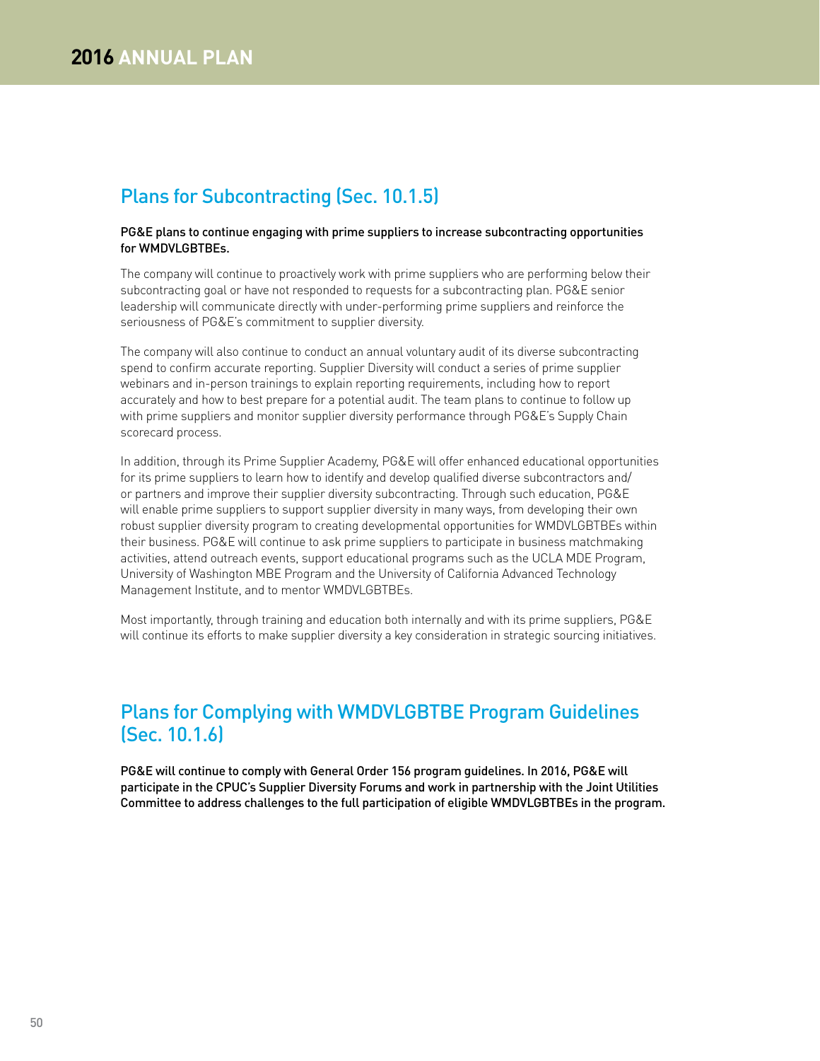## Plans for Subcontracting (Sec. 10.1.5)

**PG&E plans to continue engaging with prime suppliers to increase subcontracting opportunities for WMDVLGBTBEs.**

The company will continue to proactively work with prime suppliers who are performing below their subcontracting goal or have not responded to requests for a subcontracting plan. PG&E senior leadership will communicate directly with under-performing prime suppliers and reinforce the seriousness of PG&E's commitment to supplier diversity.

The company will also continue to conduct an annual voluntary audit of its diverse subcontracting spend to confirm accurate reporting. Supplier Diversity will conduct a series of prime supplier webinars and in-person trainings to explain reporting requirements, including how to report accurately and how to best prepare for a potential audit. The team plans to continue to follow up with prime suppliers and monitor supplier diversity performance through PG&E's Supply Chain scorecard process.

In addition, through its Prime Supplier Academy, PG&E will offer enhanced educational opportunities for its prime suppliers to learn how to identify and develop qualified diverse subcontractors and/or partners and improve their supplier diversity subcontracting. Through such education, PG&E will enable prime suppliers to support supplier diversity in many ways, from developing their own robust supplier diversity program to creating developmental opportunities for WMDVLGBTBEs within their business. PG&E will continue to ask prime suppliers to participate in business matchmaking activities, attend outreach events, support educational programs such as the UCLA MDE Program, University of Washington MBE Program and the University of California Advanced Technology Management Institute, and to mentor WMDVLGBTBEs.

Most importantly, through training and education both internally and with its prime suppliers, PG&E will continue its efforts to make supplier diversity a key consideration in strategic sourcing initiatives.

## Plans for Complying with WMDVLGBTBE Program Guidelines (Sec. 10.1.6)

**PG&E will continue to comply with General Order 156 program guidelines. In 2016, PG&E will participate in the CPUC's Supplier Diversity Forums and work in partnership with the Joint Utilities Committee to address challenges to the full participation of eligible WMDVLGBTBEs in the program.**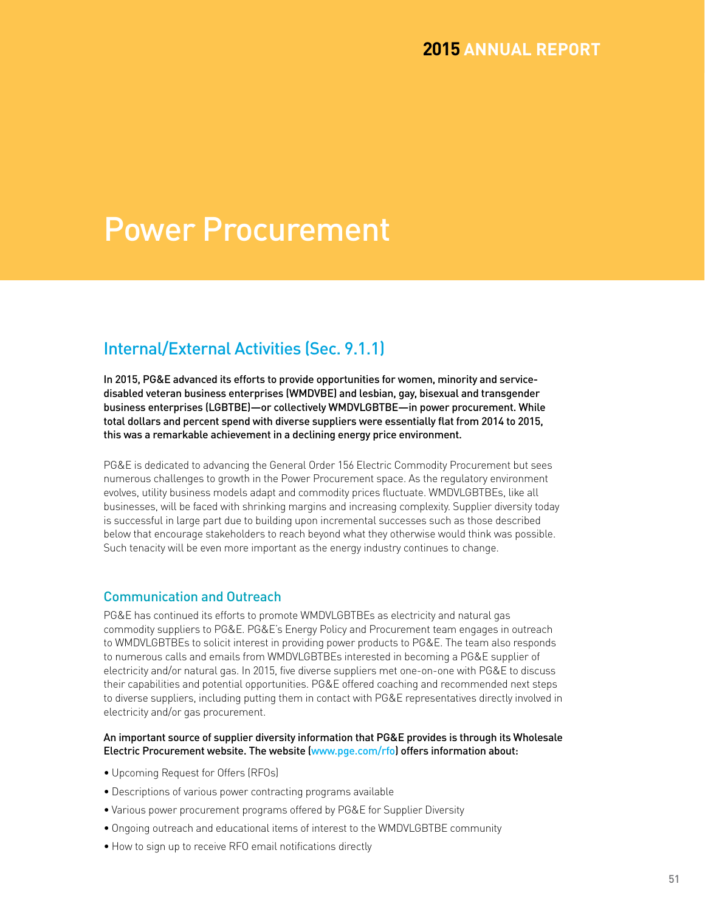# Power Procurement

## Internal/External Activities (Sec. 9.1.1)

**In 2015, PG&E advanced its efforts to provide opportunities for women, minority and service-disabled veteran business enterprises (WMDVBE) and lesbian, gay, bisexual and transgender business enterprises (LGBTBE)—or collectively WMDVLGBTBE—in power procurement. While total dollars and percent spend with diverse suppliers were essentially flat from 2014 to 2015, this was a remarkable achievement in a declining energy price environment.**

PG&E is dedicated to advancing the General Order 156 Electric Commodity Procurement but sees numerous challenges to growth in the Power Procurement space. As the regulatory environment evolves, utility business models adapt and commodity prices fluctuate. WMDVLGBTBEs, like all businesses, will be faced with shrinking margins and increasing complexity. Supplier diversity today is successful in large part due to building upon incremental successes such as those described below that encourage stakeholders to reach beyond what they otherwise would think was possible. Such tenacity will be even more important as the energy industry continues to change.

### Communication and Outreach

PG&E has continued its efforts to promote WMDVLGBTBEs as electricity and natural gas commodity suppliers to PG&E. PG&E's Energy Policy and Procurement team engages in outreach to WMDVLGBTBEs to solicit interest in providing power products to PG&E. The team also responds to numerous calls and emails from WMDVLGBTBEs interested in becoming a PG&E supplier of electricity and/or natural gas. In 2015, five diverse suppliers met one-on-one with PG&E to discuss their capabilities and potential opportunities. PG&E offered coaching and recommended next steps to diverse suppliers, including putting them in contact with PG&E representatives directly involved in electricity and/or gas procurement.

**An important source of supplier diversity information that PG&E provides is through its Wholesale Electric Procurement website. The website (www.pge.com/rfo) offers information about:**

- Upcoming Request for Offers (RFOs)
- Descriptions of various power contracting programs available
- Various power procurement programs offered by PG&E for Supplier Diversity
- Ongoing outreach and educational items of interest to the WMDVLGBTBE community
- How to sign up to receive RFO email notifications directly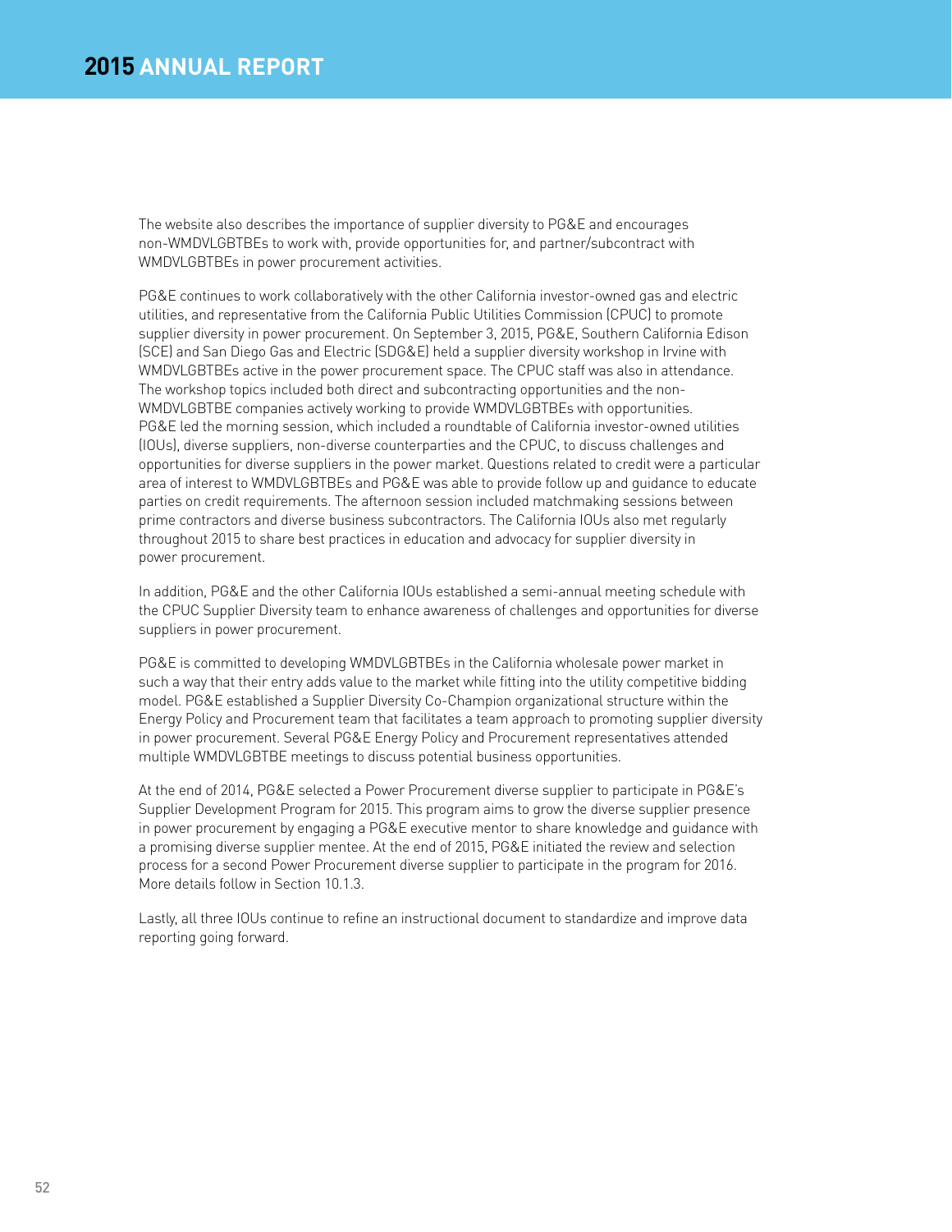The website also describes the importance of supplier diversity to PG&E and encourages non-WMDVLGBTBEs to work with, provide opportunities for, and partner/subcontract with WMDVLGBTBEs in power procurement activities.

PG&E continues to work collaboratively with the other California investor-owned gas and electric utilities, and representative from the California Public Utilities Commission (CPUC) to promote supplier diversity in power procurement. On September 3, 2015, PG&E, Southern California Edison (SCE) and San Diego Gas and Electric (SDG&E) held a supplier diversity workshop in Irvine with WMDVLGBTBEs active in the power procurement space. The CPUC staff was also in attendance. The workshop topics included both direct and subcontracting opportunities and the non-WMDVLGBTBE companies actively working to provide WMDVLGBTBEs with opportunities. PG&E led the morning session, which included a roundtable of California investor-owned utilities (IOUs), diverse suppliers, non-diverse counterparties and the CPUC, to discuss challenges and opportunities for diverse suppliers in the power market. Questions related to credit were a particular area of interest to WMDVLGBTBEs and PG&E was able to provide follow up and guidance to educate parties on credit requirements. The afternoon session included matchmaking sessions between prime contractors and diverse business subcontractors. The California IOUs also met regularly throughout 2015 to share best practices in education and advocacy for supplier diversity in power procurement.

In addition, PG&E and the other California IOUs established a semi-annual meeting schedule with the CPUC Supplier Diversity team to enhance awareness of challenges and opportunities for diverse suppliers in power procurement.

PG&E is committed to developing WMDVLGBTBEs in the California wholesale power market in such a way that their entry adds value to the market while fitting into the utility competitive bidding model. PG&E established a Supplier Diversity Co-Champion organizational structure within the Energy Policy and Procurement team that facilitates a team approach to promoting supplier diversity in power procurement. Several PG&E Energy Policy and Procurement representatives attended multiple WMDVLGBTBE meetings to discuss potential business opportunities.

At the end of 2014, PG&E selected a Power Procurement diverse supplier to participate in PG&E's Supplier Development Program for 2015. This program aims to grow the diverse supplier presence in power procurement by engaging a PG&E executive mentor to share knowledge and guidance with a promising diverse supplier mentee. At the end of 2015, PG&E initiated the review and selection process for a second Power Procurement diverse supplier to participate in the program for 2016. More details follow in Section 10.1.3.

Lastly, all three IOUs continue to refine an instructional document to standardize and improve data reporting going forward.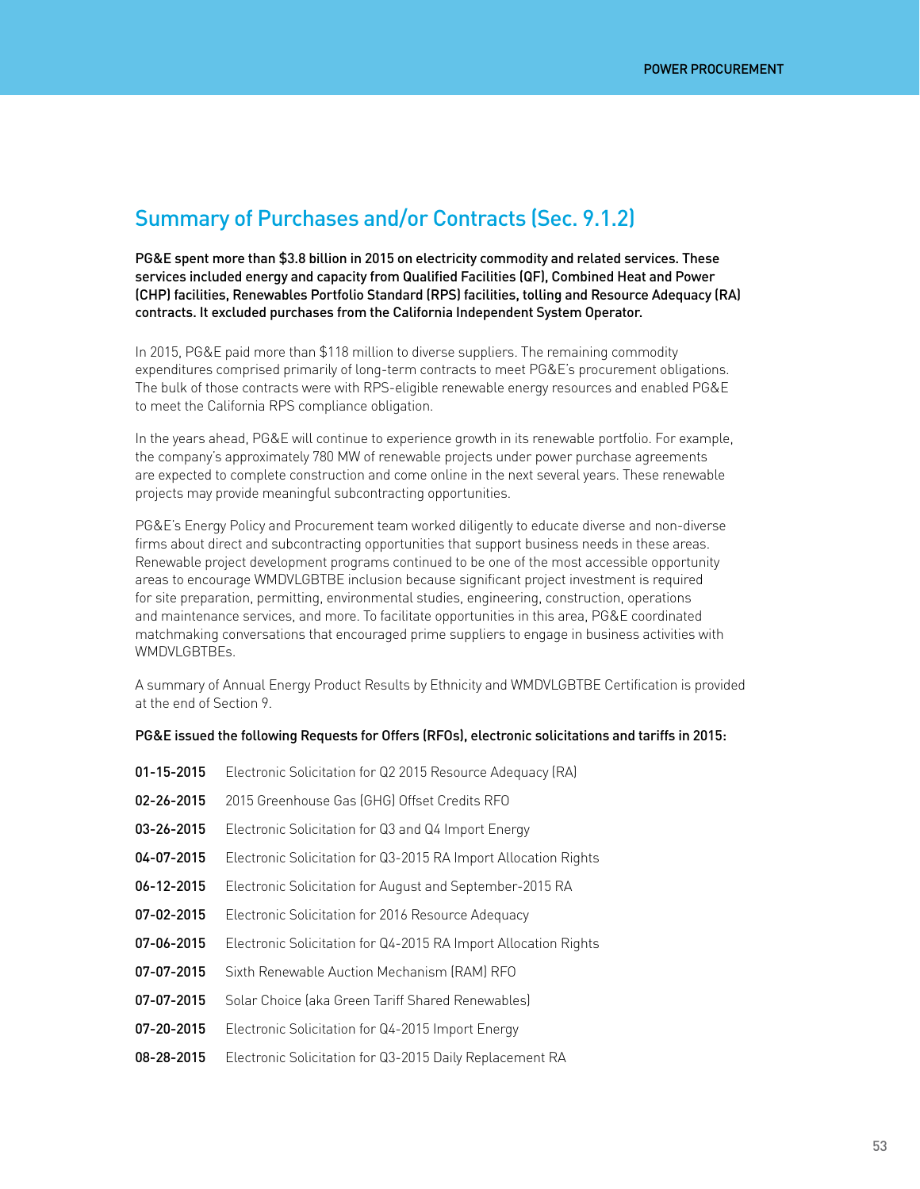## Summary of Purchases and/or Contracts (Sec. 9.1.2)

**PG&E spent more than $3.8 billion in 2015 on electricity commodity and related services. These services included energy and capacity from Qualified Facilities (QF), Combined Heat and Power (CHP) facilities, Renewables Portfolio Standard (RPS) facilities, tolling and Resource Adequacy (RA) contracts. It excluded purchases from the California Independent System Operator.**

In 2015, PG&E paid more than $118 million to diverse suppliers. The remaining commodity expenditures comprised primarily of long-term contracts to meet PG&E's procurement obligations. The bulk of those contracts were with RPS-eligible renewable energy resources and enabled PG&E to meet the California RPS compliance obligation.

In the years ahead, PG&E will continue to experience growth in its renewable portfolio. For example, the company's approximately 780 MW of renewable projects under power purchase agreements are expected to complete construction and come online in the next several years. These renewable projects may provide meaningful subcontracting opportunities.

PG&E's Energy Policy and Procurement team worked diligently to educate diverse and non-diverse firms about direct and subcontracting opportunities that support business needs in these areas. Renewable project development programs continued to be one of the most accessible opportunity areas to encourage WMDVLGBTBE inclusion because significant project investment is required for site preparation, permitting, environmental studies, engineering, construction, operations and maintenance services, and more. To facilitate opportunities in this area, PG&E coordinated matchmaking conversations that encouraged prime suppliers to engage in business activities with WMDVLGBTBEs.

A summary of Annual Energy Product Results by Ethnicity and WMDVLGBTBE Certification is provided at the end of Section 9.

**PG&E issued the following Requests for Offers (RFOs), electronic solicitations and tariffs in 2015:**

- **01-15-2015** Electronic Solicitation for Q2 2015 Resource Adequacy (RA)
- **02-26-2015** 2015 Greenhouse Gas (GHG) Offset Credits RFO
- **03-26-2015** Electronic Solicitation for Q3 and Q4 Import Energy
- **04-07-2015** Electronic Solicitation for Q3-2015 RA Import Allocation Rights
- **06-12-2015** Electronic Solicitation for August and September-2015 RA
- **07-02-2015** Electronic Solicitation for 2016 Resource Adequacy
- **07-06-2015** Electronic Solicitation for Q4-2015 RA Import Allocation Rights
- **07-07-2015** Sixth Renewable Auction Mechanism (RAM) RFO
- **07-07-2015** Solar Choice (aka Green Tariff Shared Renewables)
- **07-20-2015** Electronic Solicitation for Q4-2015 Import Energy
- **08-28-2015** Electronic Solicitation for Q3-2015 Daily Replacement RA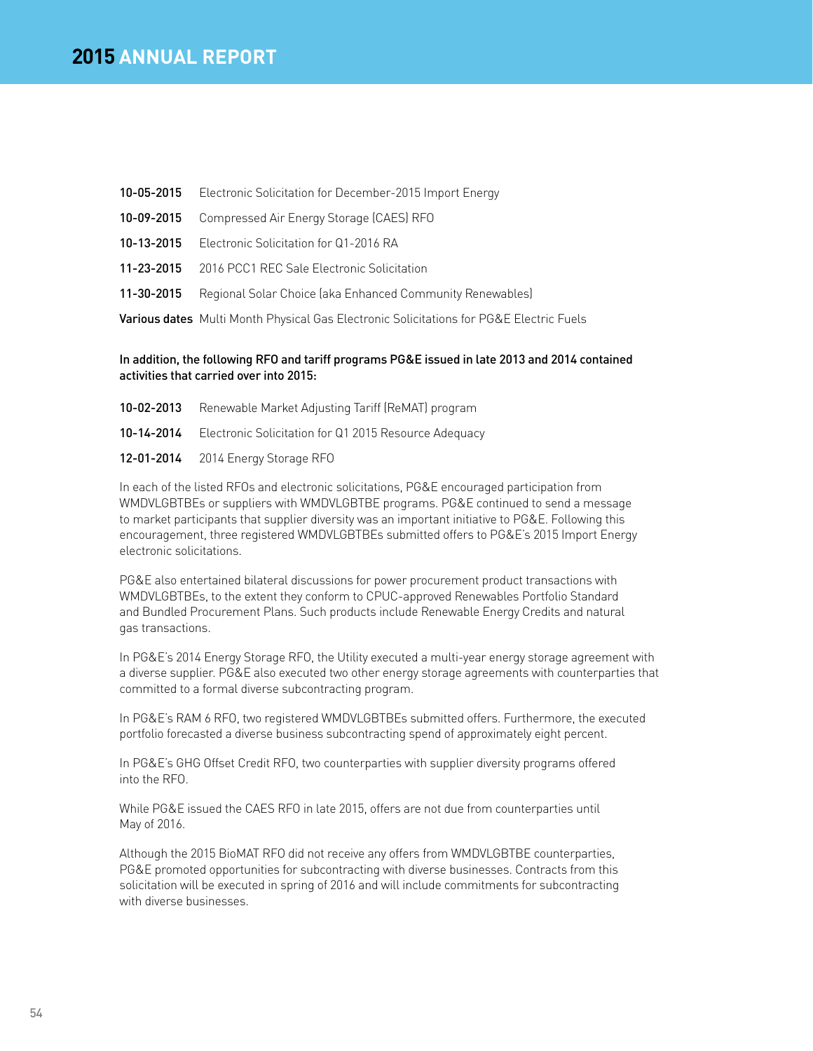**10-05-2015** Electronic Solicitation for December-2015 Import Energy

**10-09-2015** Compressed Air Energy Storage (CAES) RFO

**10-13-2015** Electronic Solicitation for Q1-2016 RA

**11-23-2015** 2016 PCC1 REC Sale Electronic Solicitation

**11-30-2015** Regional Solar Choice (aka Enhanced Community Renewables)

**Various dates** Multi Month Physical Gas Electronic Solicitations for PG&E Electric Fuels

**In addition, the following RFO and tariff programs PG&E issued in late 2013 and 2014 contained activities that carried over into 2015:**

**10-02-2013** Renewable Market Adjusting Tariff (ReMAT) program

**10-14-2014** Electronic Solicitation for Q1 2015 Resource Adequacy

**12-01-2014** 2014 Energy Storage RFO

In each of the listed RFOs and electronic solicitations, PG&E encouraged participation from WMDVLGBTBEs or suppliers with WMDVLGBTBE programs. PG&E continued to send a message to market participants that supplier diversity was an important initiative to PG&E. Following this encouragement, three registered WMDVLGBTBEs submitted offers to PG&E's 2015 Import Energy electronic solicitations.

PG&E also entertained bilateral discussions for power procurement product transactions with WMDVLGBTBEs, to the extent they conform to CPUC-approved Renewables Portfolio Standard and Bundled Procurement Plans. Such products include Renewable Energy Credits and natural gas transactions.

In PG&E's 2014 Energy Storage RFO, the Utility executed a multi-year energy storage agreement with a diverse supplier. PG&E also executed two other energy storage agreements with counterparties that committed to a formal diverse subcontracting program.

In PG&E's RAM 6 RFO, two registered WMDVLGBTBEs submitted offers. Furthermore, the executed portfolio forecasted a diverse business subcontracting spend of approximately eight percent.

In PG&E's GHG Offset Credit RFO, two counterparties with supplier diversity programs offered into the RFO.

While PG&E issued the CAES RFO in late 2015, offers are not due from counterparties until May of 2016.

Although the 2015 BioMAT RFO did not receive any offers from WMDVLGBTBE counterparties, PG&E promoted opportunities for subcontracting with diverse businesses. Contracts from this solicitation will be executed in spring of 2016 and will include commitments for subcontracting with diverse businesses.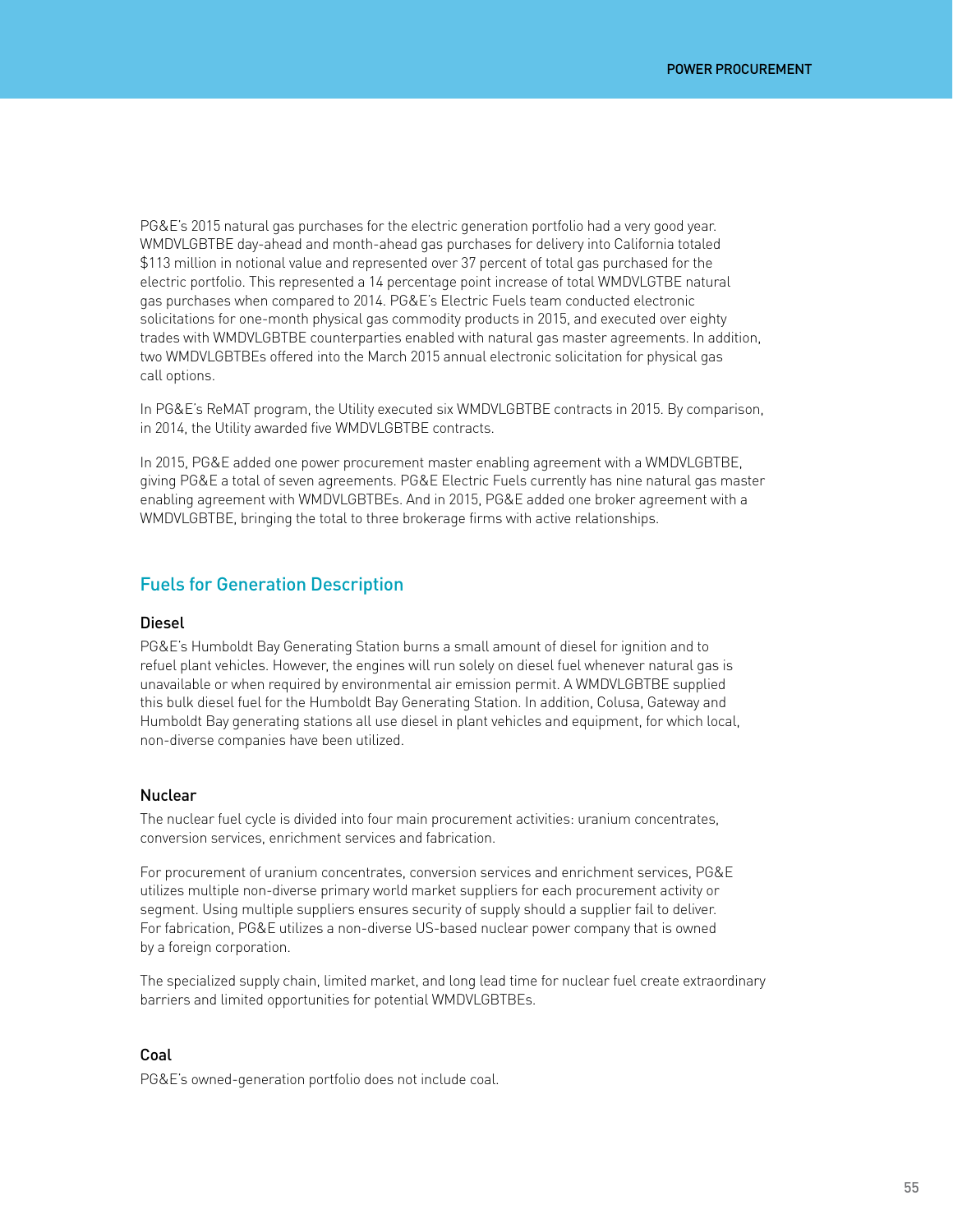PG&E's 2015 natural gas purchases for the electric generation portfolio had a very good year. WMDVLGBTBE day-ahead and month-ahead gas purchases for delivery into California totaled $113 million in notional value and represented over 37 percent of total gas purchased for the electric portfolio. This represented a 14 percentage point increase of total WMDVLGTBE natural gas purchases when compared to 2014. PG&E's Electric Fuels team conducted electronic solicitations for one-month physical gas commodity products in 2015, and executed over eighty trades with WMDVLGBTBE counterparties enabled with natural gas master agreements. In addition, two WMDVLGBTBEs offered into the March 2015 annual electronic solicitation for physical gas call options.

In PG&E's ReMAT program, the Utility executed six WMDVLGBTBE contracts in 2015. By comparison, in 2014, the Utility awarded five WMDVLGBTBE contracts.

In 2015, PG&E added one power procurement master enabling agreement with a WMDVLGBTBE, giving PG&E a total of seven agreements. PG&E Electric Fuels currently has nine natural gas master enabling agreement with WMDVLGBTBEs. And in 2015, PG&E added one broker agreement with a WMDVLGBTBE, bringing the total to three brokerage firms with active relationships.

## Fuels for Generation Description

### Diesel

PG&E's Humboldt Bay Generating Station burns a small amount of diesel for ignition and to refuel plant vehicles. However, the engines will run solely on diesel fuel whenever natural gas is unavailable or when required by environmental air emission permit. A WMDVLGBTBE supplied this bulk diesel fuel for the Humboldt Bay Generating Station. In addition, Colusa, Gateway and Humboldt Bay generating stations all use diesel in plant vehicles and equipment, for which local, non-diverse companies have been utilized.

### Nuclear

The nuclear fuel cycle is divided into four main procurement activities: uranium concentrates, conversion services, enrichment services and fabrication.

For procurement of uranium concentrates, conversion services and enrichment services, PG&E utilizes multiple non-diverse primary world market suppliers for each procurement activity or segment. Using multiple suppliers ensures security of supply should a supplier fail to deliver. For fabrication, PG&E utilizes a non-diverse US-based nuclear power company that is owned by a foreign corporation.

The specialized supply chain, limited market, and long lead time for nuclear fuel create extraordinary barriers and limited opportunities for potential WMDVLGBTBEs.

### Coal

PG&E's owned-generation portfolio does not include coal.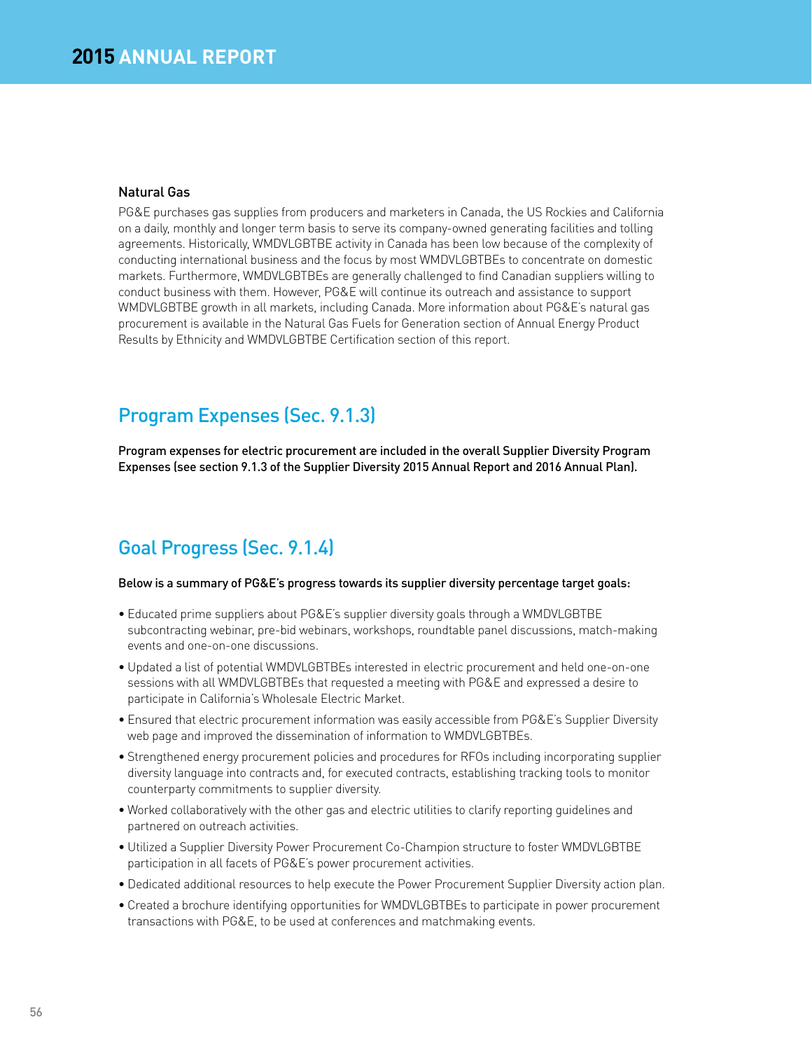### Natural Gas

PG&E purchases gas supplies from producers and marketers in Canada, the US Rockies and California on a daily, monthly and longer term basis to serve its company-owned generating facilities and tolling agreements. Historically, WMDVLGBTBE activity in Canada has been low because of the complexity of conducting international business and the focus by most WMDVLGBTBEs to concentrate on domestic markets. Furthermore, WMDVLGBTBEs are generally challenged to find Canadian suppliers willing to conduct business with them. However, PG&E will continue its outreach and assistance to support WMDVLGBTBE growth in all markets, including Canada. More information about PG&E's natural gas procurement is available in the Natural Gas Fuels for Generation section of Annual Energy Product Results by Ethnicity and WMDVLGBTBE Certification section of this report.

## Program Expenses (Sec. 9.1.3)

**Program expenses for electric procurement are included in the overall Supplier Diversity Program Expenses (see section 9.1.3 of the Supplier Diversity 2015 Annual Report and 2016 Annual Plan).**

## Goal Progress (Sec. 9.1.4)

**Below is a summary of PG&E's progress towards its supplier diversity percentage target goals:**

- Educated prime suppliers about PG&E's supplier diversity goals through a WMDVLGBTBE subcontracting webinar, pre-bid webinars, workshops, roundtable panel discussions, match-making events and one-on-one discussions.
- Updated a list of potential WMDVLGBTBEs interested in electric procurement and held one-on-one sessions with all WMDVLGBTBEs that requested a meeting with PG&E and expressed a desire to participate in California's Wholesale Electric Market.
- Ensured that electric procurement information was easily accessible from PG&E's Supplier Diversity web page and improved the dissemination of information to WMDVLGBTBEs.
- Strengthened energy procurement policies and procedures for RFOs including incorporating supplier diversity language into contracts and, for executed contracts, establishing tracking tools to monitor counterparty commitments to supplier diversity.
- Worked collaboratively with the other gas and electric utilities to clarify reporting guidelines and partnered on outreach activities.
- Utilized a Supplier Diversity Power Procurement Co-Champion structure to foster WMDVLGBTBE participation in all facets of PG&E's power procurement activities.
- Dedicated additional resources to help execute the Power Procurement Supplier Diversity action plan.
- Created a brochure identifying opportunities for WMDVLGBTBEs to participate in power procurement transactions with PG&E, to be used at conferences and matchmaking events.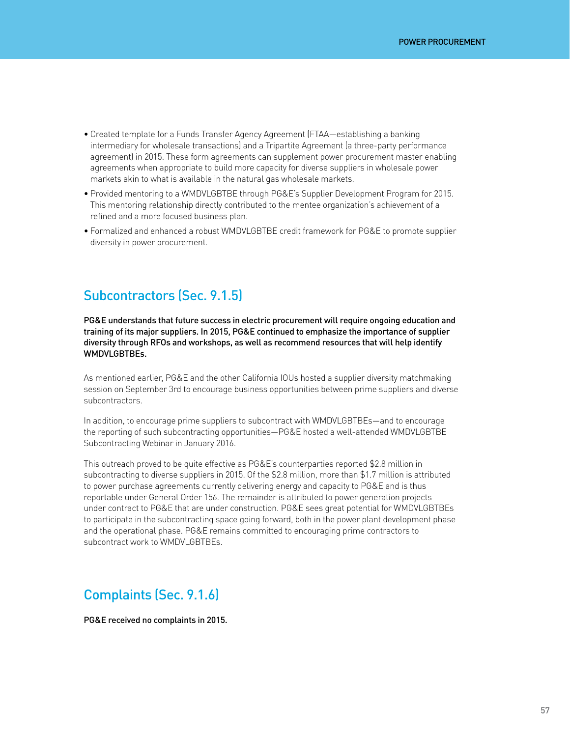- Created template for a Funds Transfer Agency Agreement (FTAA—establishing a banking intermediary for wholesale transactions) and a Tripartite Agreement (a three-party performance agreement) in 2015. These form agreements can supplement power procurement master enabling agreements when appropriate to build more capacity for diverse suppliers in wholesale power markets akin to what is available in the natural gas wholesale markets.
- Provided mentoring to a WMDVLGBTBE through PG&E's Supplier Development Program for 2015. This mentoring relationship directly contributed to the mentee organization's achievement of a refined and a more focused business plan.
- Formalized and enhanced a robust WMDVLGBTBE credit framework for PG&E to promote supplier diversity in power procurement.

## Subcontractors (Sec. 9.1.5)

**PG&E understands that future success in electric procurement will require ongoing education and training of its major suppliers. In 2015, PG&E continued to emphasize the importance of supplier diversity through RFOs and workshops, as well as recommend resources that will help identify WMDVLGBTBEs.**

As mentioned earlier, PG&E and the other California IOUs hosted a supplier diversity matchmaking session on September 3rd to encourage business opportunities between prime suppliers and diverse subcontractors.

In addition, to encourage prime suppliers to subcontract with WMDVLGBTBEs—and to encourage the reporting of such subcontracting opportunities—PG&E hosted a well-attended WMDVLGBTBE Subcontracting Webinar in January 2016.

This outreach proved to be quite effective as PG&E's counterparties reported $2.8 million in subcontracting to diverse suppliers in 2015. Of the $2.8 million, more than $1.7 million is attributed to power purchase agreements currently delivering energy and capacity to PG&E and is thus reportable under General Order 156. The remainder is attributed to power generation projects under contract to PG&E that are under construction. PG&E sees great potential for WMDVLGBTBEs to participate in the subcontracting space going forward, both in the power plant development phase and the operational phase. PG&E remains committed to encouraging prime contractors to subcontract work to WMDVLGBTBEs.

## Complaints (Sec. 9.1.6)

**PG&E received no complaints in 2015.**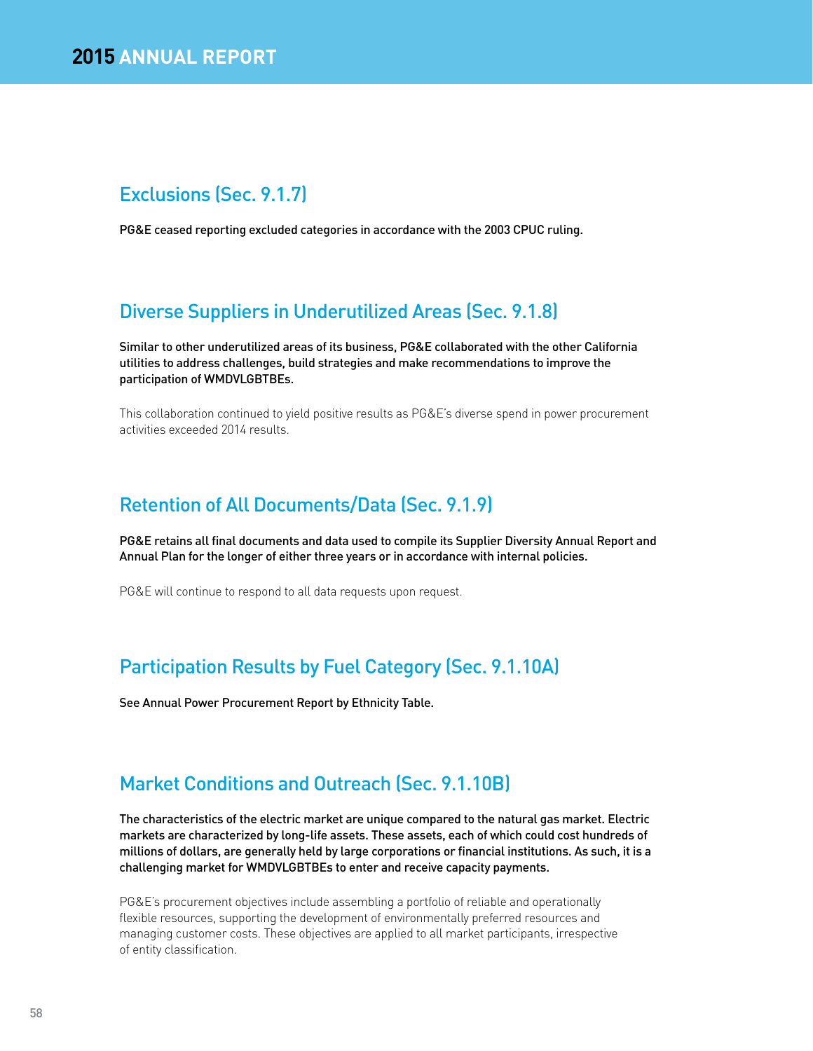## Exclusions (Sec. 9.1.7)

**PG&E ceased reporting excluded categories in accordance with the 2003 CPUC ruling.**

## Diverse Suppliers in Underutilized Areas (Sec. 9.1.8)

**Similar to other underutilized areas of its business, PG&E collaborated with the other California utilities to address challenges, build strategies and make recommendations to improve the participation of WMDVLGBTBEs.**

This collaboration continued to yield positive results as PG&E's diverse spend in power procurement activities exceeded 2014 results.

## Retention of All Documents/Data (Sec. 9.1.9)

**PG&E retains all final documents and data used to compile its Supplier Diversity Annual Report and Annual Plan for the longer of either three years or in accordance with internal policies.**

PG&E will continue to respond to all data requests upon request.

## Participation Results by Fuel Category (Sec. 9.1.10A)

**See Annual Power Procurement Report by Ethnicity Table.**

## Market Conditions and Outreach (Sec. 9.1.10B)

**The characteristics of the electric market are unique compared to the natural gas market. Electric markets are characterized by long-life assets. These assets, each of which could cost hundreds of millions of dollars, are generally held by large corporations or financial institutions. As such, it is a challenging market for WMDVLGBTBEs to enter and receive capacity payments.**

PG&E's procurement objectives include assembling a portfolio of reliable and operationally flexible resources, supporting the development of environmentally preferred resources and managing customer costs. These objectives are applied to all market participants, irrespective of entity classification.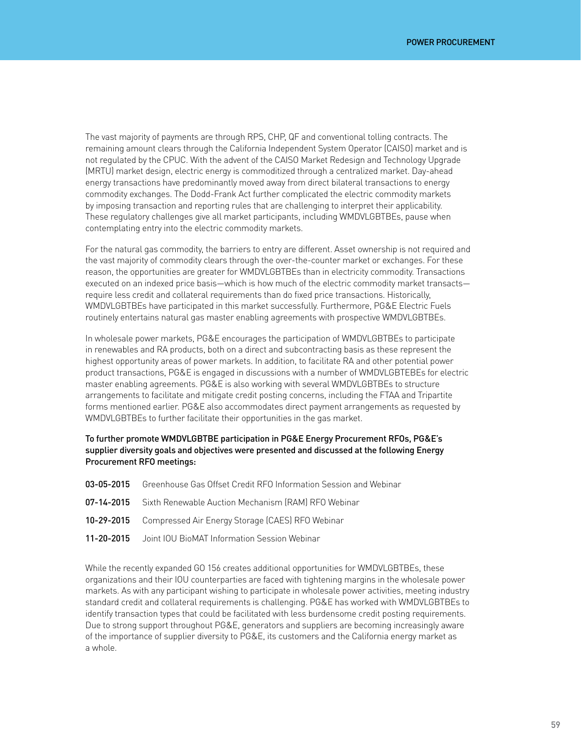The vast majority of payments are through RPS, CHP, QF and conventional tolling contracts. The remaining amount clears through the California Independent System Operator (CAISO) market and is not regulated by the CPUC. With the advent of the CAISO Market Redesign and Technology Upgrade (MRTU) market design, electric energy is commoditized through a centralized market. Day-ahead energy transactions have predominantly moved away from direct bilateral transactions to energy commodity exchanges. The Dodd-Frank Act further complicated the electric commodity markets by imposing transaction and reporting rules that are challenging to interpret their applicability. These regulatory challenges give all market participants, including WMDVLGBTBEs, pause when contemplating entry into the electric commodity markets.

For the natural gas commodity, the barriers to entry are different. Asset ownership is not required and the vast majority of commodity clears through the over-the-counter market or exchanges. For these reason, the opportunities are greater for WMDVLGBTBEs than in electricity commodity. Transactions executed on an indexed price basis—which is how much of the electric commodity market transacts—require less credit and collateral requirements than do fixed price transactions. Historically, WMDVLGBTBEs have participated in this market successfully. Furthermore, PG&E Electric Fuels routinely entertains natural gas master enabling agreements with prospective WMDVLGBTBEs.

In wholesale power markets, PG&E encourages the participation of WMDVLGBTBEs to participate in renewables and RA products, both on a direct and subcontracting basis as these represent the highest opportunity areas of power markets. In addition, to facilitate RA and other potential power product transactions, PG&E is engaged in discussions with a number of WMDVLGBTEBEs for electric master enabling agreements. PG&E is also working with several WMDVLGBTBEs to structure arrangements to facilitate and mitigate credit posting concerns, including the FTAA and Tripartite forms mentioned earlier. PG&E also accommodates direct payment arrangements as requested by WMDVLGBTBEs to further facilitate their opportunities in the gas market.

**To further promote WMDVLGBTBE participation in PG&E Energy Procurement RFOs, PG&E's supplier diversity goals and objectives were presented and discussed at the following Energy Procurement RFO meetings:**

**03-05-2015** Greenhouse Gas Offset Credit RFO Information Session and Webinar

**07-14-2015** Sixth Renewable Auction Mechanism (RAM) RFO Webinar

**10-29-2015** Compressed Air Energy Storage (CAES) RFO Webinar

**11-20-2015** Joint IOU BioMAT Information Session Webinar

While the recently expanded GO 156 creates additional opportunities for WMDVLGBTBEs, these organizations and their IOU counterparties are faced with tightening margins in the wholesale power markets. As with any participant wishing to participate in wholesale power activities, meeting industry standard credit and collateral requirements is challenging. PG&E has worked with WMDVLGBTBEs to identify transaction types that could be facilitated with less burdensome credit posting requirements. Due to strong support throughout PG&E, generators and suppliers are becoming increasingly aware of the importance of supplier diversity to PG&E, its customers and the California energy market as a whole.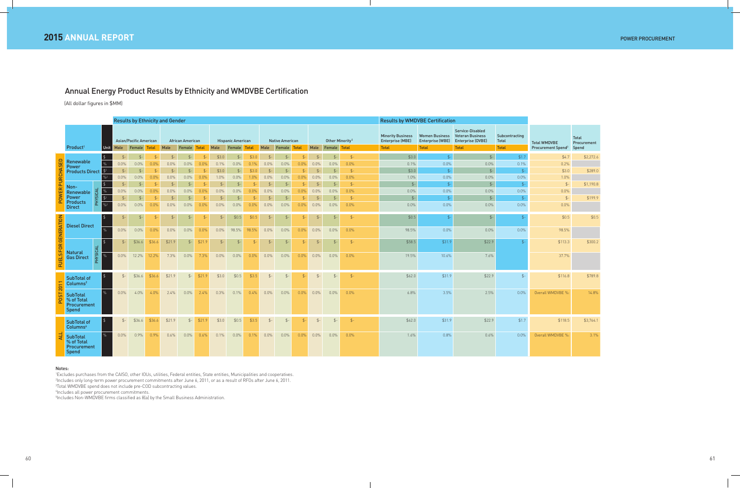## Annual Energy Product Results by Ethnicity and WMDVBE Certification

(All dollar figures in $MM)

| | Product[1] | | Unit | Asian/Pacific American Male | Asian/Pacific American Female | Asian/Pacific American Total | African American Male | African American Female | African American Total | Hispanic American Male | Hispanic American Female | Hispanic American Total | Native American Male | Native American Female | Native American Total | Other Minority[5] Male | Other Minority[5] Female | Other Minority[5] Total | Minority Business Enterprise (MBE) Total | Women Business Enterprise (WBE) Total | Service-Disabled Veteran Business Enterprise (DVBE) Total | Subcontracting Total | Total WMDVBE Procurement Spend[3] | Total Procurement Spend |
|---|---|---|---|---|---|---|---|---|---|---|---|---|---|---|---|---|---|---|---|---|---|---|---|---|
| POWER PURCHASED | Renewable Power Products Direct | | $ | $- | $- | $- | $- | $- | $- | $3.0 | $- | $3.0 | $- | $- | $- | $- | $- | $- | $3.0 | $- | $- | $1.7 | $4.7 | $2,272.6 |
| | | | % | 0.0% | 0.0% | 0.0% | 0.0% | 0.0% | 0.0% | 0.1% | 0.0% | 0.1% | 0.0% | 0.0% | 0.0% | 0.0% | 0.0% | 0.0% | 0.1% | 0.0% | 0.0% | 0.1% | 0.2% | |
| | | | $[2] | $- | $- | $- | $- | $- | $- | $3.0 | $- | $3.0 | $- | $- | $- | $- | $- | $- | $3.0 | $- | $- | $- | $3.0 | $289.0 |
| | | | %[2] | 0.0% | 0.0% | 0.0% | 0.0% | 0.0% | 0.0% | 1.0% | 0.0% | 1.0% | 0.0% | 0.0% | 0.0% | 0.0% | 0.0% | 0.0% | 1.0% | 0.0% | 0.0% | 0.0% | 1.0% | |
| | Non-Renewable Power Products Direct | PHYSICAL | $ | $- | $- | $- | $- | $- | $- | $- | $- | $- | $- | $- | $- | $- | $- | $- | $- | $- | $- | $- | $- | $1,190.8 |
| | | | % | 0.0% | 0.0% | 0.0% | 0.0% | 0.0% | 0.0% | 0.0% | 0.0% | 0.0% | 0.0% | 0.0% | 0.0% | 0.0% | 0.0% | 0.0% | 0.0% | 0.0% | 0.0% | 0.0% | 0.0% | |
| | | | $[2] | $- | $- | $- | $- | $- | $- | $- | $- | $- | $- | $- | $- | $- | $- | $- | $- | $- | $- | $- | $- | $199.9 |
| | | | %[2] | 0.0% | 0.0% | 0.0% | 0.0% | 0.0% | 0.0% | 0.0% | 0.0% | 0.0% | 0.0% | 0.0% | 0.0% | 0.0% | 0.0% | 0.0% | 0.0% | 0.0% | 0.0% | 0.0% | 0.0% | |
| FUELS FOR GENERATION | Diesel Direct | | $ | $- | $- | $- | $- | $- | $- | $- | $0.5 | $0.5 | $- | $- | $- | $- | $- | $- | $0.5 | $- | $- | $- | $0.5 | $0.5 |
| | | | % | 0.0% | 0.0% | 0.0% | 0.0% | 0.0% | 0.0% | 0.0% | 98.5% | 98.5% | 0.0% | 0.0% | 0.0% | 0.0% | 0.0% | 0.0% | 98.5% | 0.0% | 0.0% | 0.0% | 98.5% | |
| | Natural Gas Direct | PHYSICAL | $ | $- | $36.6 | $36.6 | $21.9 | $- | $21.9 | $- | $- | $- | $- | $- | $- | $- | $- | $- | $58.5 | $31.9 | $22.9 | $- | $113.3 | $300.2 |
| | | | % | 0.0% | 12.2% | 12.2% | 7.3% | 0.0% | 7.3% | 0.0% | 0.0% | 0.0% | 0.0% | 0.0% | 0.0% | 0.0% | 0.0% | 0.0% | 19.5% | 10.6% | 7.6% | | 37.7% | |
| POST 2011 | SubTotal of Columns[2] | | $ | $- | $36.6 | $36.6 | $21.9 | $- | $21.9 | $3.0 | $0.5 | $3.5 | $- | $- | $- | $- | $- | $- | $62.0 | $31.9 | $22.9 | $- | $116.8 | $789.8 |
| | SubTotal % of Total Procurement Spend | | % | 0.0% | 4.0% | 4.0% | 2.4% | 0.0% | 2.4% | 0.3% | 0.1% | 0.4% | 0.0% | 0.0% | 0.0% | 0.0% | 0.0% | 0.0% | 6.8% | 3.5% | 2.5% | 0.0% | Overall WMDVBE % | 14.8% |
| ALL | SubTotal of Columns[4] | | $ | $- | $36.6 | $36.6 | $21.9 | $- | $21.9 | $3.0 | $0.5 | $3.5 | $- | $- | $- | $- | $- | $- | $62.0 | $31.9 | $22.9 | $1.7 | $118.5 | $3,764.1 |
| | SubTotal % of Total Procurement Spend | | % | 0.0% | 0.9% | 0.9% | 0.6% | 0.0% | 0.6% | 0.1% | 0.0% | 0.1% | 0.0% | 0.0% | 0.0% | 0.0% | 0.0% | 0.0% | 1.6% | 0.8% | 0.6% | 0.0% | Overall WMDVBE % | 3.1% |

**Notes:**

[1]Excludes purchases from the CAISO, other IOUs, utilities, Federal entities, State entities, Municipalities and cooperatives.
[2]Includes only long-term power procurement commitments after June 6, 2011, or as a result of RFOs after June 6, 2011.
[3]Total WMDVBE spend does not include pre-COD subcontracting values.
[4]Includes all power procurement commitments.
[5]Includes Non-WMDVBE firms classified as 8(a) by the Small Business Administration.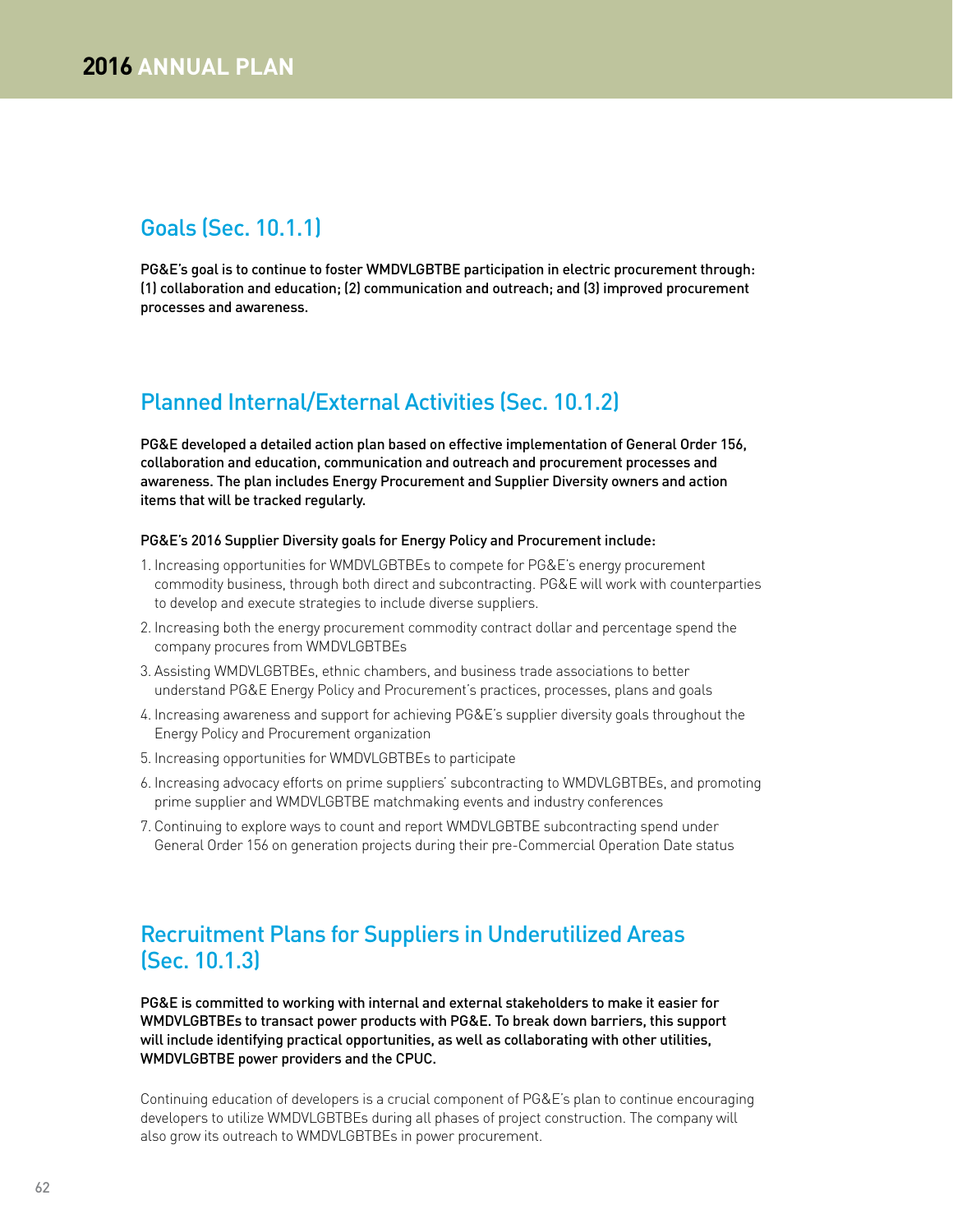## Goals (Sec. 10.1.1)

**PG&E's goal is to continue to foster WMDVLGBTBE participation in electric procurement through: (1) collaboration and education; (2) communication and outreach; and (3) improved procurement processes and awareness.**

## Planned Internal/External Activities (Sec. 10.1.2)

**PG&E developed a detailed action plan based on effective implementation of General Order 156, collaboration and education, communication and outreach and procurement processes and awareness. The plan includes Energy Procurement and Supplier Diversity owners and action items that will be tracked regularly.**

PG&E's 2016 Supplier Diversity goals for Energy Policy and Procurement include:

1. Increasing opportunities for WMDVLGBTBEs to compete for PG&E's energy procurement commodity business, through both direct and subcontracting. PG&E will work with counterparties to develop and execute strategies to include diverse suppliers.
2. Increasing both the energy procurement commodity contract dollar and percentage spend the company procures from WMDVLGBTBEs
3. Assisting WMDVLGBTBEs, ethnic chambers, and business trade associations to better understand PG&E Energy Policy and Procurement's practices, processes, plans and goals
4. Increasing awareness and support for achieving PG&E's supplier diversity goals throughout the Energy Policy and Procurement organization
5. Increasing opportunities for WMDVLGBTBEs to participate
6. Increasing advocacy efforts on prime suppliers' subcontracting to WMDVLGBTBEs, and promoting prime supplier and WMDVLGBTBE matchmaking events and industry conferences
7. Continuing to explore ways to count and report WMDVLGBTBE subcontracting spend under General Order 156 on generation projects during their pre-Commercial Operation Date status

## Recruitment Plans for Suppliers in Underutilized Areas (Sec. 10.1.3)

**PG&E is committed to working with internal and external stakeholders to make it easier for WMDVLGBTBEs to transact power products with PG&E. To break down barriers, this support will include identifying practical opportunities, as well as collaborating with other utilities, WMDVLGBTBE power providers and the CPUC.**

Continuing education of developers is a crucial component of PG&E's plan to continue encouraging developers to utilize WMDVLGBTBEs during all phases of project construction. The company will also grow its outreach to WMDVLGBTBEs in power procurement.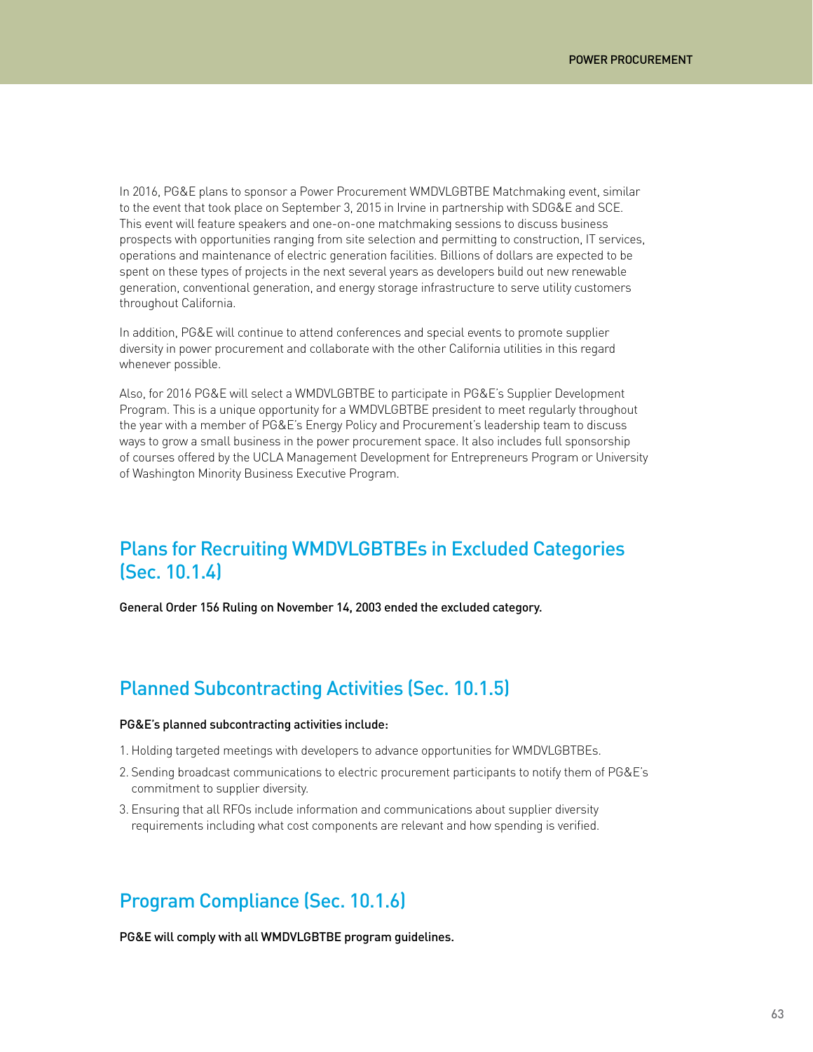In 2016, PG&E plans to sponsor a Power Procurement WMDVLGBTBE Matchmaking event, similar to the event that took place on September 3, 2015 in Irvine in partnership with SDG&E and SCE. This event will feature speakers and one-on-one matchmaking sessions to discuss business prospects with opportunities ranging from site selection and permitting to construction, IT services, operations and maintenance of electric generation facilities. Billions of dollars are expected to be spent on these types of projects in the next several years as developers build out new renewable generation, conventional generation, and energy storage infrastructure to serve utility customers throughout California.

In addition, PG&E will continue to attend conferences and special events to promote supplier diversity in power procurement and collaborate with the other California utilities in this regard whenever possible.

Also, for 2016 PG&E will select a WMDVLGBTBE to participate in PG&E's Supplier Development Program. This is a unique opportunity for a WMDVLGBTBE president to meet regularly throughout the year with a member of PG&E's Energy Policy and Procurement's leadership team to discuss ways to grow a small business in the power procurement space. It also includes full sponsorship of courses offered by the UCLA Management Development for Entrepreneurs Program or University of Washington Minority Business Executive Program.

## Plans for Recruiting WMDVLGBTBEs in Excluded Categories (Sec. 10.1.4)

**General Order 156 Ruling on November 14, 2003 ended the excluded category.**

## Planned Subcontracting Activities (Sec. 10.1.5)

**PG&E's planned subcontracting activities include:**

1. Holding targeted meetings with developers to advance opportunities for WMDVLGBTBEs.
2. Sending broadcast communications to electric procurement participants to notify them of PG&E's commitment to supplier diversity.
3. Ensuring that all RFOs include information and communications about supplier diversity requirements including what cost components are relevant and how spending is verified.

## Program Compliance (Sec. 10.1.6)

**PG&E will comply with all WMDVLGBTBE program guidelines.**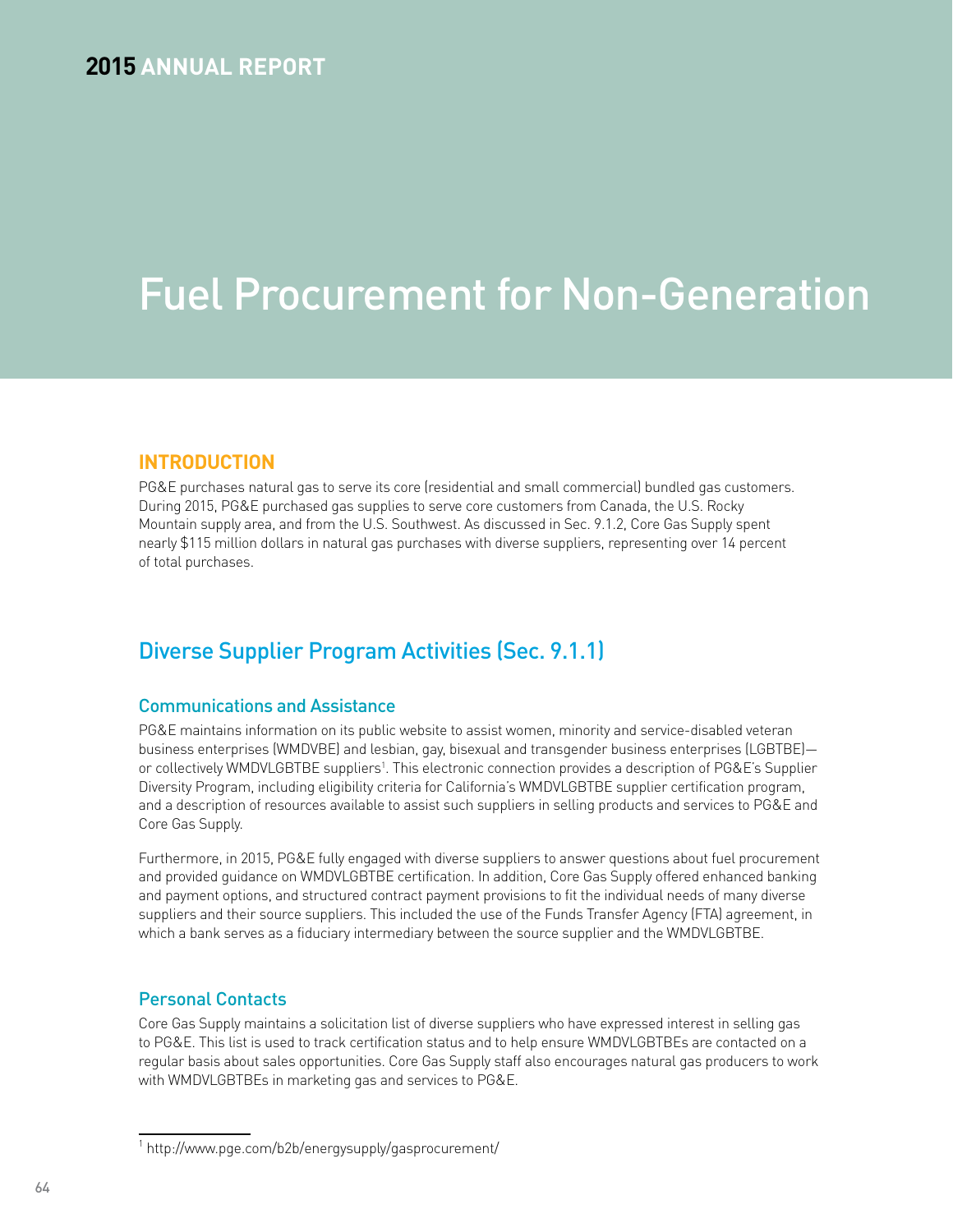# Fuel Procurement for Non-Generation

## INTRODUCTION

PG&E purchases natural gas to serve its core (residential and small commercial) bundled gas customers. During 2015, PG&E purchased gas supplies to serve core customers from Canada, the U.S. Rocky Mountain supply area, and from the U.S. Southwest. As discussed in Sec. 9.1.2, Core Gas Supply spent nearly $115 million dollars in natural gas purchases with diverse suppliers, representing over 14 percent of total purchases.

## Diverse Supplier Program Activities (Sec. 9.1.1)

### Communications and Assistance

PG&E maintains information on its public website to assist women, minority and service-disabled veteran business enterprises (WMDVBE) and lesbian, gay, bisexual and transgender business enterprises (LGBTBE)—or collectively WMDVLGBTBE suppliers[1]. This electronic connection provides a description of PG&E's Supplier Diversity Program, including eligibility criteria for California's WMDVLGBTBE supplier certification program, and a description of resources available to assist such suppliers in selling products and services to PG&E and Core Gas Supply.

Furthermore, in 2015, PG&E fully engaged with diverse suppliers to answer questions about fuel procurement and provided guidance on WMDVLGBTBE certification. In addition, Core Gas Supply offered enhanced banking and payment options, and structured contract payment provisions to fit the individual needs of many diverse suppliers and their source suppliers. This included the use of the Funds Transfer Agency (FTA) agreement, in which a bank serves as a fiduciary intermediary between the source supplier and the WMDVLGBTBE.

### Personal Contacts

Core Gas Supply maintains a solicitation list of diverse suppliers who have expressed interest in selling gas to PG&E. This list is used to track certification status and to help ensure WMDVLGBTBEs are contacted on a regular basis about sales opportunities. Core Gas Supply staff also encourages natural gas producers to work with WMDVLGBTBEs in marketing gas and services to PG&E.

[1] http://www.pge.com/b2b/energysupply/gasprocurement/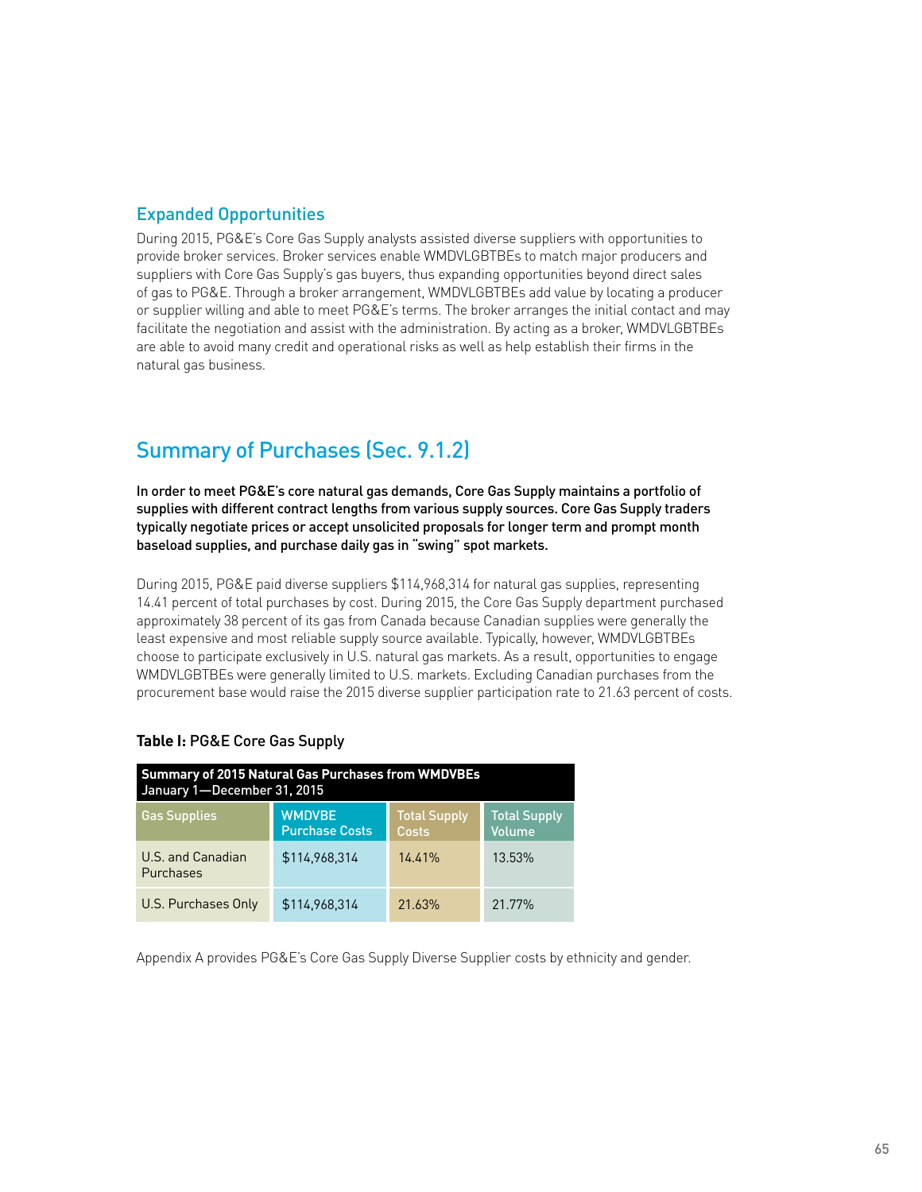## Expanded Opportunities

During 2015, PG&E's Core Gas Supply analysts assisted diverse suppliers with opportunities to provide broker services. Broker services enable WMDVLGBTBEs to match major producers and suppliers with Core Gas Supply's gas buyers, thus expanding opportunities beyond direct sales of gas to PG&E. Through a broker arrangement, WMDVLGBTBEs add value by locating a producer or supplier willing and able to meet PG&E's terms. The broker arranges the initial contact and may facilitate the negotiation and assist with the administration. By acting as a broker, WMDVLGBTBEs are able to avoid many credit and operational risks as well as help establish their firms in the natural gas business.

# Summary of Purchases (Sec. 9.1.2)

**In order to meet PG&E's core natural gas demands, Core Gas Supply maintains a portfolio of supplies with different contract lengths from various supply sources. Core Gas Supply traders typically negotiate prices or accept unsolicited proposals for longer term and prompt month baseload supplies, and purchase daily gas in "swing" spot markets.**

During 2015, PG&E paid diverse suppliers $114,968,314 for natural gas supplies, representing 14.41 percent of total purchases by cost. During 2015, the Core Gas Supply department purchased approximately 38 percent of its gas from Canada because Canadian supplies were generally the least expensive and most reliable supply source available. Typically, however, WMDVLGBTBEs choose to participate exclusively in U.S. natural gas markets. As a result, opportunities to engage WMDVLGBTBEs were generally limited to U.S. markets. Excluding Canadian purchases from the procurement base would raise the 2015 diverse supplier participation rate to 21.63 percent of costs.

**Table I:** PG&E Core Gas Supply

| Summary of 2015 Natural Gas Purchases from WMDVBEs January 1—December 31, 2015 | | | |
|---|---|---|---|
| Gas Supplies | WMDVBE Purchase Costs | Total Supply Costs | Total Supply Volume |
| U.S. and Canadian Purchases | $114,968,314 | 14.41% | 13.53% |
| U.S. Purchases Only | $114,968,314 | 21.63% | 21.77% |

Appendix A provides PG&E's Core Gas Supply Diverse Supplier costs by ethnicity and gender.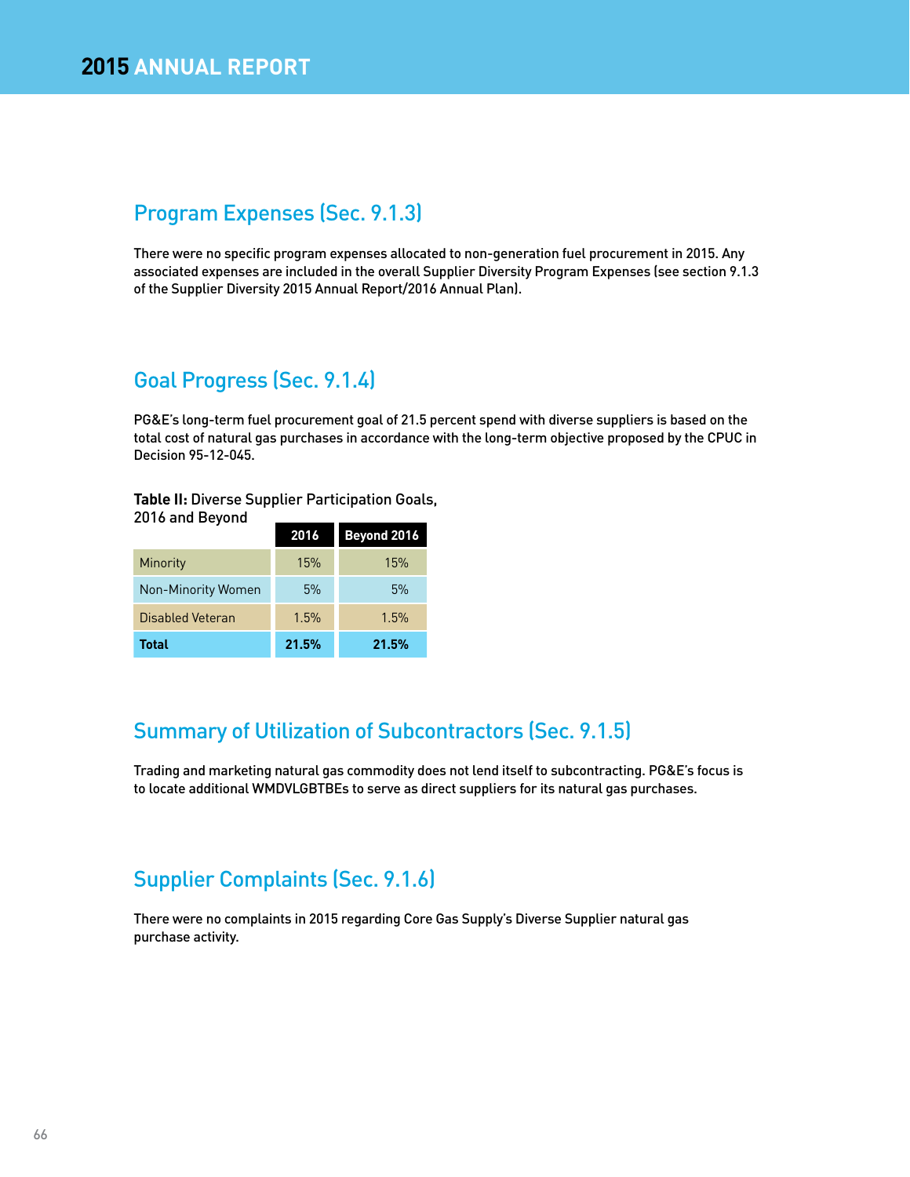## Program Expenses (Sec. 9.1.3)

There were no specific program expenses allocated to non-generation fuel procurement in 2015. Any associated expenses are included in the overall Supplier Diversity Program Expenses (see section 9.1.3 of the Supplier Diversity 2015 Annual Report/2016 Annual Plan).

## Goal Progress (Sec. 9.1.4)

PG&E's long-term fuel procurement goal of 21.5 percent spend with diverse suppliers is based on the total cost of natural gas purchases in accordance with the long-term objective proposed by the CPUC in Decision 95-12-045.

**Table II:** Diverse Supplier Participation Goals, 2016 and Beyond

| | 2016 | Beyond 2016 |
|---|---|---|
| Minority | 15% | 15% |
| Non-Minority Women | 5% | 5% |
| Disabled Veteran | 1.5% | 1.5% |
| **Total** | **21.5%** | **21.5%** |

## Summary of Utilization of Subcontractors (Sec. 9.1.5)

Trading and marketing natural gas commodity does not lend itself to subcontracting. PG&E's focus is to locate additional WMDVLGBTBEs to serve as direct suppliers for its natural gas purchases.

## Supplier Complaints (Sec. 9.1.6)

There were no complaints in 2015 regarding Core Gas Supply's Diverse Supplier natural gas purchase activity.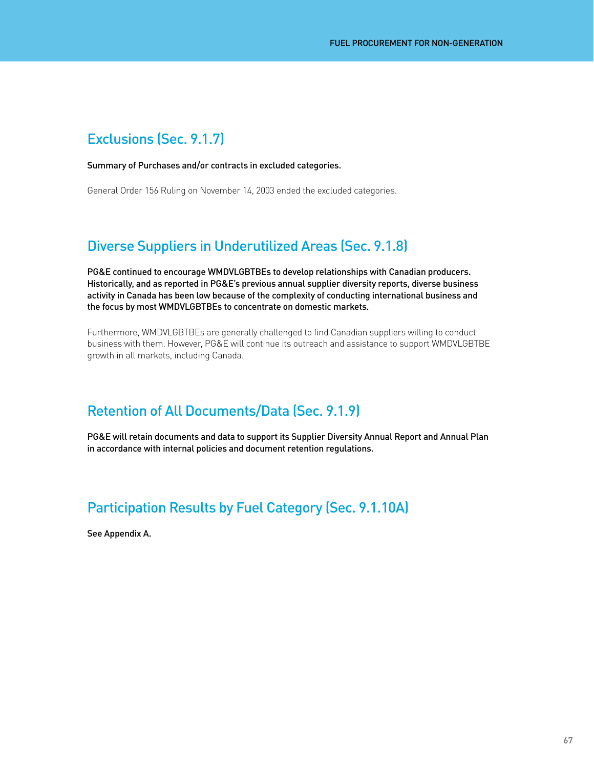## Exclusions (Sec. 9.1.7)

**Summary of Purchases and/or contracts in excluded categories.**

General Order 156 Ruling on November 14, 2003 ended the excluded categories.

## Diverse Suppliers in Underutilized Areas (Sec. 9.1.8)

**PG&E continued to encourage WMDVLGBTBEs to develop relationships with Canadian producers. Historically, and as reported in PG&E's previous annual supplier diversity reports, diverse business activity in Canada has been low because of the complexity of conducting international business and the focus by most WMDVLGBTBEs to concentrate on domestic markets.**

Furthermore, WMDVLGBTBEs are generally challenged to find Canadian suppliers willing to conduct business with them. However, PG&E will continue its outreach and assistance to support WMDVLGBTBE growth in all markets, including Canada.

## Retention of All Documents/Data (Sec. 9.1.9)

**PG&E will retain documents and data to support its Supplier Diversity Annual Report and Annual Plan in accordance with internal policies and document retention regulations.**

## Participation Results by Fuel Category (Sec. 9.1.10A)

**See Appendix A.**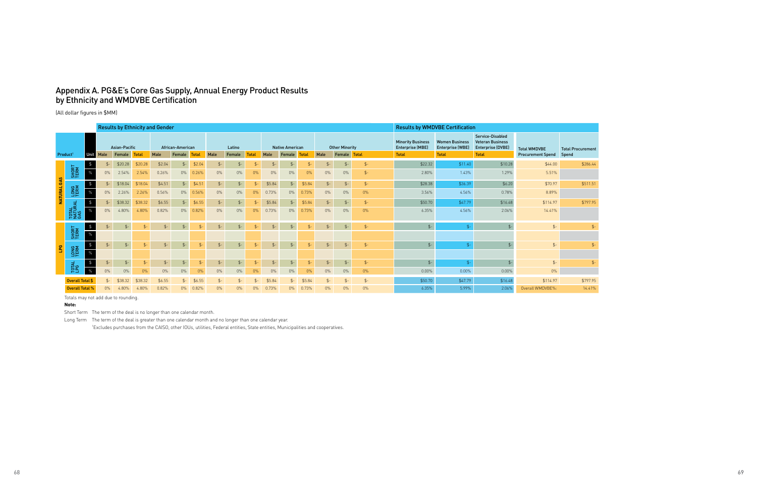## Appendix A. PG&E's Core Gas Supply, Annual Energy Product Results by Ethnicity and WMDVBE Certification

(All dollar figures in $MM)

| | | | Results by Ethnicity and Gender | | | | | | | | | | | | | | | Results by WMDVBE Certification | | | | |
|---|---|---|---|---|---|---|---|---|---|---|---|---|---|---|---|---|---|---|---|---|---|---|
| | | | Asian-Pacific | | | African-American | | | Latino | | | Native American | | | Other Minority | | | Minority Business Enterprise (MBE) | Women Business Enterprise (WBE) | Service-Disabled Veteran Business Enterprise (DVBE) | Total WMDVBE Procurement Spend | Total Procurement Spend |
| Product[1] | | Unit | Male | Female | Total | Male | Female | Total | Male | Female | Total | Male | Female | Total | Male | Female | Total | Total | Total | Total | | |
| NATURAL GAS | SHORT TERM | $ | $- | $20.28 | $20.28 | $2.04 | $- | $2.04 | $- | $- | $- | $- | $- | $- | $- | $- | $- | $22.32 | $11.40 | $10.28 | $44.00 | $286.44 |
| | | % | 0% | 2.54% | 2.54% | 0.26% | 0% | 0.26% | 0% | 0% | 0% | 0% | 0% | 0% | 0% | 0% | $- | 2.80% | 1.43% | 1.29% | 5.51% | |
| | LONG TERM | $ | $- | $18.04 | $18.04 | $4.51 | $- | $4.51 | $- | $- | $- | $5.84 | $- | $5.84 | $- | $- | $- | $28.38 | $36.39 | $6.20 | $70.97 | $511.51 |
| | | % | 0% | 2.26% | 2.26% | 0.56% | 0% | 0.56% | 0% | 0% | 0% | 0.73% | 0% | 0.73% | 0% | 0% | 0% | 3.56% | 4.56% | 0.78% | 8.89% | |
| | TOTAL NATURAL GAS | $ | $- | $38.32 | $38.32 | $6.55 | $- | $6.55 | $- | $- | $- | $5.84 | $- | $5.84 | $- | $- | $- | $50.70 | $47.79 | $16.48 | $114.97 | $797.95 |
| | | % | 0% | 4.80% | 4.80% | 0.82% | 0% | 0.82% | 0% | 0% | 0% | 0.73% | 0% | 0.73% | 0% | 0% | 0% | 6.35% | 4.56% | 2.06% | 14.41% | |
| LPG | SHORT TERM | $ | $- | $- | $- | $- | $- | $- | $- | $- | $- | $- | $- | $- | $- | $- | $- | $- | $- | $- | $- | $- |
| | | % | | | | | | | | | | | | | | | | | | | | |
| | LONG TERM | $ | $- | $- | $- | $- | $- | $- | $- | $- | $- | $- | $- | $- | $- | $- | $- | $- | $- | $- | $- | $- |
| | | % | | | | | | | | | | | | | | | | | | | | |
| | TOTAL LPG | $ | $- | $- | $- | $- | $- | $- | $- | $- | $- | $- | $- | $- | $- | $- | $- | $- | $- | $- | $- | $- |
| | | % | 0% | 0% | 0% | 0% | 0% | 0% | 0% | 0% | 0% | 0% | 0% | 0% | 0% | 0% | 0% | 0.00% | 0.00% | 0.00% | 0% | |
| Overall Total $ | | | $- | $38.32 | $38.32 | $6.55 | $- | $6.55 | $- | $- | $- | $5.84 | $- | $5.84 | $- | $- | $- | $50.70 | $47.79 | $16.48 | $114.97 | $797.95 |
| Overall Total % | | | 0% | 4.80% | 4.80% | 0.82% | 0% | 0.82% | 0% | 0% | 0% | 0.73% | 0% | 0.73% | 0% | 0% | 0% | 6.35% | 5.99% | 2.06% | Overall WMDVBE%: | 14.41% |

Totals may not add due to rounding.

**Note:**

Short Term The term of the deal is no longer than one calendar month.

Long Term The term of the deal is greater than one calendar month and no longer than one calendar year.

[1]Excludes purchases from the CAISO, other IOUs, utilities, Federal entities, State entities, Municipalities and cooperatives.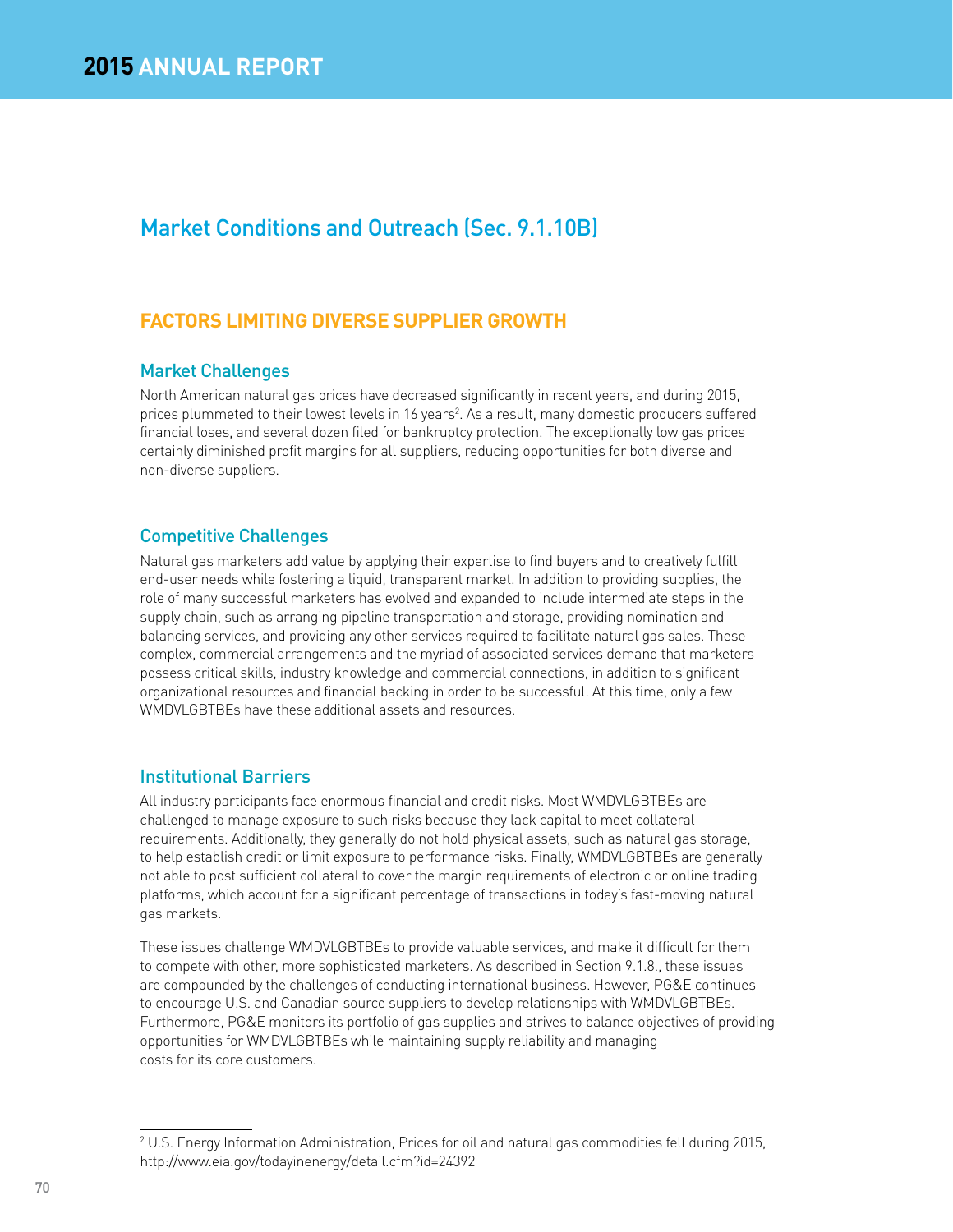# Market Conditions and Outreach (Sec. 9.1.10B)

## FACTORS LIMITING DIVERSE SUPPLIER GROWTH

### Market Challenges

North American natural gas prices have decreased significantly in recent years, and during 2015, prices plummeted to their lowest levels in 16 years[2]. As a result, many domestic producers suffered financial loses, and several dozen filed for bankruptcy protection. The exceptionally low gas prices certainly diminished profit margins for all suppliers, reducing opportunities for both diverse and non-diverse suppliers.

### Competitive Challenges

Natural gas marketers add value by applying their expertise to find buyers and to creatively fulfill end-user needs while fostering a liquid, transparent market. In addition to providing supplies, the role of many successful marketers has evolved and expanded to include intermediate steps in the supply chain, such as arranging pipeline transportation and storage, providing nomination and balancing services, and providing any other services required to facilitate natural gas sales. These complex, commercial arrangements and the myriad of associated services demand that marketers possess critical skills, industry knowledge and commercial connections, in addition to significant organizational resources and financial backing in order to be successful. At this time, only a few WMDVLGBTBEs have these additional assets and resources.

### Institutional Barriers

All industry participants face enormous financial and credit risks. Most WMDVLGBTBEs are challenged to manage exposure to such risks because they lack capital to meet collateral requirements. Additionally, they generally do not hold physical assets, such as natural gas storage, to help establish credit or limit exposure to performance risks. Finally, WMDVLGBTBEs are generally not able to post sufficient collateral to cover the margin requirements of electronic or online trading platforms, which account for a significant percentage of transactions in today's fast-moving natural gas markets.

These issues challenge WMDVLGBTBEs to provide valuable services, and make it difficult for them to compete with other, more sophisticated marketers. As described in Section 9.1.8., these issues are compounded by the challenges of conducting international business. However, PG&E continues to encourage U.S. and Canadian source suppliers to develop relationships with WMDVLGBTBEs. Furthermore, PG&E monitors its portfolio of gas supplies and strives to balance objectives of providing opportunities for WMDVLGBTBEs while maintaining supply reliability and managing costs for its core customers.

---

[2] U.S. Energy Information Administration, Prices for oil and natural gas commodities fell during 2015, http://www.eia.gov/todayinenergy/detail.cfm?id=24392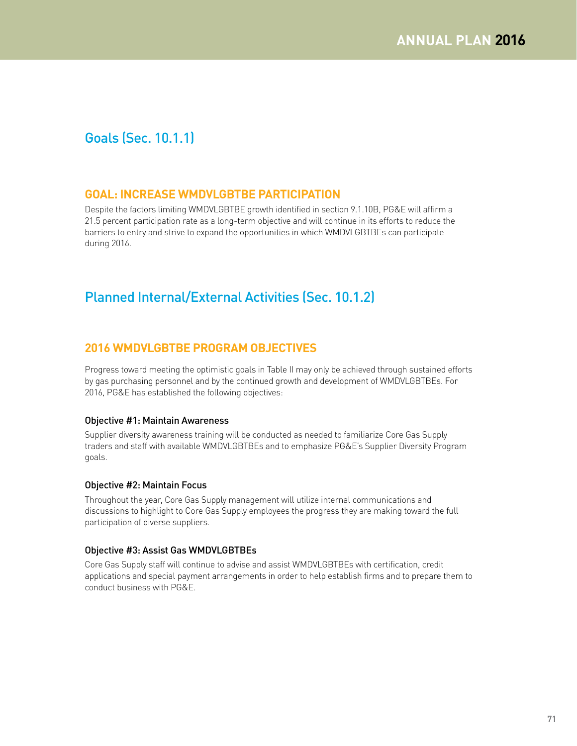## Goals (Sec. 10.1.1)

### GOAL: INCREASE WMDVLGBTBE PARTICIPATION

Despite the factors limiting WMDVLGBTBE growth identified in section 9.1.10B, PG&E will affirm a 21.5 percent participation rate as a long-term objective and will continue in its efforts to reduce the barriers to entry and strive to expand the opportunities in which WMDVLGBTBEs can participate during 2016.

## Planned Internal/External Activities (Sec. 10.1.2)

### 2016 WMDVLGBTBE PROGRAM OBJECTIVES

Progress toward meeting the optimistic goals in Table II may only be achieved through sustained efforts by gas purchasing personnel and by the continued growth and development of WMDVLGBTBEs. For 2016, PG&E has established the following objectives:

#### Objective #1: Maintain Awareness

Supplier diversity awareness training will be conducted as needed to familiarize Core Gas Supply traders and staff with available WMDVLGBTBEs and to emphasize PG&E's Supplier Diversity Program goals.

#### Objective #2: Maintain Focus

Throughout the year, Core Gas Supply management will utilize internal communications and discussions to highlight to Core Gas Supply employees the progress they are making toward the full participation of diverse suppliers.

#### Objective #3: Assist Gas WMDVLGBTBEs

Core Gas Supply staff will continue to advise and assist WMDVLGBTBEs with certification, credit applications and special payment arrangements in order to help establish firms and to prepare them to conduct business with PG&E.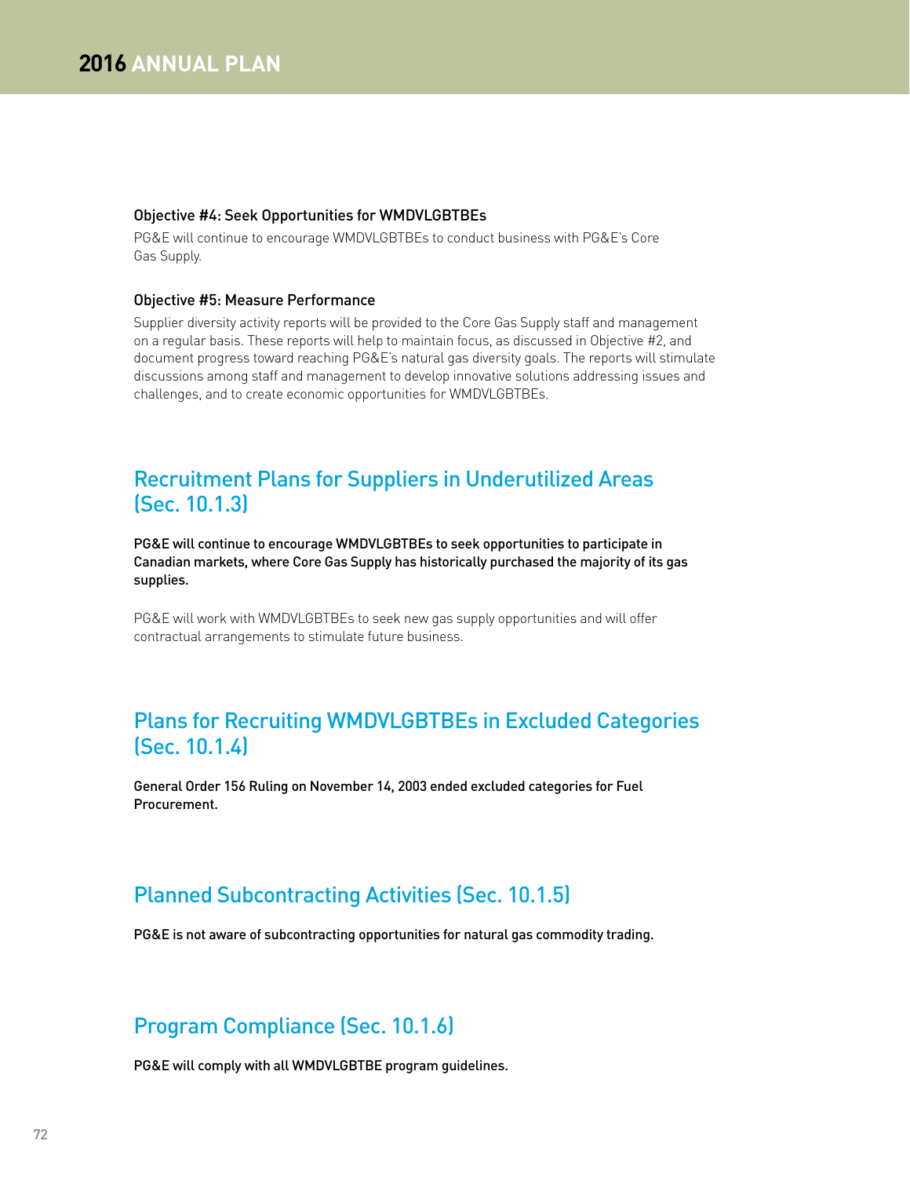### Objective #4: Seek Opportunities for WMDVLGBTBEs

PG&E will continue to encourage WMDVLGBTBEs to conduct business with PG&E's Core Gas Supply.

### Objective #5: Measure Performance

Supplier diversity activity reports will be provided to the Core Gas Supply staff and management on a regular basis. These reports will help to maintain focus, as discussed in Objective #2, and document progress toward reaching PG&E's natural gas diversity goals. The reports will stimulate discussions among staff and management to develop innovative solutions addressing issues and challenges, and to create economic opportunities for WMDVLGBTBEs.

## Recruitment Plans for Suppliers in Underutilized Areas (Sec. 10.1.3)

PG&E will continue to encourage WMDVLGBTBEs to seek opportunities to participate in Canadian markets, where Core Gas Supply has historically purchased the majority of its gas supplies.

PG&E will work with WMDVLGBTBEs to seek new gas supply opportunities and will offer contractual arrangements to stimulate future business.

## Plans for Recruiting WMDVLGBTBEs in Excluded Categories (Sec. 10.1.4)

General Order 156 Ruling on November 14, 2003 ended excluded categories for Fuel Procurement.

## Planned Subcontracting Activities (Sec. 10.1.5)

PG&E is not aware of subcontracting opportunities for natural gas commodity trading.

## Program Compliance (Sec. 10.1.6)

PG&E will comply with all WMDVLGBTBE program guidelines.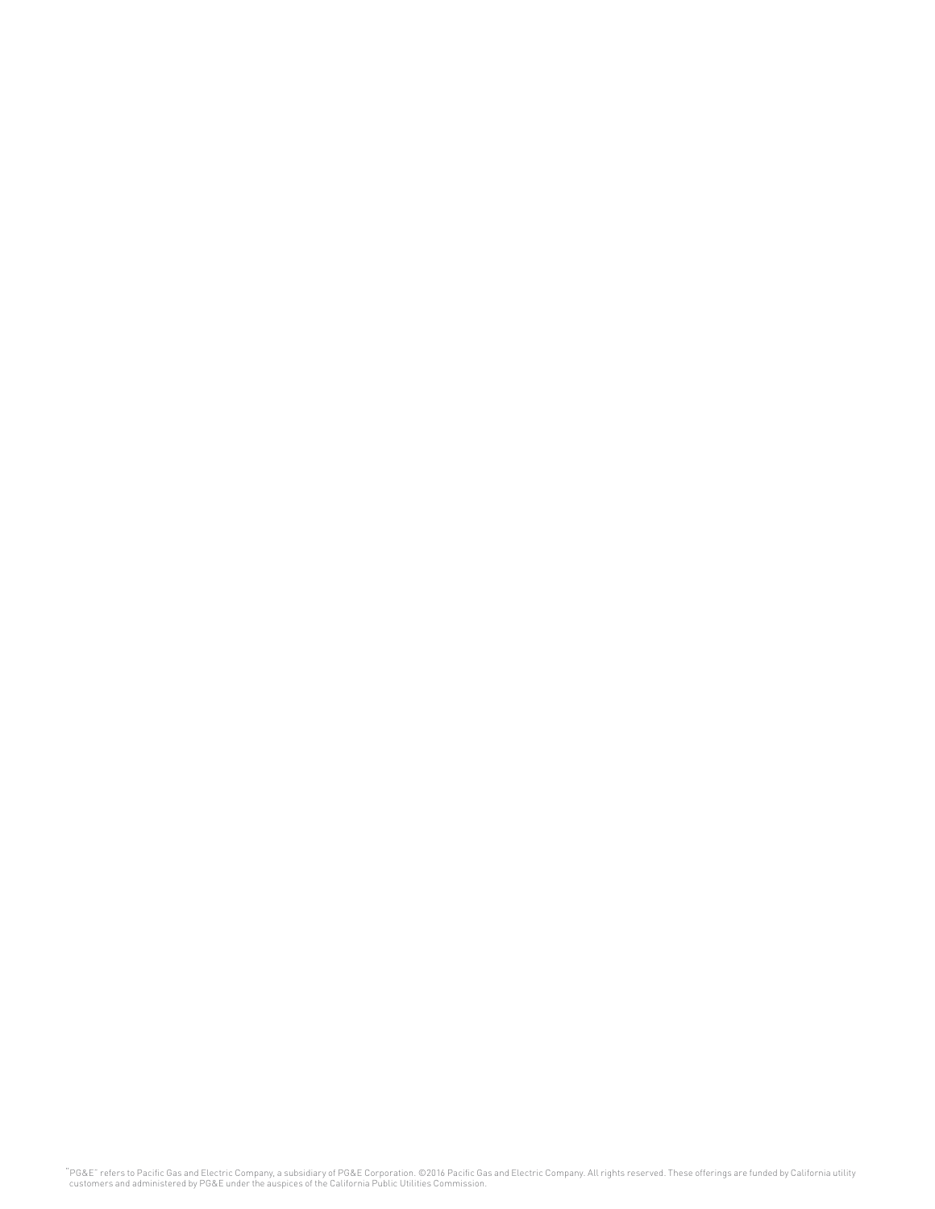"PG&E" refers to Pacific Gas and Electric Company, a subsidiary of PG&E Corporation. ©2016 Pacific Gas and Electric Company. All rights reserved. These offerings are funded by California utility customers and administered by PG&E under the auspices of the California Public Utilities Commission.